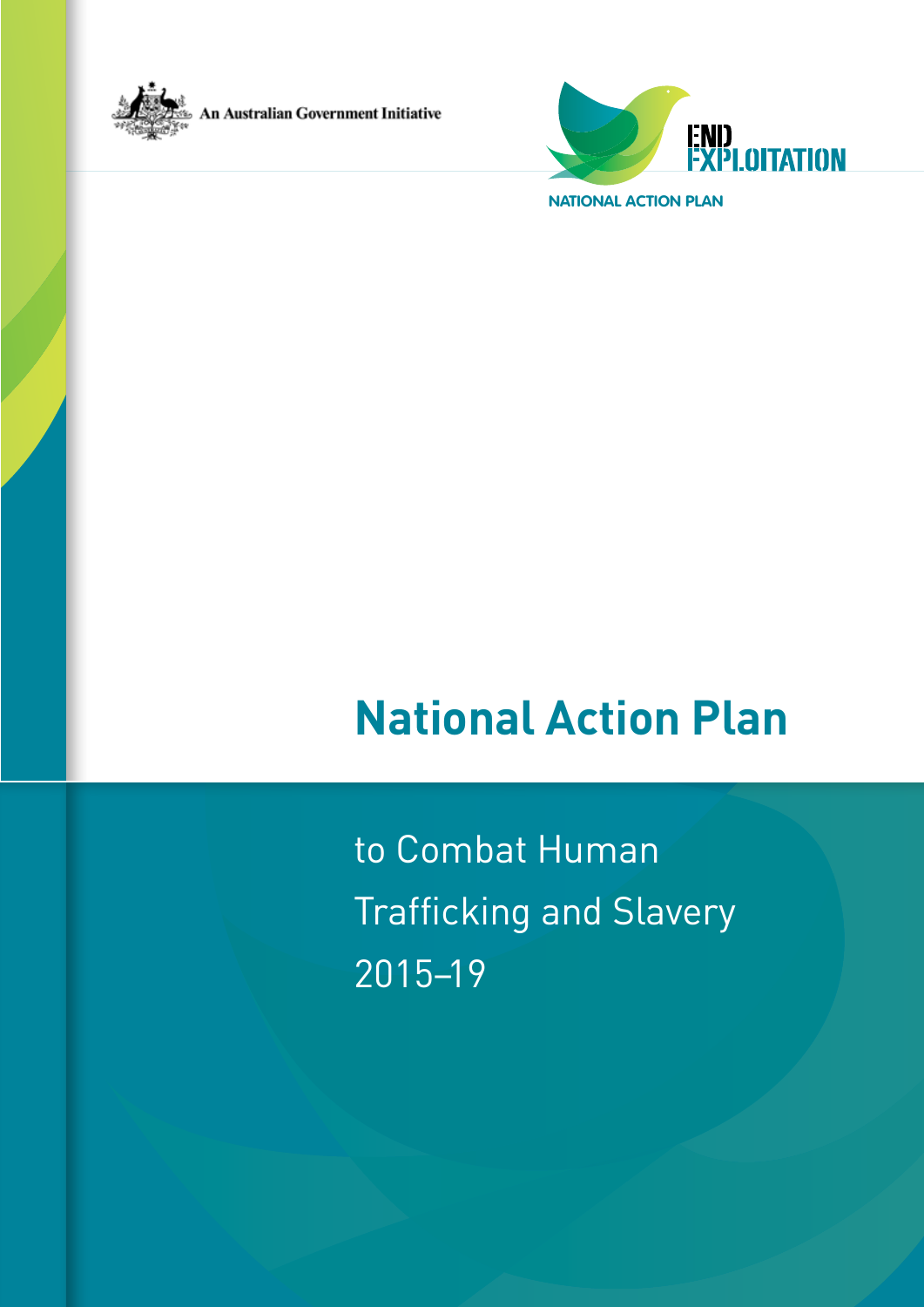An Australian Government Initiative

END EXPLOITATION

NATIONAL ACTION PLAN

# National Action Plan

## to Combat Human Trafficking and Slavery 2015–19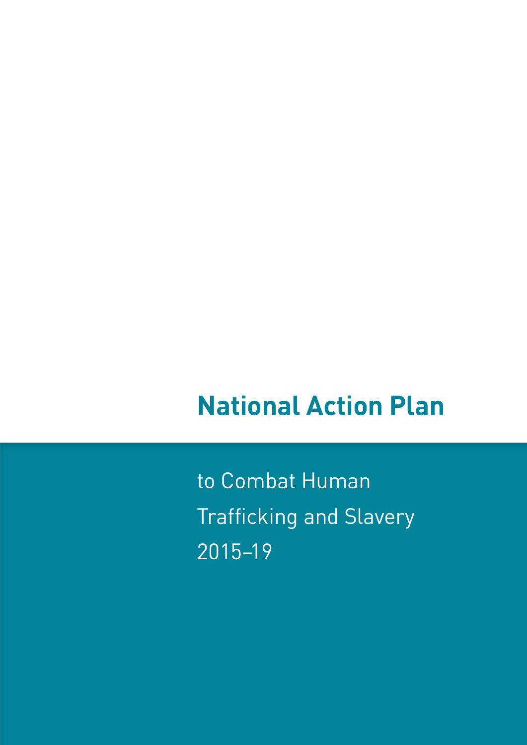# National Action Plan

to Combat Human Trafficking and Slavery 2015–19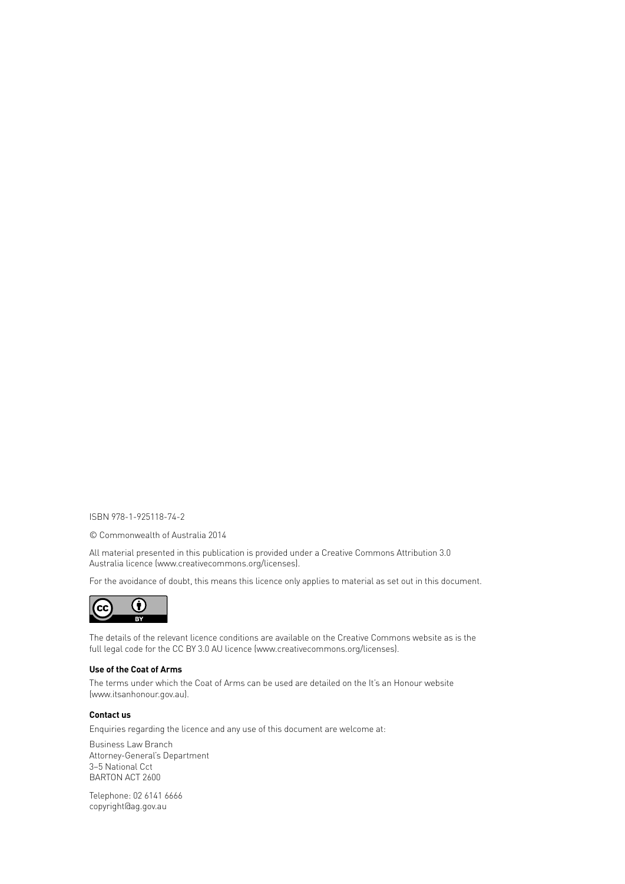ISBN 978-1-925118-74-2

© Commonwealth of Australia 2014

All material presented in this publication is provided under a Creative Commons Attribution 3.0 Australia licence (www.creativecommons.org/licenses).

For the avoidance of doubt, this means this licence only applies to material as set out in this document.

The details of the relevant licence conditions are available on the Creative Commons website as is the full legal code for the CC BY 3.0 AU licence (www.creativecommons.org/licenses).

**Use of the Coat of Arms**

The terms under which the Coat of Arms can be used are detailed on the It's an Honour website (www.itsanhonour.gov.au).

**Contact us**

Enquiries regarding the licence and any use of this document are welcome at:

Business Law Branch
Attorney-General's Department
3–5 National Cct
BARTON ACT 2600

Telephone: 02 6141 6666
copyright@ag.gov.au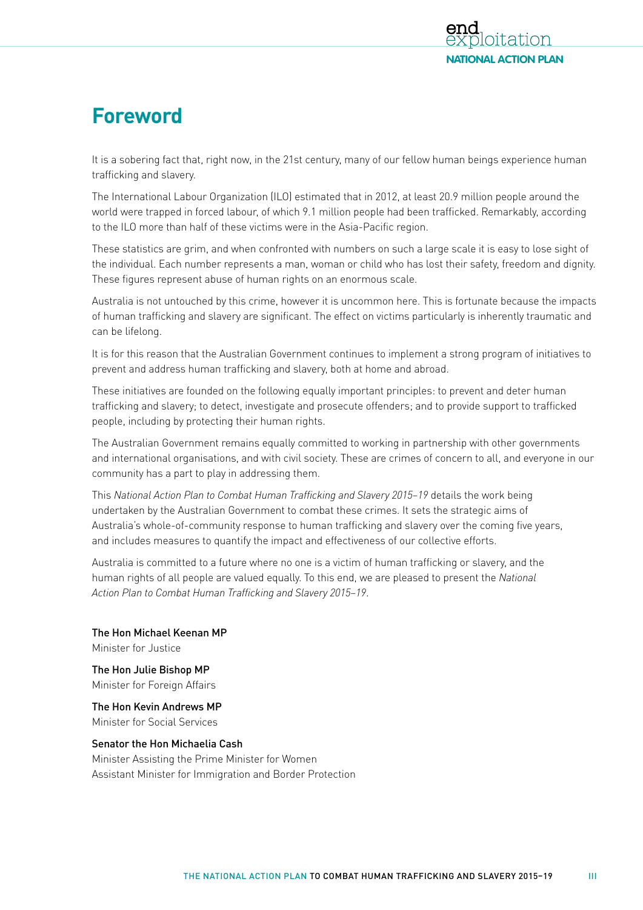# Foreword

It is a sobering fact that, right now, in the 21st century, many of our fellow human beings experience human trafficking and slavery.

The International Labour Organization (ILO) estimated that in 2012, at least 20.9 million people around the world were trapped in forced labour, of which 9.1 million people had been trafficked. Remarkably, according to the ILO more than half of these victims were in the Asia-Pacific region.

These statistics are grim, and when confronted with numbers on such a large scale it is easy to lose sight of the individual. Each number represents a man, woman or child who has lost their safety, freedom and dignity. These figures represent abuse of human rights on an enormous scale.

Australia is not untouched by this crime, however it is uncommon here. This is fortunate because the impacts of human trafficking and slavery are significant. The effect on victims particularly is inherently traumatic and can be lifelong.

It is for this reason that the Australian Government continues to implement a strong program of initiatives to prevent and address human trafficking and slavery, both at home and abroad.

These initiatives are founded on the following equally important principles: to prevent and deter human trafficking and slavery; to detect, investigate and prosecute offenders; and to provide support to trafficked people, including by protecting their human rights.

The Australian Government remains equally committed to working in partnership with other governments and international organisations, and with civil society. These are crimes of concern to all, and everyone in our community has a part to play in addressing them.

This *National Action Plan to Combat Human Trafficking and Slavery 2015–19* details the work being undertaken by the Australian Government to combat these crimes. It sets the strategic aims of Australia's whole-of-community response to human trafficking and slavery over the coming five years, and includes measures to quantify the impact and effectiveness of our collective efforts.

Australia is committed to a future where no one is a victim of human trafficking or slavery, and the human rights of all people are valued equally. To this end, we are pleased to present the *National Action Plan to Combat Human Trafficking and Slavery 2015–19*.

The Hon Michael Keenan MP
Minister for Justice

The Hon Julie Bishop MP
Minister for Foreign Affairs

The Hon Kevin Andrews MP
Minister for Social Services

Senator the Hon Michaelia Cash
Minister Assisting the Prime Minister for Women
Assistant Minister for Immigration and Border Protection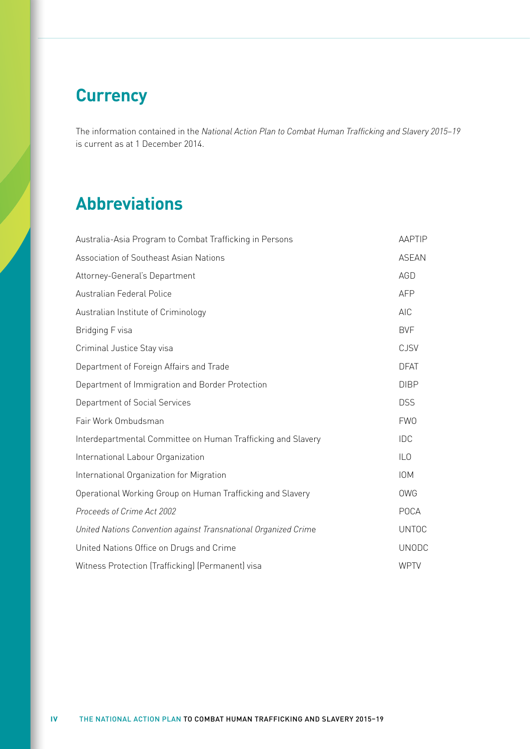## Currency

The information contained in the *National Action Plan to Combat Human Trafficking and Slavery 2015–19* is current as at 1 December 2014.

## Abbreviations

| | |
|---|---|
| Australia-Asia Program to Combat Trafficking in Persons | AAPTIP |
| Association of Southeast Asian Nations | ASEAN |
| Attorney-General's Department | AGD |
| Australian Federal Police | AFP |
| Australian Institute of Criminology | AIC |
| Bridging F visa | BVF |
| Criminal Justice Stay visa | CJSV |
| Department of Foreign Affairs and Trade | DFAT |
| Department of Immigration and Border Protection | DIBP |
| Department of Social Services | DSS |
| Fair Work Ombudsman | FWO |
| Interdepartmental Committee on Human Trafficking and Slavery | IDC |
| International Labour Organization | ILO |
| International Organization for Migration | IOM |
| Operational Working Group on Human Trafficking and Slavery | OWG |
| *Proceeds of Crime Act 2002* | POCA |
| *United Nations Convention against Transnational Organized Crime* | UNTOC |
| United Nations Office on Drugs and Crime | UNODC |
| Witness Protection (Trafficking) (Permanent) visa | WPTV |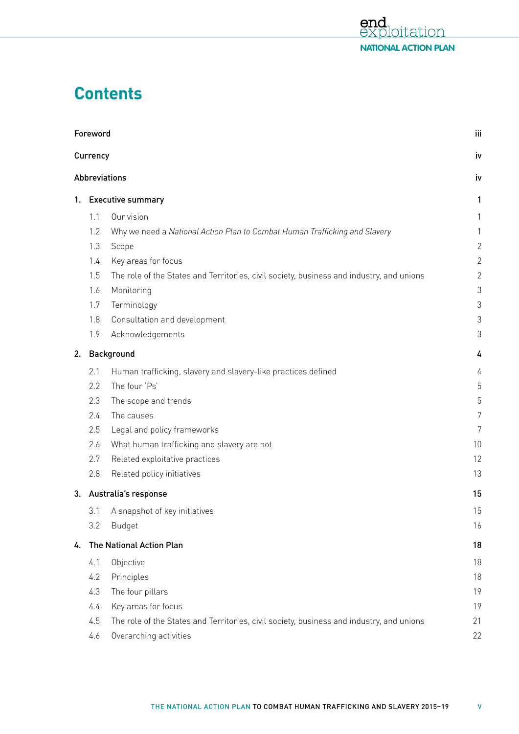# Contents

| | |
|---|---|
| **Foreword** | **iii** |
| **Currency** | **iv** |
| **Abbreviations** | **iv** |
| **1. Executive summary** | **1** |
| 1.1 Our vision | 1 |
| 1.2 Why we need a *National Action Plan to Combat Human Trafficking and Slavery* | 1 |
| 1.3 Scope | 2 |
| 1.4 Key areas for focus | 2 |
| 1.5 The role of the States and Territories, civil society, business and industry, and unions | 2 |
| 1.6 Monitoring | 3 |
| 1.7 Terminology | 3 |
| 1.8 Consultation and development | 3 |
| 1.9 Acknowledgements | 3 |
| **2. Background** | **4** |
| 2.1 Human trafficking, slavery and slavery-like practices defined | 4 |
| 2.2 The four 'Ps' | 5 |
| 2.3 The scope and trends | 5 |
| 2.4 The causes | 7 |
| 2.5 Legal and policy frameworks | 7 |
| 2.6 What human trafficking and slavery are not | 10 |
| 2.7 Related exploitative practices | 12 |
| 2.8 Related policy initiatives | 13 |
| **3. Australia's response** | **15** |
| 3.1 A snapshot of key initiatives | 15 |
| 3.2 Budget | 16 |
| **4. The National Action Plan** | **18** |
| 4.1 Objective | 18 |
| 4.2 Principles | 18 |
| 4.3 The four pillars | 19 |
| 4.4 Key areas for focus | 19 |
| 4.5 The role of the States and Territories, civil society, business and industry, and unions | 21 |
| 4.6 Overarching activities | 22 |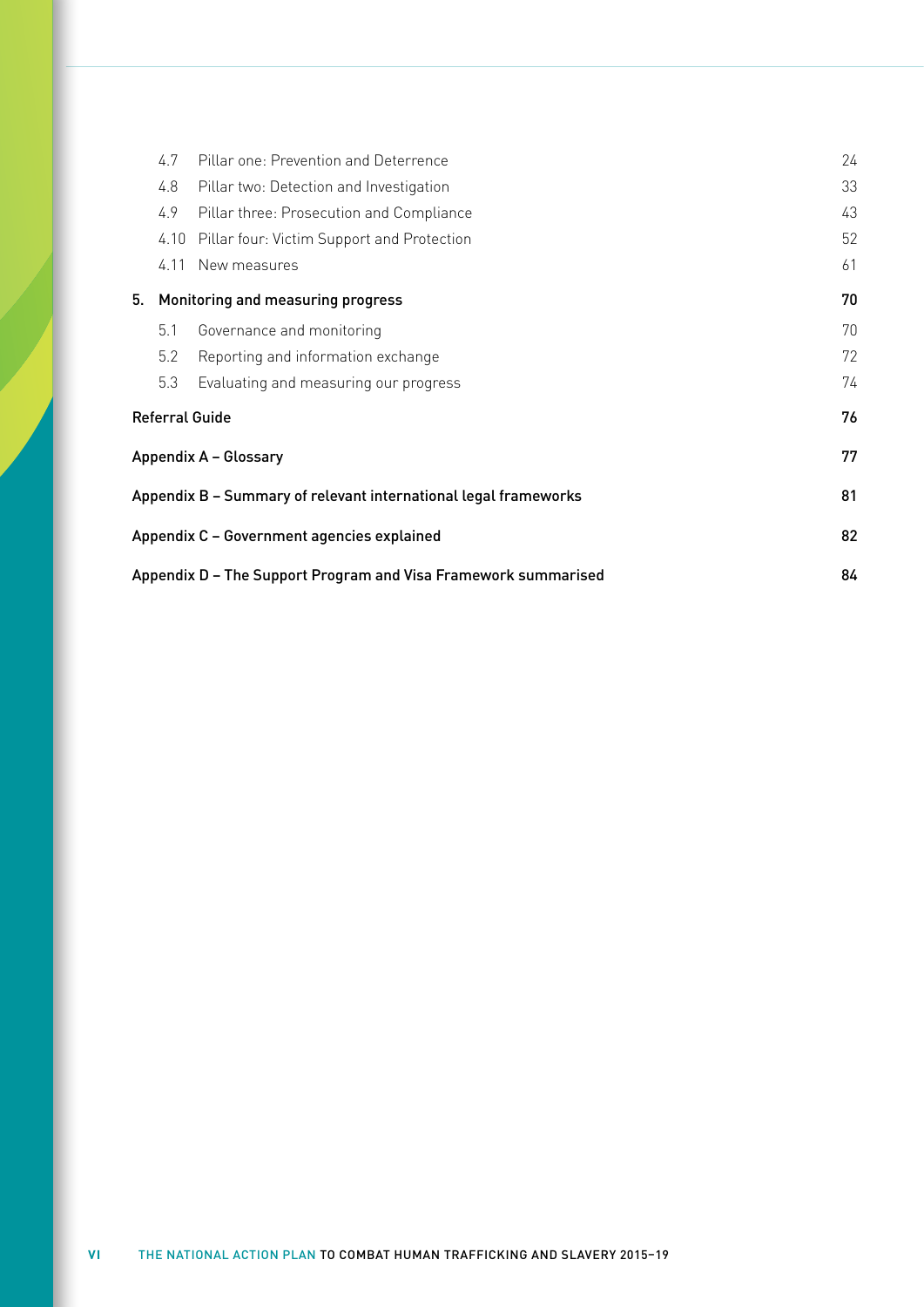| | | |
|---|---|---|
| 4.7 | Pillar one: Prevention and Deterrence | 24 |
| 4.8 | Pillar two: Detection and Investigation | 33 |
| 4.9 | Pillar three: Prosecution and Compliance | 43 |
| 4.10 | Pillar four: Victim Support and Protection | 52 |
| 4.11 | New measures | 61 |
| **5.** | **Monitoring and measuring progress** | **70** |
| 5.1 | Governance and monitoring | 70 |
| 5.2 | Reporting and information exchange | 72 |
| 5.3 | Evaluating and measuring our progress | 74 |
| **Referral Guide** | | **76** |
| **Appendix A – Glossary** | | **77** |
| **Appendix B – Summary of relevant international legal frameworks** | | **81** |
| **Appendix C – Government agencies explained** | | **82** |
| **Appendix D – The Support Program and Visa Framework summarised** | | **84** |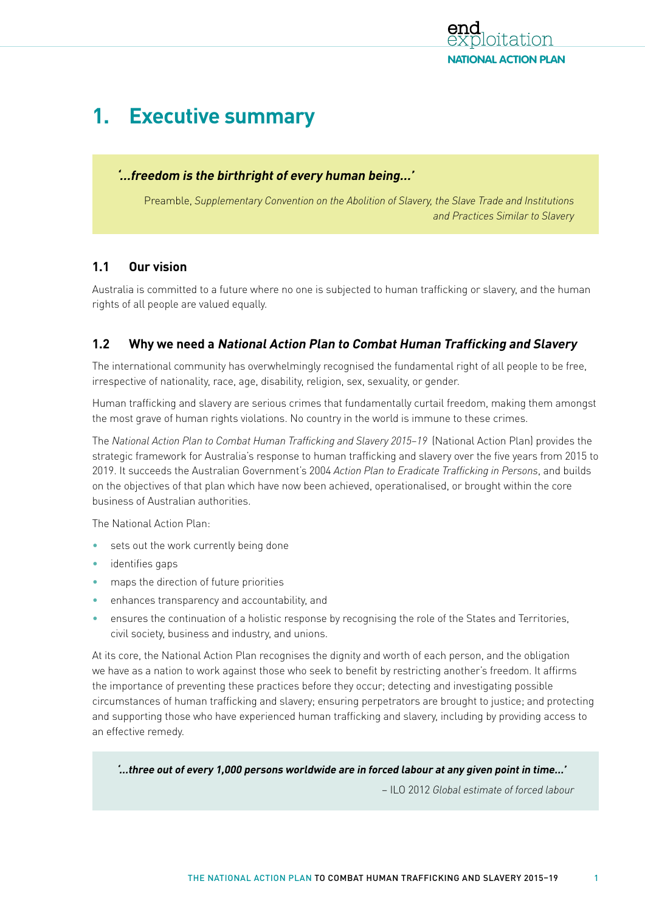# 1. Executive summary

> ***'…freedom is the birthright of every human being…'***
>
> Preamble, *Supplementary Convention on the Abolition of Slavery, the Slave Trade and Institutions and Practices Similar to Slavery*

## 1.1 Our vision

Australia is committed to a future where no one is subjected to human trafficking or slavery, and the human rights of all people are valued equally.

## 1.2 Why we need a *National Action Plan to Combat Human Trafficking and Slavery*

The international community has overwhelmingly recognised the fundamental right of all people to be free, irrespective of nationality, race, age, disability, religion, sex, sexuality, or gender.

Human trafficking and slavery are serious crimes that fundamentally curtail freedom, making them amongst the most grave of human rights violations. No country in the world is immune to these crimes.

The *National Action Plan to Combat Human Trafficking and Slavery 2015–19* (National Action Plan) provides the strategic framework for Australia's response to human trafficking and slavery over the five years from 2015 to 2019. It succeeds the Australian Government's 2004 *Action Plan to Eradicate Trafficking in Persons*, and builds on the objectives of that plan which have now been achieved, operationalised, or brought within the core business of Australian authorities.

The National Action Plan:

- sets out the work currently being done
- identifies gaps
- maps the direction of future priorities
- enhances transparency and accountability, and
- ensures the continuation of a holistic response by recognising the role of the States and Territories, civil society, business and industry, and unions.

At its core, the National Action Plan recognises the dignity and worth of each person, and the obligation we have as a nation to work against those who seek to benefit by restricting another's freedom. It affirms the importance of preventing these practices before they occur; detecting and investigating possible circumstances of human trafficking and slavery; ensuring perpetrators are brought to justice; and protecting and supporting those who have experienced human trafficking and slavery, including by providing access to an effective remedy.

> ***'…three out of every 1,000 persons worldwide are in forced labour at any given point in time…'***
>
> – ILO 2012 *Global estimate of forced labour*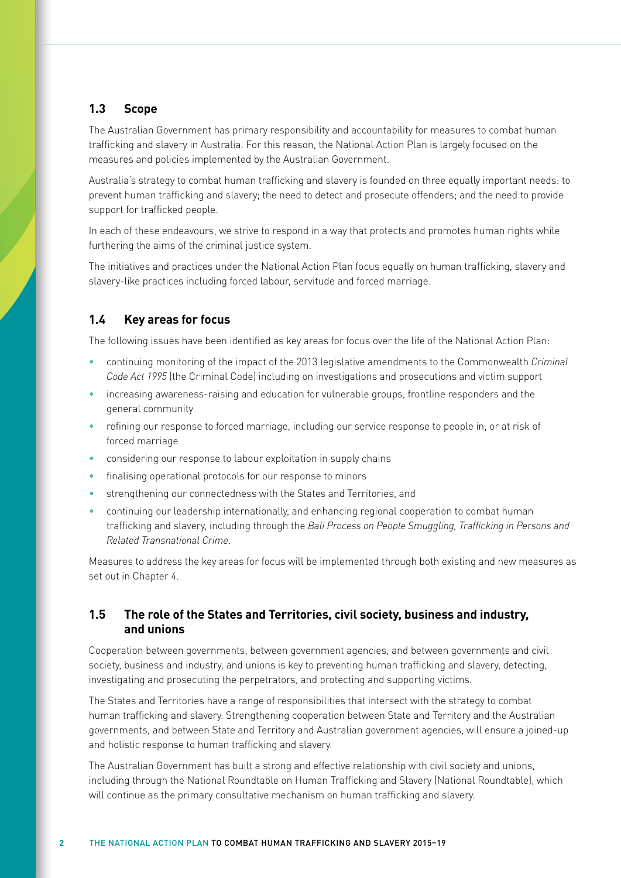### 1.3 Scope

The Australian Government has primary responsibility and accountability for measures to combat human trafficking and slavery in Australia. For this reason, the National Action Plan is largely focused on the measures and policies implemented by the Australian Government.

Australia's strategy to combat human trafficking and slavery is founded on three equally important needs: to prevent human trafficking and slavery; the need to detect and prosecute offenders; and the need to provide support for trafficked people.

In each of these endeavours, we strive to respond in a way that protects and promotes human rights while furthering the aims of the criminal justice system.

The initiatives and practices under the National Action Plan focus equally on human trafficking, slavery and slavery-like practices including forced labour, servitude and forced marriage.

### 1.4 Key areas for focus

The following issues have been identified as key areas for focus over the life of the National Action Plan:

- continuing monitoring of the impact of the 2013 legislative amendments to the Commonwealth *Criminal Code Act 1995* (the Criminal Code) including on investigations and prosecutions and victim support
- increasing awareness-raising and education for vulnerable groups, frontline responders and the general community
- refining our response to forced marriage, including our service response to people in, or at risk of forced marriage
- considering our response to labour exploitation in supply chains
- finalising operational protocols for our response to minors
- strengthening our connectedness with the States and Territories, and
- continuing our leadership internationally, and enhancing regional cooperation to combat human trafficking and slavery, including through the *Bali Process on People Smuggling, Trafficking in Persons and Related Transnational Crime*.

Measures to address the key areas for focus will be implemented through both existing and new measures as set out in Chapter 4.

### 1.5 The role of the States and Territories, civil society, business and industry, and unions

Cooperation between governments, between government agencies, and between governments and civil society, business and industry, and unions is key to preventing human trafficking and slavery, detecting, investigating and prosecuting the perpetrators, and protecting and supporting victims.

The States and Territories have a range of responsibilities that intersect with the strategy to combat human trafficking and slavery. Strengthening cooperation between State and Territory and the Australian governments, and between State and Territory and Australian government agencies, will ensure a joined-up and holistic response to human trafficking and slavery.

The Australian Government has built a strong and effective relationship with civil society and unions, including through the National Roundtable on Human Trafficking and Slavery (National Roundtable), which will continue as the primary consultative mechanism on human trafficking and slavery.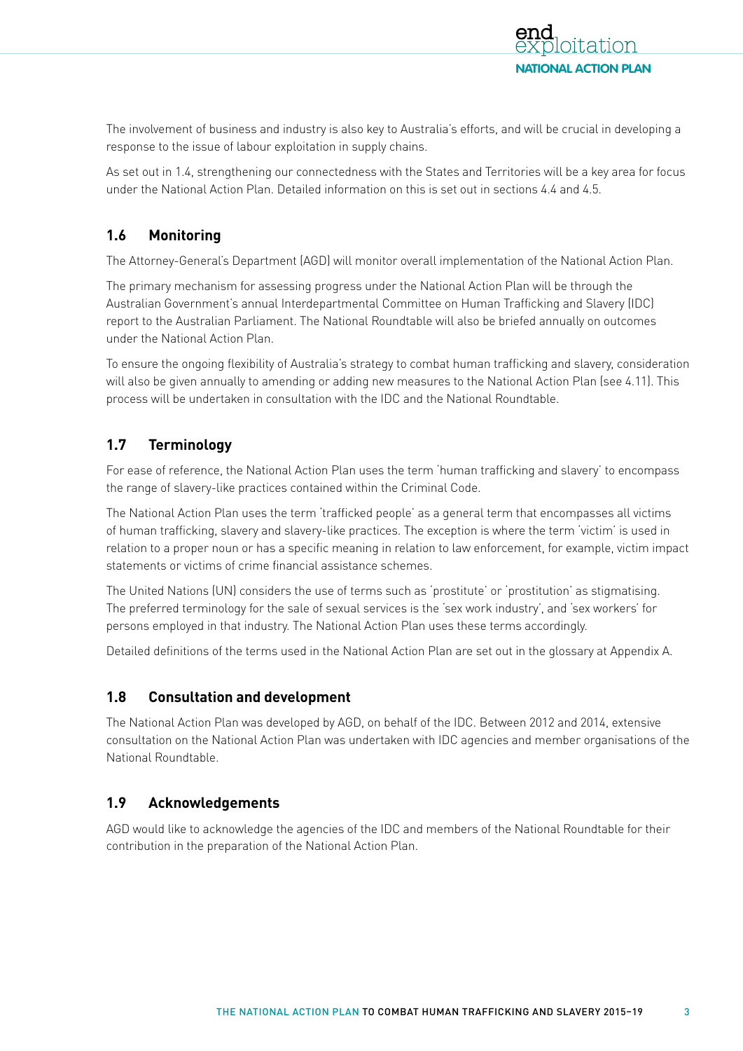The involvement of business and industry is also key to Australia's efforts, and will be crucial in developing a response to the issue of labour exploitation in supply chains.

As set out in 1.4, strengthening our connectedness with the States and Territories will be a key area for focus under the National Action Plan. Detailed information on this is set out in sections 4.4 and 4.5.

## 1.6 Monitoring

The Attorney-General's Department (AGD) will monitor overall implementation of the National Action Plan.

The primary mechanism for assessing progress under the National Action Plan will be through the Australian Government's annual Interdepartmental Committee on Human Trafficking and Slavery (IDC) report to the Australian Parliament. The National Roundtable will also be briefed annually on outcomes under the National Action Plan.

To ensure the ongoing flexibility of Australia's strategy to combat human trafficking and slavery, consideration will also be given annually to amending or adding new measures to the National Action Plan (see 4.11). This process will be undertaken in consultation with the IDC and the National Roundtable.

## 1.7 Terminology

For ease of reference, the National Action Plan uses the term 'human trafficking and slavery' to encompass the range of slavery-like practices contained within the Criminal Code.

The National Action Plan uses the term 'trafficked people' as a general term that encompasses all victims of human trafficking, slavery and slavery-like practices. The exception is where the term 'victim' is used in relation to a proper noun or has a specific meaning in relation to law enforcement, for example, victim impact statements or victims of crime financial assistance schemes.

The United Nations (UN) considers the use of terms such as 'prostitute' or 'prostitution' as stigmatising. The preferred terminology for the sale of sexual services is the 'sex work industry', and 'sex workers' for persons employed in that industry. The National Action Plan uses these terms accordingly.

Detailed definitions of the terms used in the National Action Plan are set out in the glossary at Appendix A.

## 1.8 Consultation and development

The National Action Plan was developed by AGD, on behalf of the IDC. Between 2012 and 2014, extensive consultation on the National Action Plan was undertaken with IDC agencies and member organisations of the National Roundtable.

## 1.9 Acknowledgements

AGD would like to acknowledge the agencies of the IDC and members of the National Roundtable for their contribution in the preparation of the National Action Plan.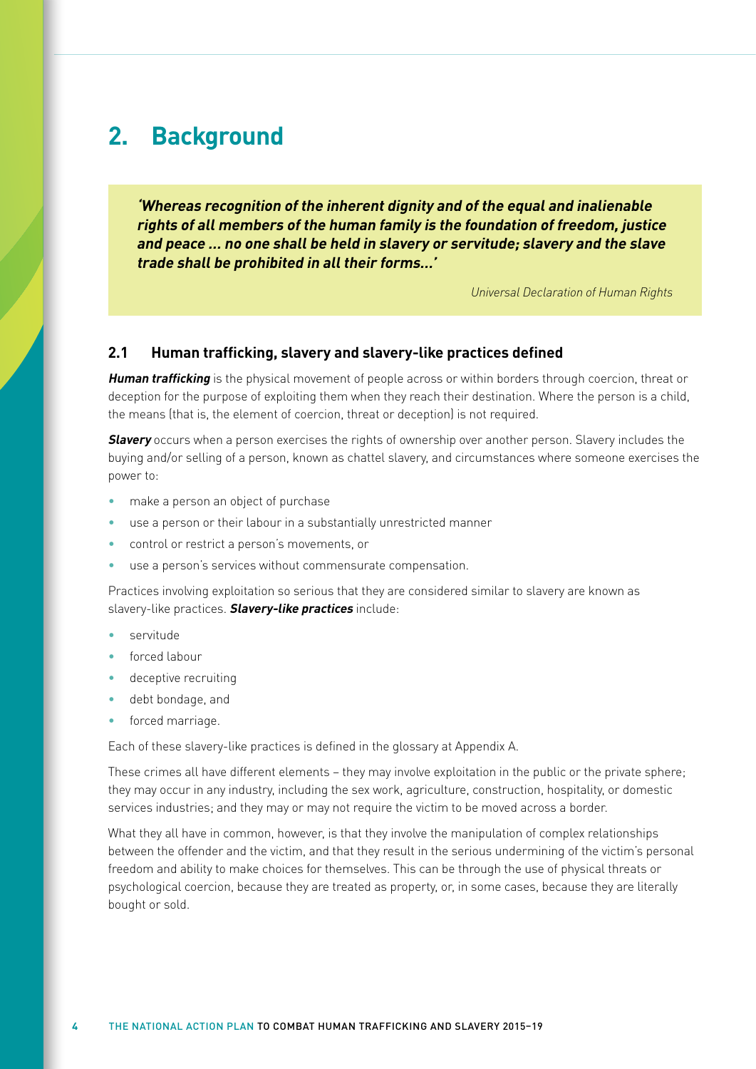# 2. Background

> ***'Whereas recognition of the inherent dignity and of the equal and inalienable rights of all members of the human family is the foundation of freedom, justice and peace ... no one shall be held in slavery or servitude; slavery and the slave trade shall be prohibited in all their forms...'***
>
> *Universal Declaration of Human Rights*

## 2.1 Human trafficking, slavery and slavery-like practices defined

***Human trafficking*** is the physical movement of people across or within borders through coercion, threat or deception for the purpose of exploiting them when they reach their destination. Where the person is a child, the means (that is, the element of coercion, threat or deception) is not required.

***Slavery*** occurs when a person exercises the rights of ownership over another person. Slavery includes the buying and/or selling of a person, known as chattel slavery, and circumstances where someone exercises the power to:

- make a person an object of purchase
- use a person or their labour in a substantially unrestricted manner
- control or restrict a person's movements, or
- use a person's services without commensurate compensation.

Practices involving exploitation so serious that they are considered similar to slavery are known as slavery-like practices. ***Slavery-like practices*** include:

- servitude
- forced labour
- deceptive recruiting
- debt bondage, and
- forced marriage.

Each of these slavery-like practices is defined in the glossary at Appendix A.

These crimes all have different elements – they may involve exploitation in the public or the private sphere; they may occur in any industry, including the sex work, agriculture, construction, hospitality, or domestic services industries; and they may or may not require the victim to be moved across a border.

What they all have in common, however, is that they involve the manipulation of complex relationships between the offender and the victim, and that they result in the serious undermining of the victim's personal freedom and ability to make choices for themselves. This can be through the use of physical threats or psychological coercion, because they are treated as property, or, in some cases, because they are literally bought or sold.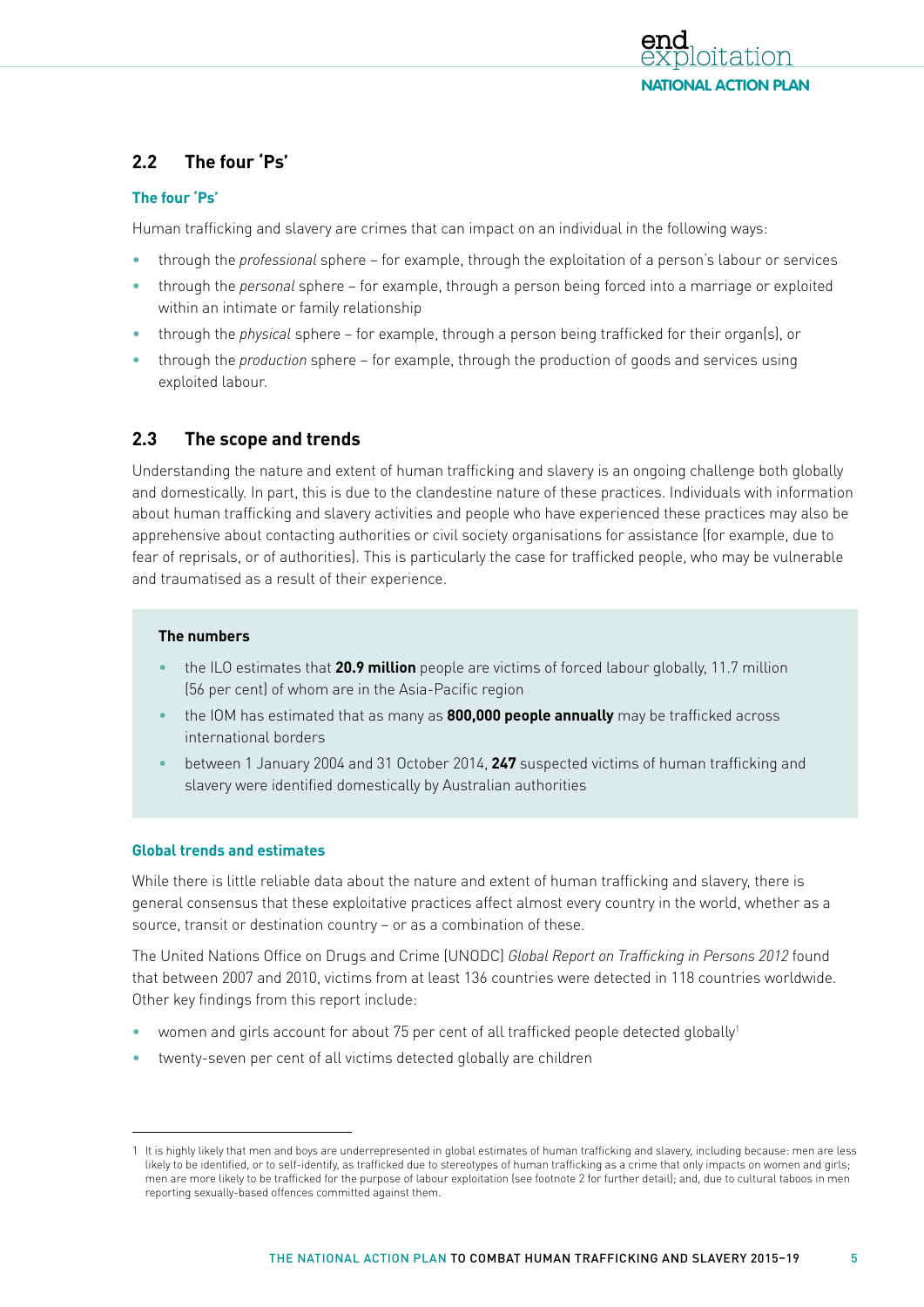## 2.2 The four 'Ps'

### The four 'Ps'

Human trafficking and slavery are crimes that can impact on an individual in the following ways:

- through the *professional* sphere – for example, through the exploitation of a person's labour or services
- through the *personal* sphere – for example, through a person being forced into a marriage or exploited within an intimate or family relationship
- through the *physical* sphere – for example, through a person being trafficked for their organ(s), or
- through the *production* sphere – for example, through the production of goods and services using exploited labour.

## 2.3 The scope and trends

Understanding the nature and extent of human trafficking and slavery is an ongoing challenge both globally and domestically. In part, this is due to the clandestine nature of these practices. Individuals with information about human trafficking and slavery activities and people who have experienced these practices may also be apprehensive about contacting authorities or civil society organisations for assistance (for example, due to fear of reprisals, or of authorities). This is particularly the case for trafficked people, who may be vulnerable and traumatised as a result of their experience.

**The numbers**

- the ILO estimates that **20.9 million** people are victims of forced labour globally, 11.7 million (56 per cent) of whom are in the Asia-Pacific region
- the IOM has estimated that as many as **800,000 people annually** may be trafficked across international borders
- between 1 January 2004 and 31 October 2014, **247** suspected victims of human trafficking and slavery were identified domestically by Australian authorities

### Global trends and estimates

While there is little reliable data about the nature and extent of human trafficking and slavery, there is general consensus that these exploitative practices affect almost every country in the world, whether as a source, transit or destination country – or as a combination of these.

The United Nations Office on Drugs and Crime (UNODC) *Global Report on Trafficking in Persons 2012* found that between 2007 and 2010, victims from at least 136 countries were detected in 118 countries worldwide. Other key findings from this report include:

- women and girls account for about 75 per cent of all trafficked people detected globally[1]
- twenty-seven per cent of all victims detected globally are children

---

1 It is highly likely that men and boys are underrepresented in global estimates of human trafficking and slavery, including because: men are less likely to be identified, or to self-identify, as trafficked due to stereotypes of human trafficking as a crime that only impacts on women and girls; men are more likely to be trafficked for the purpose of labour exploitation (see footnote 2 for further detail); and, due to cultural taboos in men reporting sexually-based offences committed against them.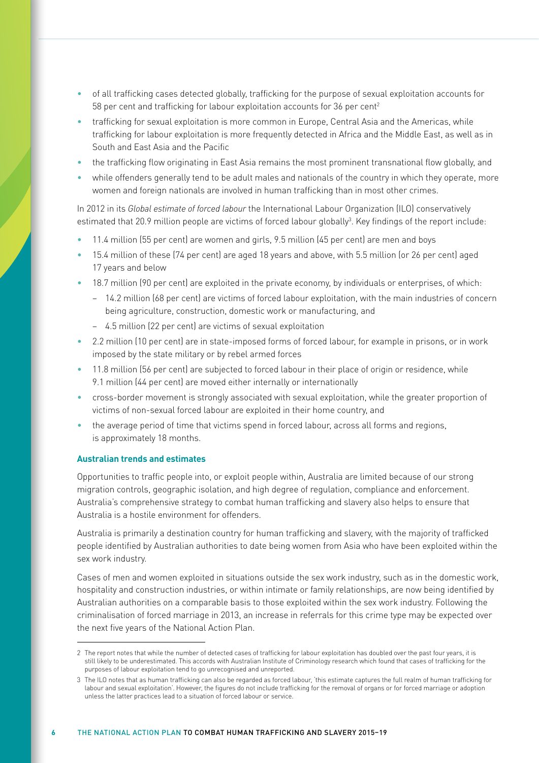- of all trafficking cases detected globally, trafficking for the purpose of sexual exploitation accounts for 58 per cent and trafficking for labour exploitation accounts for 36 per cent[2]
- trafficking for sexual exploitation is more common in Europe, Central Asia and the Americas, while trafficking for labour exploitation is more frequently detected in Africa and the Middle East, as well as in South and East Asia and the Pacific
- the trafficking flow originating in East Asia remains the most prominent transnational flow globally, and
- while offenders generally tend to be adult males and nationals of the country in which they operate, more women and foreign nationals are involved in human trafficking than in most other crimes.

In 2012 in its *Global estimate of forced labour* the International Labour Organization (ILO) conservatively estimated that 20.9 million people are victims of forced labour globally[3]. Key findings of the report include:

- 11.4 million (55 per cent) are women and girls, 9.5 million (45 per cent) are men and boys
- 15.4 million of these (74 per cent) are aged 18 years and above, with 5.5 million (or 26 per cent) aged 17 years and below
- 18.7 million (90 per cent) are exploited in the private economy, by individuals or enterprises, of which:
  - 14.2 million (68 per cent) are victims of forced labour exploitation, with the main industries of concern being agriculture, construction, domestic work or manufacturing, and
  - 4.5 million (22 per cent) are victims of sexual exploitation
- 2.2 million (10 per cent) are in state-imposed forms of forced labour, for example in prisons, or in work imposed by the state military or by rebel armed forces
- 11.8 million (56 per cent) are subjected to forced labour in their place of origin or residence, while 9.1 million (44 per cent) are moved either internally or internationally
- cross-border movement is strongly associated with sexual exploitation, while the greater proportion of victims of non-sexual forced labour are exploited in their home country, and
- the average period of time that victims spend in forced labour, across all forms and regions, is approximately 18 months.

### Australian trends and estimates

Opportunities to traffic people into, or exploit people within, Australia are limited because of our strong migration controls, geographic isolation, and high degree of regulation, compliance and enforcement. Australia's comprehensive strategy to combat human trafficking and slavery also helps to ensure that Australia is a hostile environment for offenders.

Australia is primarily a destination country for human trafficking and slavery, with the majority of trafficked people identified by Australian authorities to date being women from Asia who have been exploited within the sex work industry.

Cases of men and women exploited in situations outside the sex work industry, such as in the domestic work, hospitality and construction industries, or within intimate or family relationships, are now being identified by Australian authorities on a comparable basis to those exploited within the sex work industry. Following the criminalisation of forced marriage in 2013, an increase in referrals for this crime type may be expected over the next five years of the National Action Plan.

---

2 The report notes that while the number of detected cases of trafficking for labour exploitation has doubled over the past four years, it is still likely to be underestimated. This accords with Australian Institute of Criminology research which found that cases of trafficking for the purposes of labour exploitation tend to go unrecognised and unreported.

3 The ILO notes that as human trafficking can also be regarded as forced labour, 'this estimate captures the full realm of human trafficking for labour and sexual exploitation'. However, the figures do not include trafficking for the removal of organs or for forced marriage or adoption unless the latter practices lead to a situation of forced labour or service.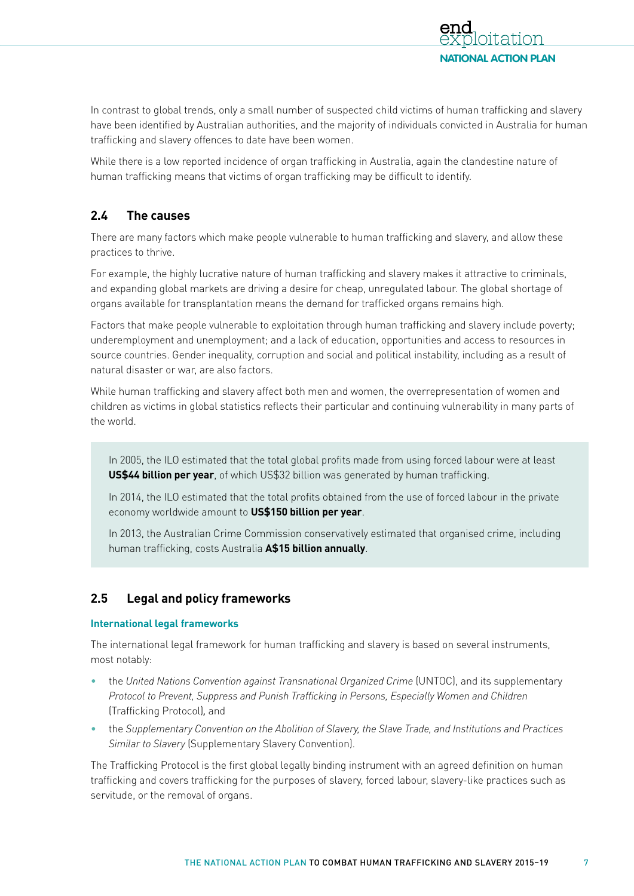In contrast to global trends, only a small number of suspected child victims of human trafficking and slavery have been identified by Australian authorities, and the majority of individuals convicted in Australia for human trafficking and slavery offences to date have been women.

While there is a low reported incidence of organ trafficking in Australia, again the clandestine nature of human trafficking means that victims of organ trafficking may be difficult to identify.

## 2.4 The causes

There are many factors which make people vulnerable to human trafficking and slavery, and allow these practices to thrive.

For example, the highly lucrative nature of human trafficking and slavery makes it attractive to criminals, and expanding global markets are driving a desire for cheap, unregulated labour. The global shortage of organs available for transplantation means the demand for trafficked organs remains high.

Factors that make people vulnerable to exploitation through human trafficking and slavery include poverty; underemployment and unemployment; and a lack of education, opportunities and access to resources in source countries. Gender inequality, corruption and social and political instability, including as a result of natural disaster or war, are also factors.

While human trafficking and slavery affect both men and women, the overrepresentation of women and children as victims in global statistics reflects their particular and continuing vulnerability in many parts of the world.

> In 2005, the ILO estimated that the total global profits made from using forced labour were at least **US$44 billion per year**, of which US$32 billion was generated by human trafficking.
>
> In 2014, the ILO estimated that the total profits obtained from the use of forced labour in the private economy worldwide amount to **US$150 billion per year**.
>
> In 2013, the Australian Crime Commission conservatively estimated that organised crime, including human trafficking, costs Australia **A$15 billion annually**.

## 2.5 Legal and policy frameworks

### International legal frameworks

The international legal framework for human trafficking and slavery is based on several instruments, most notably:

- the *United Nations Convention against Transnational Organized Crime* (UNTOC), and its supplementary *Protocol to Prevent, Suppress and Punish Trafficking in Persons, Especially Women and Children* (Trafficking Protocol), and
- the *Supplementary Convention on the Abolition of Slavery, the Slave Trade, and Institutions and Practices Similar to Slavery* (Supplementary Slavery Convention).

The Trafficking Protocol is the first global legally binding instrument with an agreed definition on human trafficking and covers trafficking for the purposes of slavery, forced labour, slavery-like practices such as servitude, or the removal of organs.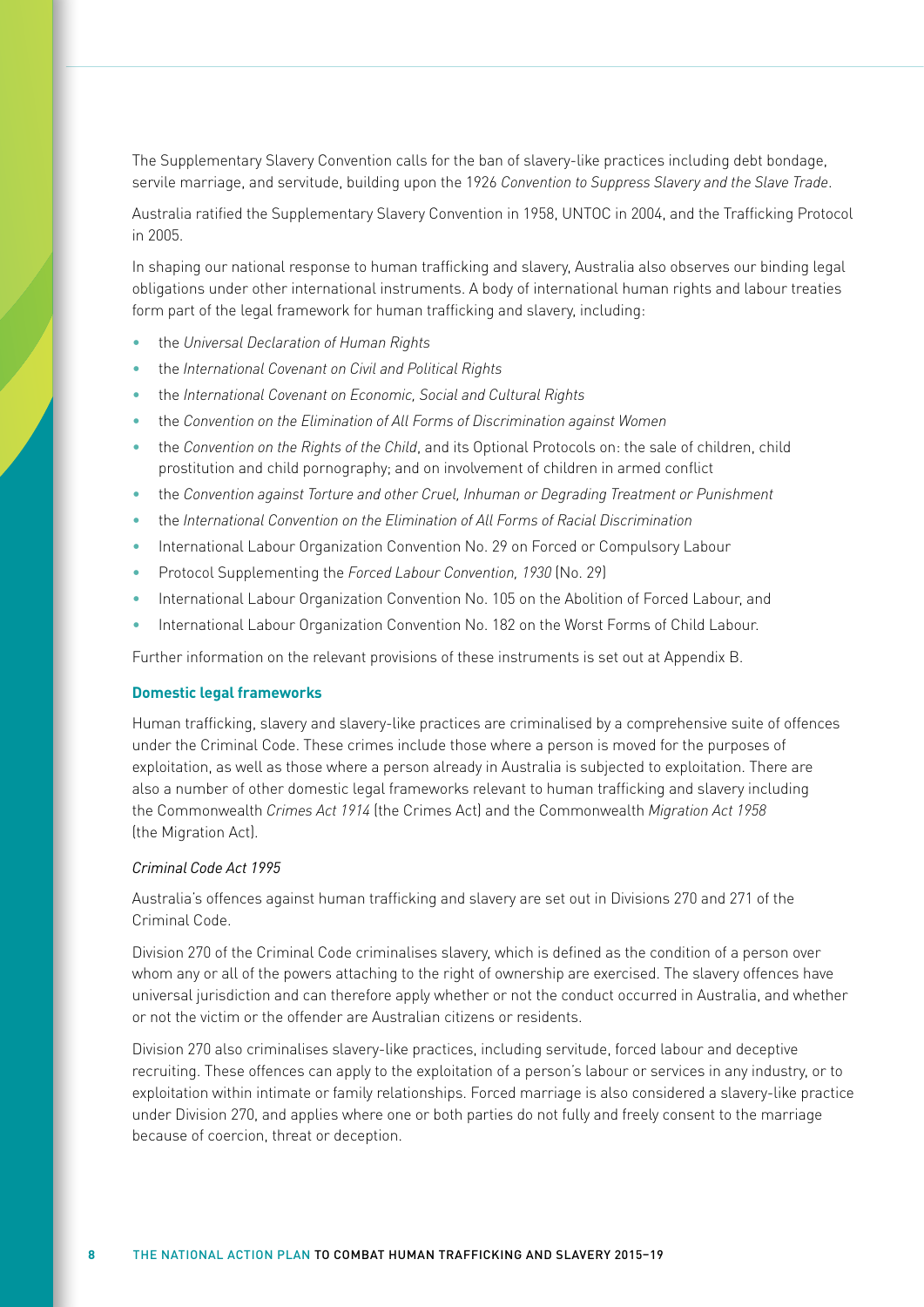The Supplementary Slavery Convention calls for the ban of slavery-like practices including debt bondage, servile marriage, and servitude, building upon the 1926 *Convention to Suppress Slavery and the Slave Trade*.

Australia ratified the Supplementary Slavery Convention in 1958, UNTOC in 2004, and the Trafficking Protocol in 2005.

In shaping our national response to human trafficking and slavery, Australia also observes our binding legal obligations under other international instruments. A body of international human rights and labour treaties form part of the legal framework for human trafficking and slavery, including:

- the *Universal Declaration of Human Rights*
- the *International Covenant on Civil and Political Rights*
- the *International Covenant on Economic, Social and Cultural Rights*
- the *Convention on the Elimination of All Forms of Discrimination against Women*
- the *Convention on the Rights of the Child*, and its Optional Protocols on: the sale of children, child prostitution and child pornography; and on involvement of children in armed conflict
- the *Convention against Torture and other Cruel, Inhuman or Degrading Treatment or Punishment*
- the *International Convention on the Elimination of All Forms of Racial Discrimination*
- International Labour Organization Convention No. 29 on Forced or Compulsory Labour
- Protocol Supplementing the *Forced Labour Convention, 1930* (No. 29)
- International Labour Organization Convention No. 105 on the Abolition of Forced Labour, and
- International Labour Organization Convention No. 182 on the Worst Forms of Child Labour.

Further information on the relevant provisions of these instruments is set out at Appendix B.

### Domestic legal frameworks

Human trafficking, slavery and slavery-like practices are criminalised by a comprehensive suite of offences under the Criminal Code. These crimes include those where a person is moved for the purposes of exploitation, as well as those where a person already in Australia is subjected to exploitation. There are also a number of other domestic legal frameworks relevant to human trafficking and slavery including the Commonwealth *Crimes Act 1914* (the Crimes Act) and the Commonwealth *Migration Act 1958* (the Migration Act).

#### *Criminal Code Act 1995*

Australia's offences against human trafficking and slavery are set out in Divisions 270 and 271 of the Criminal Code.

Division 270 of the Criminal Code criminalises slavery, which is defined as the condition of a person over whom any or all of the powers attaching to the right of ownership are exercised. The slavery offences have universal jurisdiction and can therefore apply whether or not the conduct occurred in Australia, and whether or not the victim or the offender are Australian citizens or residents.

Division 270 also criminalises slavery-like practices, including servitude, forced labour and deceptive recruiting. These offences can apply to the exploitation of a person's labour or services in any industry, or to exploitation within intimate or family relationships. Forced marriage is also considered a slavery-like practice under Division 270, and applies where one or both parties do not fully and freely consent to the marriage because of coercion, threat or deception.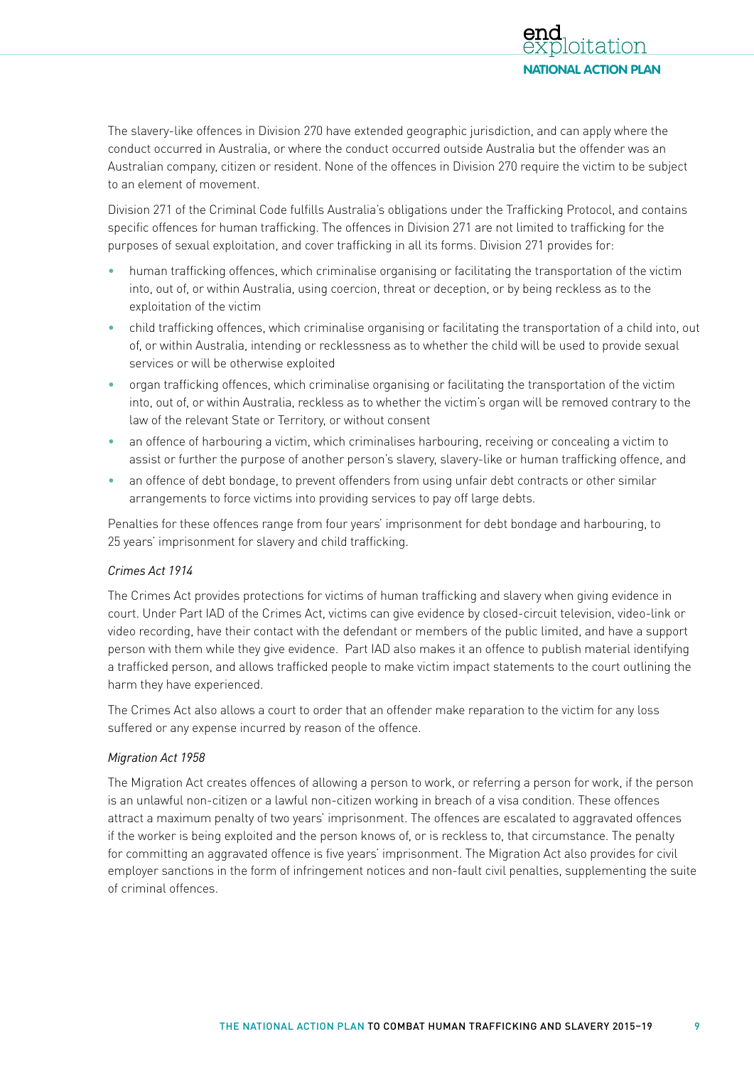The slavery-like offences in Division 270 have extended geographic jurisdiction, and can apply where the conduct occurred in Australia, or where the conduct occurred outside Australia but the offender was an Australian company, citizen or resident. None of the offences in Division 270 require the victim to be subject to an element of movement.

Division 271 of the Criminal Code fulfills Australia's obligations under the Trafficking Protocol, and contains specific offences for human trafficking. The offences in Division 271 are not limited to trafficking for the purposes of sexual exploitation, and cover trafficking in all its forms. Division 271 provides for:

- human trafficking offences, which criminalise organising or facilitating the transportation of the victim into, out of, or within Australia, using coercion, threat or deception, or by being reckless as to the exploitation of the victim
- child trafficking offences, which criminalise organising or facilitating the transportation of a child into, out of, or within Australia, intending or recklessness as to whether the child will be used to provide sexual services or will be otherwise exploited
- organ trafficking offences, which criminalise organising or facilitating the transportation of the victim into, out of, or within Australia, reckless as to whether the victim's organ will be removed contrary to the law of the relevant State or Territory, or without consent
- an offence of harbouring a victim, which criminalises harbouring, receiving or concealing a victim to assist or further the purpose of another person's slavery, slavery-like or human trafficking offence, and
- an offence of debt bondage, to prevent offenders from using unfair debt contracts or other similar arrangements to force victims into providing services to pay off large debts.

Penalties for these offences range from four years' imprisonment for debt bondage and harbouring, to 25 years' imprisonment for slavery and child trafficking.

*Crimes Act 1914*

The Crimes Act provides protections for victims of human trafficking and slavery when giving evidence in court. Under Part IAD of the Crimes Act, victims can give evidence by closed-circuit television, video-link or video recording, have their contact with the defendant or members of the public limited, and have a support person with them while they give evidence. Part IAD also makes it an offence to publish material identifying a trafficked person, and allows trafficked people to make victim impact statements to the court outlining the harm they have experienced.

The Crimes Act also allows a court to order that an offender make reparation to the victim for any loss suffered or any expense incurred by reason of the offence.

*Migration Act 1958*

The Migration Act creates offences of allowing a person to work, or referring a person for work, if the person is an unlawful non-citizen or a lawful non-citizen working in breach of a visa condition. These offences attract a maximum penalty of two years' imprisonment. The offences are escalated to aggravated offences if the worker is being exploited and the person knows of, or is reckless to, that circumstance. The penalty for committing an aggravated offence is five years' imprisonment. The Migration Act also provides for civil employer sanctions in the form of infringement notices and non-fault civil penalties, supplementing the suite of criminal offences.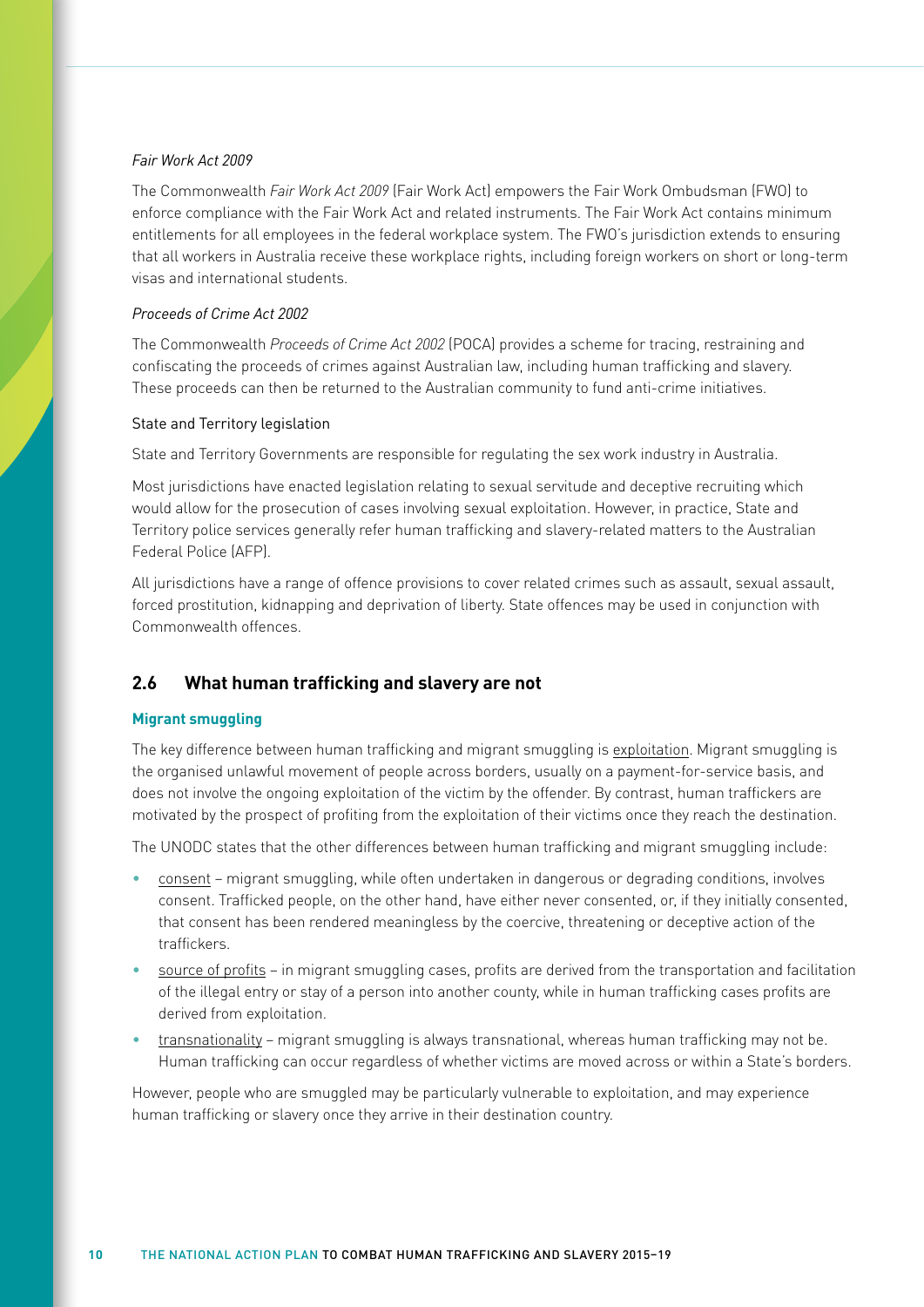*Fair Work Act 2009*

The Commonwealth *Fair Work Act 2009* (Fair Work Act) empowers the Fair Work Ombudsman (FWO) to enforce compliance with the Fair Work Act and related instruments. The Fair Work Act contains minimum entitlements for all employees in the federal workplace system. The FWO's jurisdiction extends to ensuring that all workers in Australia receive these workplace rights, including foreign workers on short or long-term visas and international students.

*Proceeds of Crime Act 2002*

The Commonwealth *Proceeds of Crime Act 2002* (POCA) provides a scheme for tracing, restraining and confiscating the proceeds of crimes against Australian law, including human trafficking and slavery. These proceeds can then be returned to the Australian community to fund anti-crime initiatives.

State and Territory legislation

State and Territory Governments are responsible for regulating the sex work industry in Australia.

Most jurisdictions have enacted legislation relating to sexual servitude and deceptive recruiting which would allow for the prosecution of cases involving sexual exploitation. However, in practice, State and Territory police services generally refer human trafficking and slavery-related matters to the Australian Federal Police (AFP).

All jurisdictions have a range of offence provisions to cover related crimes such as assault, sexual assault, forced prostitution, kidnapping and deprivation of liberty. State offences may be used in conjunction with Commonwealth offences.

## 2.6 What human trafficking and slavery are not

### Migrant smuggling

The key difference between human trafficking and migrant smuggling is exploitation. Migrant smuggling is the organised unlawful movement of people across borders, usually on a payment-for-service basis, and does not involve the ongoing exploitation of the victim by the offender. By contrast, human traffickers are motivated by the prospect of profiting from the exploitation of their victims once they reach the destination.

The UNODC states that the other differences between human trafficking and migrant smuggling include:

- consent – migrant smuggling, while often undertaken in dangerous or degrading conditions, involves consent. Trafficked people, on the other hand, have either never consented, or, if they initially consented, that consent has been rendered meaningless by the coercive, threatening or deceptive action of the traffickers.
- source of profits – in migrant smuggling cases, profits are derived from the transportation and facilitation of the illegal entry or stay of a person into another county, while in human trafficking cases profits are derived from exploitation.
- transnationality – migrant smuggling is always transnational, whereas human trafficking may not be. Human trafficking can occur regardless of whether victims are moved across or within a State's borders.

However, people who are smuggled may be particularly vulnerable to exploitation, and may experience human trafficking or slavery once they arrive in their destination country.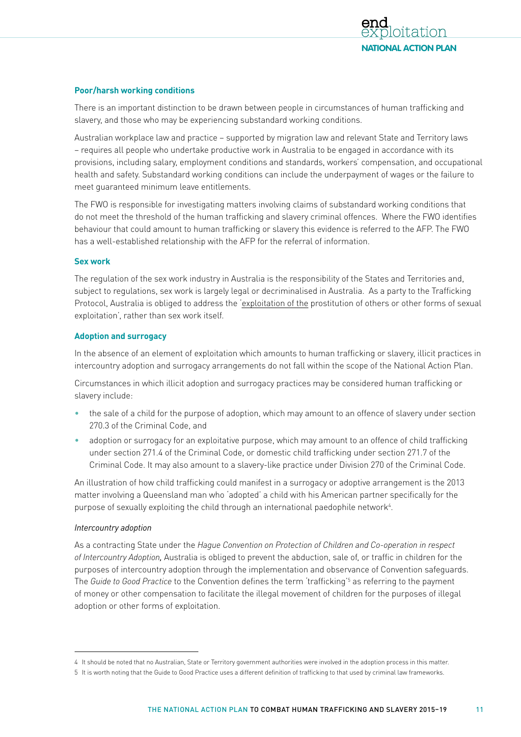#### **Poor/harsh working conditions**

There is an important distinction to be drawn between people in circumstances of human trafficking and slavery, and those who may be experiencing substandard working conditions.

Australian workplace law and practice – supported by migration law and relevant State and Territory laws – requires all people who undertake productive work in Australia to be engaged in accordance with its provisions, including salary, employment conditions and standards, workers' compensation, and occupational health and safety. Substandard working conditions can include the underpayment of wages or the failure to meet guaranteed minimum leave entitlements.

The FWO is responsible for investigating matters involving claims of substandard working conditions that do not meet the threshold of the human trafficking and slavery criminal offences. Where the FWO identifies behaviour that could amount to human trafficking or slavery this evidence is referred to the AFP. The FWO has a well-established relationship with the AFP for the referral of information.

#### **Sex work**

The regulation of the sex work industry in Australia is the responsibility of the States and Territories and, subject to regulations, sex work is largely legal or decriminalised in Australia. As a party to the Trafficking Protocol, Australia is obliged to address the 'exploitation of the prostitution of others or other forms of sexual exploitation', rather than sex work itself.

#### **Adoption and surrogacy**

In the absence of an element of exploitation which amounts to human trafficking or slavery, illicit practices in intercountry adoption and surrogacy arrangements do not fall within the scope of the National Action Plan.

Circumstances in which illicit adoption and surrogacy practices may be considered human trafficking or slavery include:

- the sale of a child for the purpose of adoption, which may amount to an offence of slavery under section 270.3 of the Criminal Code, and
- adoption or surrogacy for an exploitative purpose, which may amount to an offence of child trafficking under section 271.4 of the Criminal Code, or domestic child trafficking under section 271.7 of the Criminal Code. It may also amount to a slavery-like practice under Division 270 of the Criminal Code.

An illustration of how child trafficking could manifest in a surrogacy or adoptive arrangement is the 2013 matter involving a Queensland man who 'adopted' a child with his American partner specifically for the purpose of sexually exploiting the child through an international paedophile network[4].

*Intercountry adoption*

As a contracting State under the *Hague Convention on Protection of Children and Co-operation in respect of Intercountry Adoption,* Australia is obliged to prevent the abduction, sale of, or traffic in children for the purposes of intercountry adoption through the implementation and observance of Convention safeguards. The *Guide to Good Practice* to the Convention defines the term 'trafficking'[5] as referring to the payment of money or other compensation to facilitate the illegal movement of children for the purposes of illegal adoption or other forms of exploitation.

---

4 It should be noted that no Australian, State or Territory government authorities were involved in the adoption process in this matter.

5 It is worth noting that the Guide to Good Practice uses a different definition of trafficking to that used by criminal law frameworks.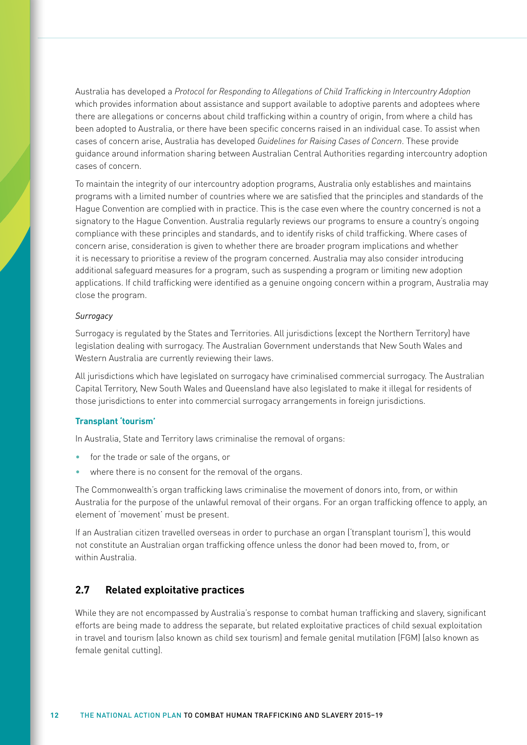Australia has developed a *Protocol for Responding to Allegations of Child Trafficking in Intercountry Adoption* which provides information about assistance and support available to adoptive parents and adoptees where there are allegations or concerns about child trafficking within a country of origin, from where a child has been adopted to Australia, or there have been specific concerns raised in an individual case. To assist when cases of concern arise, Australia has developed *Guidelines for Raising Cases of Concern*. These provide guidance around information sharing between Australian Central Authorities regarding intercountry adoption cases of concern.

To maintain the integrity of our intercountry adoption programs, Australia only establishes and maintains programs with a limited number of countries where we are satisfied that the principles and standards of the Hague Convention are complied with in practice. This is the case even where the country concerned is not a signatory to the Hague Convention. Australia regularly reviews our programs to ensure a country's ongoing compliance with these principles and standards, and to identify risks of child trafficking. Where cases of concern arise, consideration is given to whether there are broader program implications and whether it is necessary to prioritise a review of the program concerned. Australia may also consider introducing additional safeguard measures for a program, such as suspending a program or limiting new adoption applications. If child trafficking were identified as a genuine ongoing concern within a program, Australia may close the program.

*Surrogacy*

Surrogacy is regulated by the States and Territories. All jurisdictions (except the Northern Territory) have legislation dealing with surrogacy. The Australian Government understands that New South Wales and Western Australia are currently reviewing their laws.

All jurisdictions which have legislated on surrogacy have criminalised commercial surrogacy. The Australian Capital Territory, New South Wales and Queensland have also legislated to make it illegal for residents of those jurisdictions to enter into commercial surrogacy arrangements in foreign jurisdictions.

**Transplant 'tourism'**

In Australia, State and Territory laws criminalise the removal of organs:

- for the trade or sale of the organs, or
- where there is no consent for the removal of the organs.

The Commonwealth's organ trafficking laws criminalise the movement of donors into, from, or within Australia for the purpose of the unlawful removal of their organs. For an organ trafficking offence to apply, an element of 'movement' must be present.

If an Australian citizen travelled overseas in order to purchase an organ ('transplant tourism'), this would not constitute an Australian organ trafficking offence unless the donor had been moved to, from, or within Australia.

## 2.7 Related exploitative practices

While they are not encompassed by Australia's response to combat human trafficking and slavery, significant efforts are being made to address the separate, but related exploitative practices of child sexual exploitation in travel and tourism (also known as child sex tourism) and female genital mutilation (FGM) (also known as female genital cutting).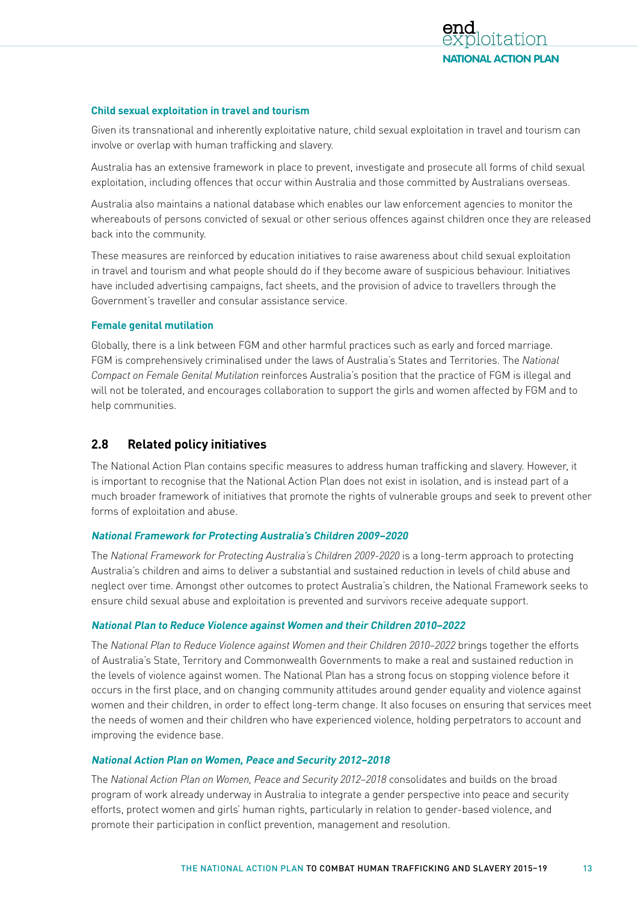#### Child sexual exploitation in travel and tourism

Given its transnational and inherently exploitative nature, child sexual exploitation in travel and tourism can involve or overlap with human trafficking and slavery.

Australia has an extensive framework in place to prevent, investigate and prosecute all forms of child sexual exploitation, including offences that occur within Australia and those committed by Australians overseas.

Australia also maintains a national database which enables our law enforcement agencies to monitor the whereabouts of persons convicted of sexual or other serious offences against children once they are released back into the community.

These measures are reinforced by education initiatives to raise awareness about child sexual exploitation in travel and tourism and what people should do if they become aware of suspicious behaviour. Initiatives have included advertising campaigns, fact sheets, and the provision of advice to travellers through the Government's traveller and consular assistance service.

#### Female genital mutilation

Globally, there is a link between FGM and other harmful practices such as early and forced marriage. FGM is comprehensively criminalised under the laws of Australia's States and Territories. The *National Compact on Female Genital Mutilation* reinforces Australia's position that the practice of FGM is illegal and will not be tolerated, and encourages collaboration to support the girls and women affected by FGM and to help communities.

## 2.8 Related policy initiatives

The National Action Plan contains specific measures to address human trafficking and slavery. However, it is important to recognise that the National Action Plan does not exist in isolation, and is instead part of a much broader framework of initiatives that promote the rights of vulnerable groups and seek to prevent other forms of exploitation and abuse.

#### *National Framework for Protecting Australia's Children 2009–2020*

The *National Framework for Protecting Australia's Children 2009-2020* is a long-term approach to protecting Australia's children and aims to deliver a substantial and sustained reduction in levels of child abuse and neglect over time. Amongst other outcomes to protect Australia's children, the National Framework seeks to ensure child sexual abuse and exploitation is prevented and survivors receive adequate support.

#### *National Plan to Reduce Violence against Women and their Children 2010–2022*

The *National Plan to Reduce Violence against Women and their Children 2010–2022* brings together the efforts of Australia's State, Territory and Commonwealth Governments to make a real and sustained reduction in the levels of violence against women. The National Plan has a strong focus on stopping violence before it occurs in the first place, and on changing community attitudes around gender equality and violence against women and their children, in order to effect long-term change. It also focuses on ensuring that services meet the needs of women and their children who have experienced violence, holding perpetrators to account and improving the evidence base.

#### *National Action Plan on Women, Peace and Security 2012–2018*

The *National Action Plan on Women, Peace and Security 2012–2018* consolidates and builds on the broad program of work already underway in Australia to integrate a gender perspective into peace and security efforts, protect women and girls' human rights, particularly in relation to gender-based violence, and promote their participation in conflict prevention, management and resolution.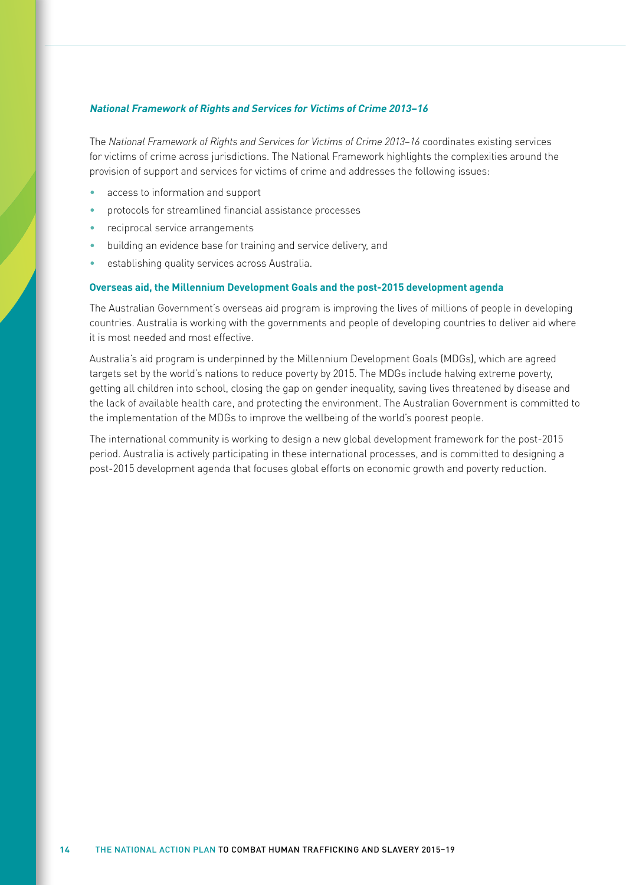### *National Framework of Rights and Services for Victims of Crime 2013–16*

The *National Framework of Rights and Services for Victims of Crime 2013–16* coordinates existing services for victims of crime across jurisdictions. The National Framework highlights the complexities around the provision of support and services for victims of crime and addresses the following issues:

- access to information and support
- protocols for streamlined financial assistance processes
- reciprocal service arrangements
- building an evidence base for training and service delivery, and
- establishing quality services across Australia.

### Overseas aid, the Millennium Development Goals and the post-2015 development agenda

The Australian Government's overseas aid program is improving the lives of millions of people in developing countries. Australia is working with the governments and people of developing countries to deliver aid where it is most needed and most effective.

Australia's aid program is underpinned by the Millennium Development Goals (MDGs), which are agreed targets set by the world's nations to reduce poverty by 2015. The MDGs include halving extreme poverty, getting all children into school, closing the gap on gender inequality, saving lives threatened by disease and the lack of available health care, and protecting the environment. The Australian Government is committed to the implementation of the MDGs to improve the wellbeing of the world's poorest people.

The international community is working to design a new global development framework for the post-2015 period. Australia is actively participating in these international processes, and is committed to designing a post-2015 development agenda that focuses global efforts on economic growth and poverty reduction.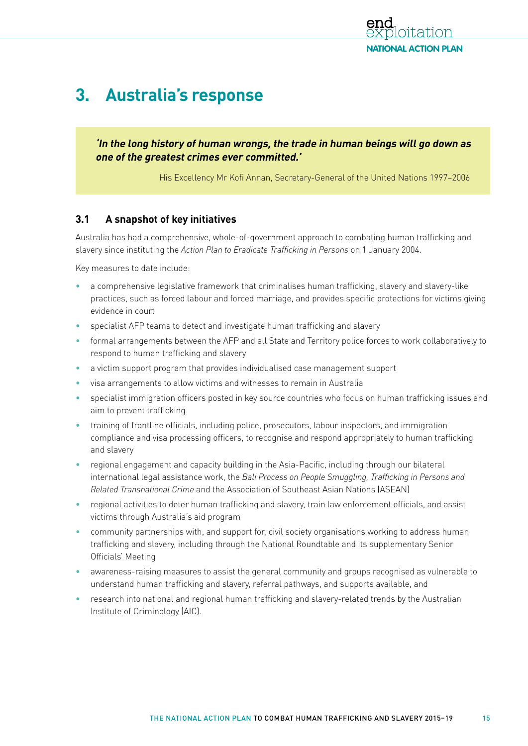# 3. Australia's response

> ***'In the long history of human wrongs, the trade in human beings will go down as one of the greatest crimes ever committed.'***
>
> His Excellency Mr Kofi Annan, Secretary-General of the United Nations 1997–2006

## 3.1 A snapshot of key initiatives

Australia has had a comprehensive, whole-of-government approach to combating human trafficking and slavery since instituting the *Action Plan to Eradicate Trafficking in Persons* on 1 January 2004.

Key measures to date include:

- a comprehensive legislative framework that criminalises human trafficking, slavery and slavery-like practices, such as forced labour and forced marriage, and provides specific protections for victims giving evidence in court
- specialist AFP teams to detect and investigate human trafficking and slavery
- formal arrangements between the AFP and all State and Territory police forces to work collaboratively to respond to human trafficking and slavery
- a victim support program that provides individualised case management support
- visa arrangements to allow victims and witnesses to remain in Australia
- specialist immigration officers posted in key source countries who focus on human trafficking issues and aim to prevent trafficking
- training of frontline officials, including police, prosecutors, labour inspectors, and immigration compliance and visa processing officers, to recognise and respond appropriately to human trafficking and slavery
- regional engagement and capacity building in the Asia-Pacific, including through our bilateral international legal assistance work, the *Bali Process on People Smuggling, Trafficking in Persons and Related Transnational Crime* and the Association of Southeast Asian Nations (ASEAN)
- regional activities to deter human trafficking and slavery, train law enforcement officials, and assist victims through Australia's aid program
- community partnerships with, and support for, civil society organisations working to address human trafficking and slavery, including through the National Roundtable and its supplementary Senior Officials' Meeting
- awareness-raising measures to assist the general community and groups recognised as vulnerable to understand human trafficking and slavery, referral pathways, and supports available, and
- research into national and regional human trafficking and slavery-related trends by the Australian Institute of Criminology (AIC).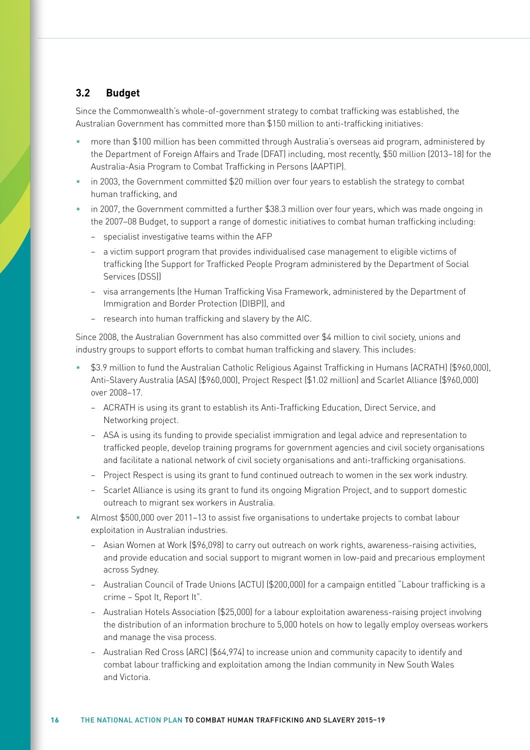### 3.2 Budget

Since the Commonwealth's whole-of-government strategy to combat trafficking was established, the Australian Government has committed more than $150 million to anti-trafficking initiatives:

- more than $100 million has been committed through Australia's overseas aid program, administered by the Department of Foreign Affairs and Trade (DFAT) including, most recently, $50 million (2013–18) for the Australia-Asia Program to Combat Trafficking in Persons (AAPTIP).
- in 2003, the Government committed $20 million over four years to establish the strategy to combat human trafficking, and
- in 2007, the Government committed a further $38.3 million over four years, which was made ongoing in the 2007–08 Budget, to support a range of domestic initiatives to combat human trafficking including:
  - specialist investigative teams within the AFP
  - a victim support program that provides individualised case management to eligible victims of trafficking (the Support for Trafficked People Program administered by the Department of Social Services (DSS))
  - visa arrangements (the Human Trafficking Visa Framework, administered by the Department of Immigration and Border Protection (DIBP)), and
  - research into human trafficking and slavery by the AIC.

Since 2008, the Australian Government has also committed over $4 million to civil society, unions and industry groups to support efforts to combat human trafficking and slavery. This includes:

- $3.9 million to fund the Australian Catholic Religious Against Trafficking in Humans (ACRATH) ($960,000), Anti-Slavery Australia (ASA) ($960,000), Project Respect ($1.02 million) and Scarlet Alliance ($960,000) over 2008–17.
  - ACRATH is using its grant to establish its Anti-Trafficking Education, Direct Service, and Networking project.
  - ASA is using its funding to provide specialist immigration and legal advice and representation to trafficked people, develop training programs for government agencies and civil society organisations and facilitate a national network of civil society organisations and anti-trafficking organisations.
  - Project Respect is using its grant to fund continued outreach to women in the sex work industry.
  - Scarlet Alliance is using its grant to fund its ongoing Migration Project, and to support domestic outreach to migrant sex workers in Australia.
- Almost $500,000 over 2011–13 to assist five organisations to undertake projects to combat labour exploitation in Australian industries.
  - Asian Women at Work ($96,098) to carry out outreach on work rights, awareness-raising activities, and provide education and social support to migrant women in low-paid and precarious employment across Sydney.
  - Australian Council of Trade Unions (ACTU) ($200,000) for a campaign entitled "Labour trafficking is a crime – Spot It, Report It".
  - Australian Hotels Association ($25,000) for a labour exploitation awareness-raising project involving the distribution of an information brochure to 5,000 hotels on how to legally employ overseas workers and manage the visa process.
  - Australian Red Cross (ARC) ($64,974) to increase union and community capacity to identify and combat labour trafficking and exploitation among the Indian community in New South Wales and Victoria.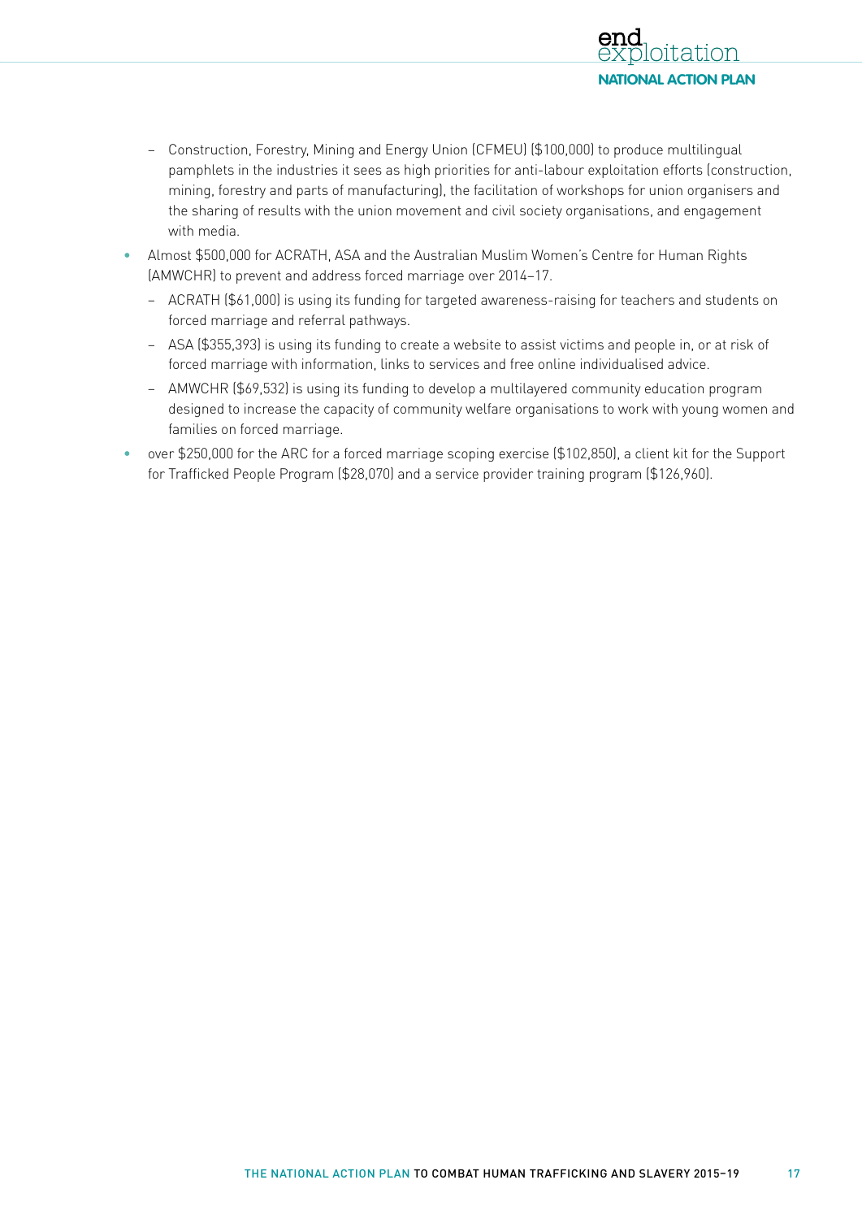- Construction, Forestry, Mining and Energy Union (CFMEU) ($100,000) to produce multilingual pamphlets in the industries it sees as high priorities for anti-labour exploitation efforts (construction, mining, forestry and parts of manufacturing), the facilitation of workshops for union organisers and the sharing of results with the union movement and civil society organisations, and engagement with media.
- Almost $500,000 for ACRATH, ASA and the Australian Muslim Women's Centre for Human Rights (AMWCHR) to prevent and address forced marriage over 2014–17.
  - ACRATH ($61,000) is using its funding for targeted awareness-raising for teachers and students on forced marriage and referral pathways.
  - ASA ($355,393) is using its funding to create a website to assist victims and people in, or at risk of forced marriage with information, links to services and free online individualised advice.
  - AMWCHR ($69,532) is using its funding to develop a multilayered community education program designed to increase the capacity of community welfare organisations to work with young women and families on forced marriage.
- over $250,000 for the ARC for a forced marriage scoping exercise ($102,850), a client kit for the Support for Trafficked People Program ($28,070) and a service provider training program ($126,960).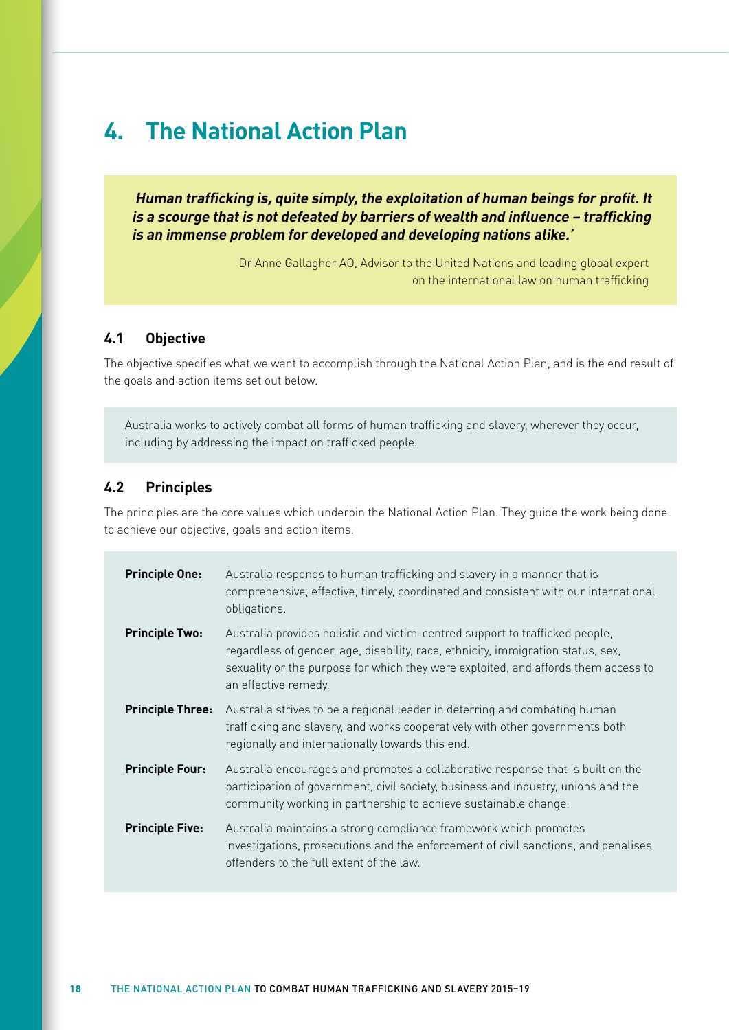# 4. The National Action Plan

> ***Human trafficking is, quite simply, the exploitation of human beings for profit. It is a scourge that is not defeated by barriers of wealth and influence – trafficking is an immense problem for developed and developing nations alike.'***
>
> Dr Anne Gallagher AO, Advisor to the United Nations and leading global expert on the international law on human trafficking

## 4.1 Objective

The objective specifies what we want to accomplish through the National Action Plan, and is the end result of the goals and action items set out below.

> Australia works to actively combat all forms of human trafficking and slavery, wherever they occur, including by addressing the impact on trafficked people.

## 4.2 Principles

The principles are the core values which underpin the National Action Plan. They guide the work being done to achieve our objective, goals and action items.

**Principle One:** Australia responds to human trafficking and slavery in a manner that is comprehensive, effective, timely, coordinated and consistent with our international obligations.

**Principle Two:** Australia provides holistic and victim-centred support to trafficked people, regardless of gender, age, disability, race, ethnicity, immigration status, sex, sexuality or the purpose for which they were exploited, and affords them access to an effective remedy.

**Principle Three:** Australia strives to be a regional leader in deterring and combating human trafficking and slavery, and works cooperatively with other governments both regionally and internationally towards this end.

**Principle Four:** Australia encourages and promotes a collaborative response that is built on the participation of government, civil society, business and industry, unions and the community working in partnership to achieve sustainable change.

**Principle Five:** Australia maintains a strong compliance framework which promotes investigations, prosecutions and the enforcement of civil sanctions, and penalises offenders to the full extent of the law.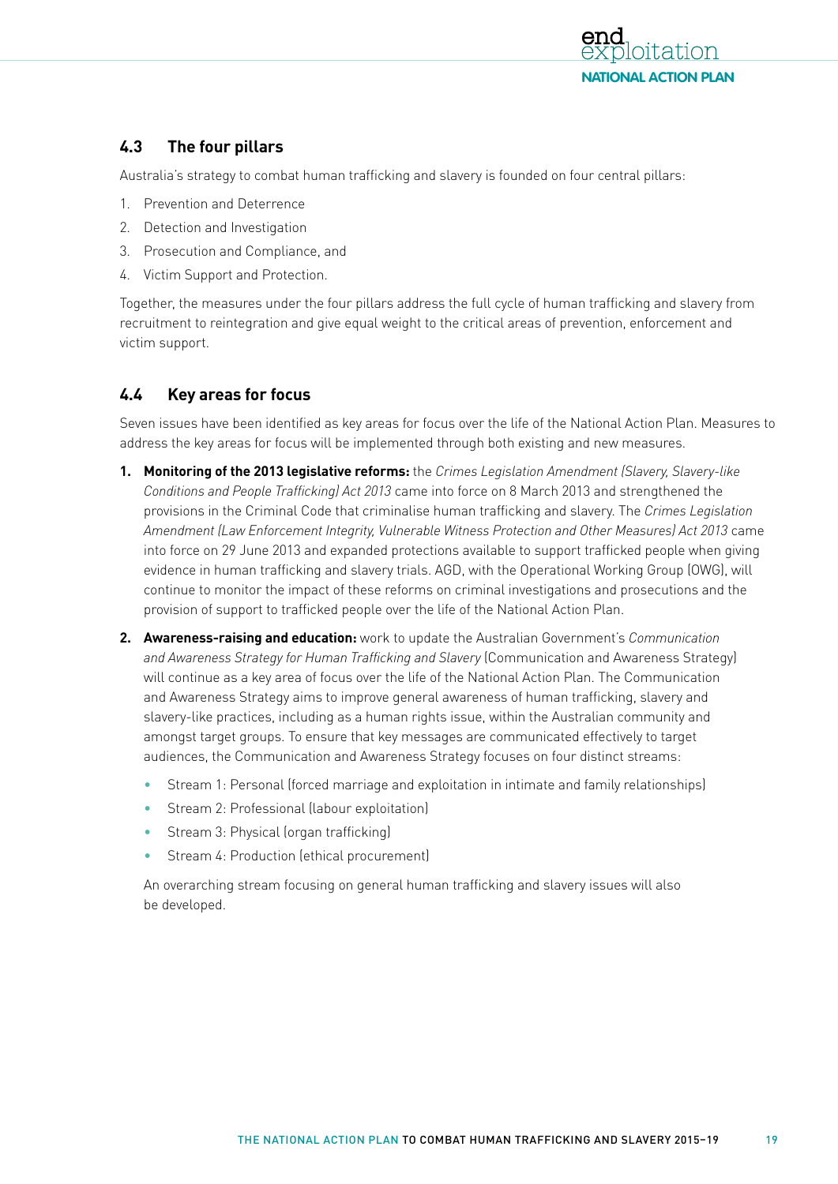## 4.3 The four pillars

Australia's strategy to combat human trafficking and slavery is founded on four central pillars:

1. Prevention and Deterrence
2. Detection and Investigation
3. Prosecution and Compliance, and
4. Victim Support and Protection.

Together, the measures under the four pillars address the full cycle of human trafficking and slavery from recruitment to reintegration and give equal weight to the critical areas of prevention, enforcement and victim support.

## 4.4 Key areas for focus

Seven issues have been identified as key areas for focus over the life of the National Action Plan. Measures to address the key areas for focus will be implemented through both existing and new measures.

1. **Monitoring of the 2013 legislative reforms:** the *Crimes Legislation Amendment (Slavery, Slavery-like Conditions and People Trafficking) Act 2013* came into force on 8 March 2013 and strengthened the provisions in the Criminal Code that criminalise human trafficking and slavery. The *Crimes Legislation Amendment (Law Enforcement Integrity, Vulnerable Witness Protection and Other Measures) Act 2013* came into force on 29 June 2013 and expanded protections available to support trafficked people when giving evidence in human trafficking and slavery trials. AGD, with the Operational Working Group (OWG), will continue to monitor the impact of these reforms on criminal investigations and prosecutions and the provision of support to trafficked people over the life of the National Action Plan.
2. **Awareness-raising and education:** work to update the Australian Government's *Communication and Awareness Strategy for Human Trafficking and Slavery* (Communication and Awareness Strategy) will continue as a key area of focus over the life of the National Action Plan. The Communication and Awareness Strategy aims to improve general awareness of human trafficking, slavery and slavery-like practices, including as a human rights issue, within the Australian community and amongst target groups. To ensure that key messages are communicated effectively to target audiences, the Communication and Awareness Strategy focuses on four distinct streams:
   - Stream 1: Personal (forced marriage and exploitation in intimate and family relationships)
   - Stream 2: Professional (labour exploitation)
   - Stream 3: Physical (organ trafficking)
   - Stream 4: Production (ethical procurement)

   An overarching stream focusing on general human trafficking and slavery issues will also be developed.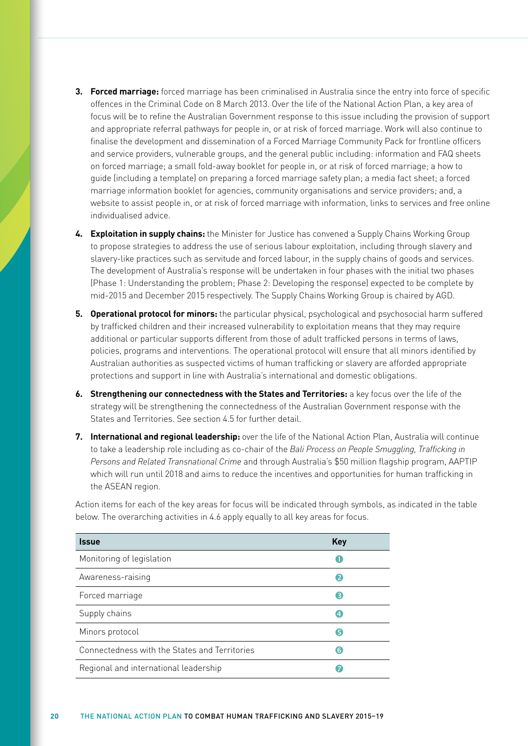3. **Forced marriage:** forced marriage has been criminalised in Australia since the entry into force of specific offences in the Criminal Code on 8 March 2013. Over the life of the National Action Plan, a key area of focus will be to refine the Australian Government response to this issue including the provision of support and appropriate referral pathways for people in, or at risk of forced marriage. Work will also continue to finalise the development and dissemination of a Forced Marriage Community Pack for frontline officers and service providers, vulnerable groups, and the general public including: information and FAQ sheets on forced marriage; a small fold-away booklet for people in, or at risk of forced marriage; a how to guide (including a template) on preparing a forced marriage safety plan; a media fact sheet; a forced marriage information booklet for agencies, community organisations and service providers; and, a website to assist people in, or at risk of forced marriage with information, links to services and free online individualised advice.

4. **Exploitation in supply chains:** the Minister for Justice has convened a Supply Chains Working Group to propose strategies to address the use of serious labour exploitation, including through slavery and slavery-like practices such as servitude and forced labour, in the supply chains of goods and services. The development of Australia's response will be undertaken in four phases with the initial two phases (Phase 1: Understanding the problem; Phase 2: Developing the response) expected to be complete by mid-2015 and December 2015 respectively. The Supply Chains Working Group is chaired by AGD.

5. **Operational protocol for minors:** the particular physical, psychological and psychosocial harm suffered by trafficked children and their increased vulnerability to exploitation means that they may require additional or particular supports different from those of adult trafficked persons in terms of laws, policies, programs and interventions. The operational protocol will ensure that all minors identified by Australian authorities as suspected victims of human trafficking or slavery are afforded appropriate protections and support in line with Australia's international and domestic obligations.

6. **Strengthening our connectedness with the States and Territories:** a key focus over the life of the strategy will be strengthening the connectedness of the Australian Government response with the States and Territories. See section 4.5 for further detail.

7. **International and regional leadership:** over the life of the National Action Plan, Australia will continue to take a leadership role including as co-chair of the *Bali Process on People Smuggling, Trafficking in Persons and Related Transnational Crime* and through Australia's $50 million flagship program, AAPTIP which will run until 2018 and aims to reduce the incentives and opportunities for human trafficking in the ASEAN region.

Action items for each of the key areas for focus will be indicated through symbols, as indicated in the table below. The overarching activities in 4.6 apply equally to all key areas for focus.

| Issue | Key |
|---|---|
| Monitoring of legislation | ❶ |
| Awareness-raising | ❷ |
| Forced marriage | ❸ |
| Supply chains | ❹ |
| Minors protocol | ❺ |
| Connectedness with the States and Territories | ❻ |
| Regional and international leadership | ❼ |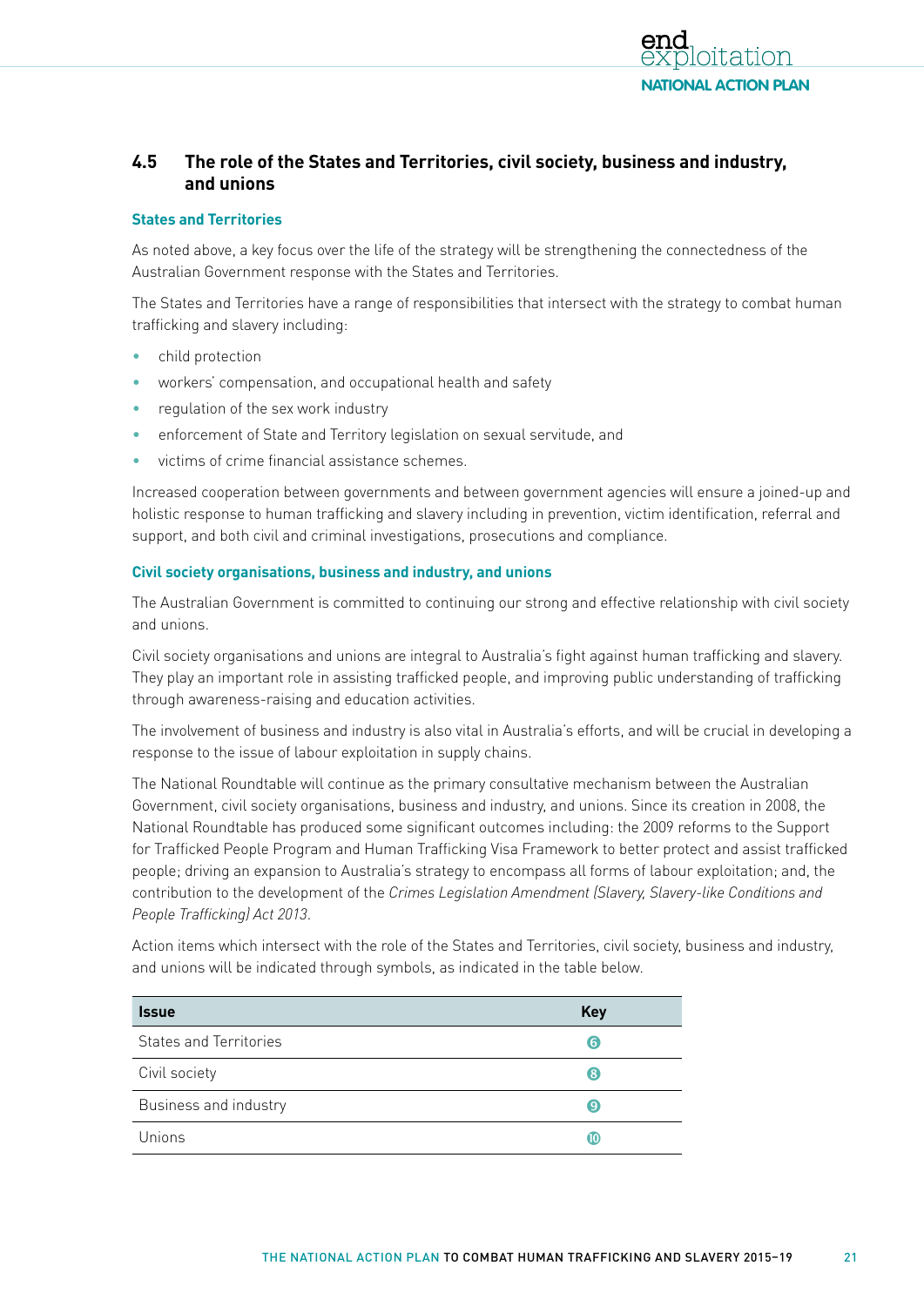## 4.5 The role of the States and Territories, civil society, business and industry, and unions

### States and Territories

As noted above, a key focus over the life of the strategy will be strengthening the connectedness of the Australian Government response with the States and Territories.

The States and Territories have a range of responsibilities that intersect with the strategy to combat human trafficking and slavery including:

- child protection
- workers' compensation, and occupational health and safety
- regulation of the sex work industry
- enforcement of State and Territory legislation on sexual servitude, and
- victims of crime financial assistance schemes.

Increased cooperation between governments and between government agencies will ensure a joined-up and holistic response to human trafficking and slavery including in prevention, victim identification, referral and support, and both civil and criminal investigations, prosecutions and compliance.

### Civil society organisations, business and industry, and unions

The Australian Government is committed to continuing our strong and effective relationship with civil society and unions.

Civil society organisations and unions are integral to Australia's fight against human trafficking and slavery. They play an important role in assisting trafficked people, and improving public understanding of trafficking through awareness-raising and education activities.

The involvement of business and industry is also vital in Australia's efforts, and will be crucial in developing a response to the issue of labour exploitation in supply chains.

The National Roundtable will continue as the primary consultative mechanism between the Australian Government, civil society organisations, business and industry, and unions. Since its creation in 2008, the National Roundtable has produced some significant outcomes including: the 2009 reforms to the Support for Trafficked People Program and Human Trafficking Visa Framework to better protect and assist trafficked people; driving an expansion to Australia's strategy to encompass all forms of labour exploitation; and, the contribution to the development of the *Crimes Legislation Amendment (Slavery, Slavery-like Conditions and People Trafficking) Act 2013*.

Action items which intersect with the role of the States and Territories, civil society, business and industry, and unions will be indicated through symbols, as indicated in the table below.

| Issue | Key |
|---|---|
| States and Territories | 6 |
| Civil society | 8 |
| Business and industry | 9 |
| Unions | 10 |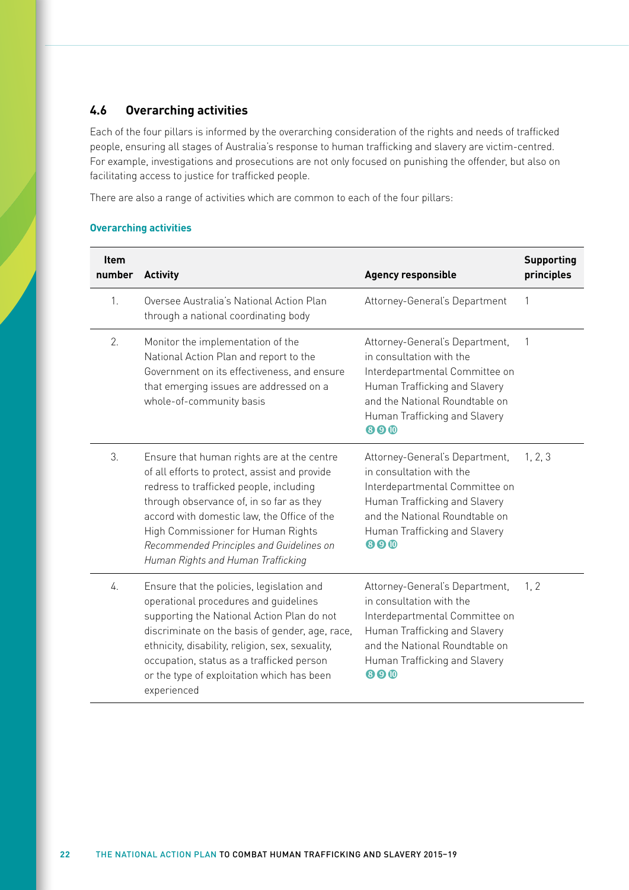## 4.6 Overarching activities

Each of the four pillars is informed by the overarching consideration of the rights and needs of trafficked people, ensuring all stages of Australia's response to human trafficking and slavery are victim-centred. For example, investigations and prosecutions are not only focused on punishing the offender, but also on facilitating access to justice for trafficked people.

There are also a range of activities which are common to each of the four pillars:

### Overarching activities

| Item number | Activity | Agency responsible | Supporting principles |
|---|---|---|---|
| 1. | Oversee Australia's National Action Plan through a national coordinating body | Attorney-General's Department | 1 |
| 2. | Monitor the implementation of the National Action Plan and report to the Government on its effectiveness, and ensure that emerging issues are addressed on a whole-of-community basis | Attorney-General's Department, in consultation with the Interdepartmental Committee on Human Trafficking and Slavery and the National Roundtable on Human Trafficking and Slavery ❽❾❿ | 1 |
| 3. | Ensure that human rights are at the centre of all efforts to protect, assist and provide redress to trafficked people, including through observance of, in so far as they accord with domestic law, the Office of the High Commissioner for Human Rights *Recommended Principles and Guidelines on Human Rights and Human Trafficking* | Attorney-General's Department, in consultation with the Interdepartmental Committee on Human Trafficking and Slavery and the National Roundtable on Human Trafficking and Slavery ❽❾❿ | 1, 2, 3 |
| 4. | Ensure that the policies, legislation and operational procedures and guidelines supporting the National Action Plan do not discriminate on the basis of gender, age, race, ethnicity, disability, religion, sex, sexuality, occupation, status as a trafficked person or the type of exploitation which has been experienced | Attorney-General's Department, in consultation with the Interdepartmental Committee on Human Trafficking and Slavery and the National Roundtable on Human Trafficking and Slavery ❽❾❿ | 1, 2 |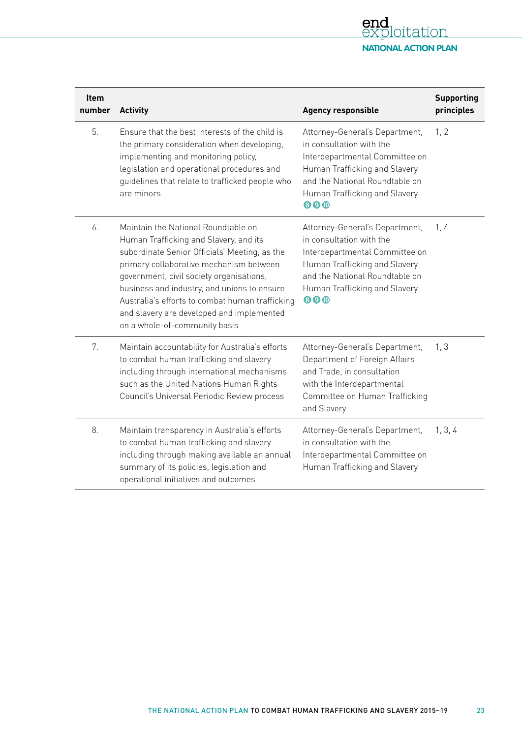| Item number | Activity | Agency responsible | Supporting principles |
|---|---|---|---|
| 5. | Ensure that the best interests of the child is the primary consideration when developing, implementing and monitoring policy, legislation and operational procedures and guidelines that relate to trafficked people who are minors | Attorney-General's Department, in consultation with the Interdepartmental Committee on Human Trafficking and Slavery and the National Roundtable on Human Trafficking and Slavery 8 9 10 | 1, 2 |
| 6. | Maintain the National Roundtable on Human Trafficking and Slavery, and its subordinate Senior Officials' Meeting, as the primary collaborative mechanism between government, civil society organisations, business and industry, and unions to ensure Australia's efforts to combat human trafficking and slavery are developed and implemented on a whole-of-community basis | Attorney-General's Department, in consultation with the Interdepartmental Committee on Human Trafficking and Slavery and the National Roundtable on Human Trafficking and Slavery 8 9 10 | 1, 4 |
| 7. | Maintain accountability for Australia's efforts to combat human trafficking and slavery including through international mechanisms such as the United Nations Human Rights Council's Universal Periodic Review process | Attorney-General's Department, Department of Foreign Affairs and Trade, in consultation with the Interdepartmental Committee on Human Trafficking and Slavery | 1, 3 |
| 8. | Maintain transparency in Australia's efforts to combat human trafficking and slavery including through making available an annual summary of its policies, legislation and operational initiatives and outcomes | Attorney-General's Department, in consultation with the Interdepartmental Committee on Human Trafficking and Slavery | 1, 3, 4 |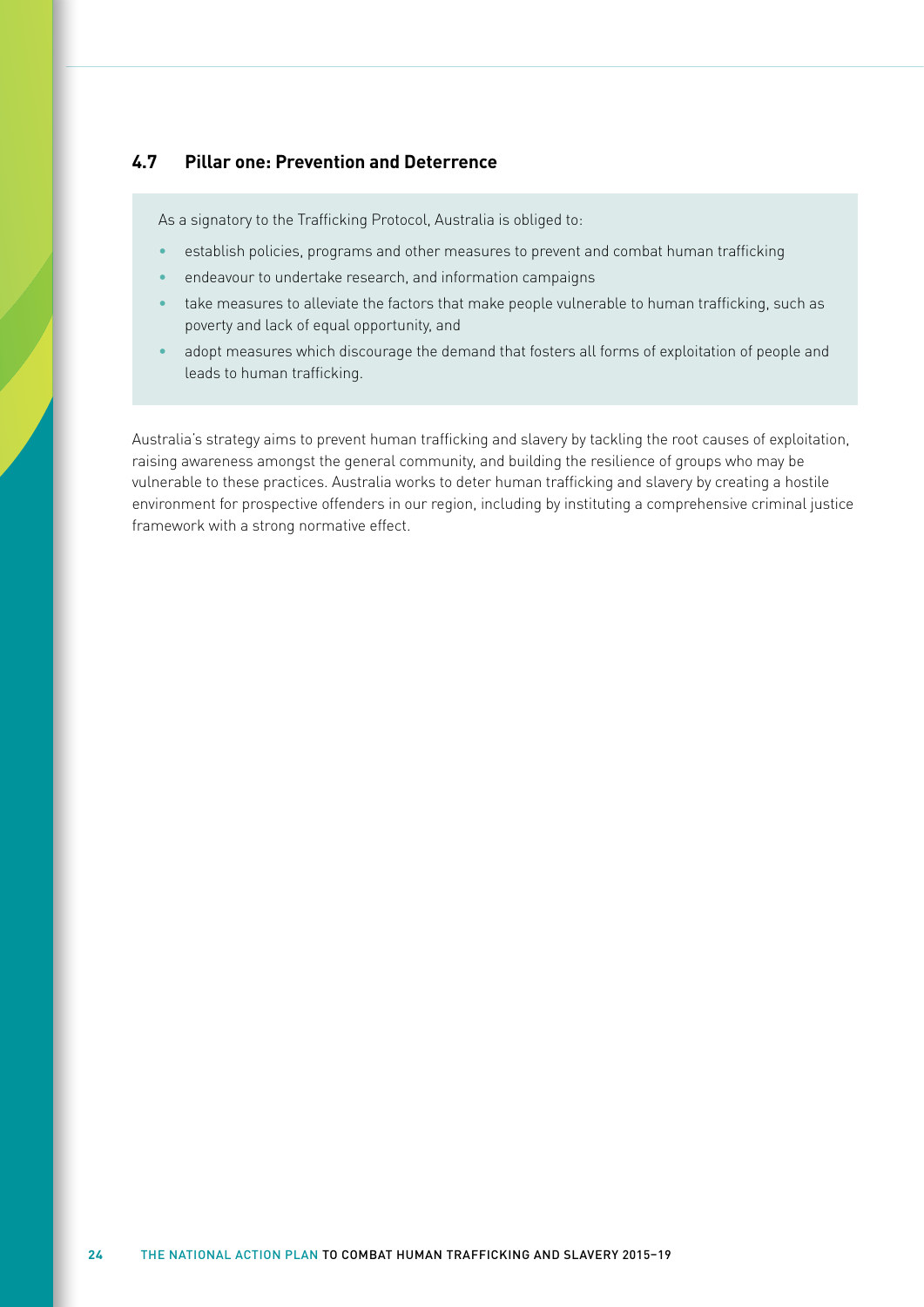### 4.7 Pillar one: Prevention and Deterrence

As a signatory to the Trafficking Protocol, Australia is obliged to:

- establish policies, programs and other measures to prevent and combat human trafficking
- endeavour to undertake research, and information campaigns
- take measures to alleviate the factors that make people vulnerable to human trafficking, such as poverty and lack of equal opportunity, and
- adopt measures which discourage the demand that fosters all forms of exploitation of people and leads to human trafficking.

Australia's strategy aims to prevent human trafficking and slavery by tackling the root causes of exploitation, raising awareness amongst the general community, and building the resilience of groups who may be vulnerable to these practices. Australia works to deter human trafficking and slavery by creating a hostile environment for prospective offenders in our region, including by instituting a comprehensive criminal justice framework with a strong normative effect.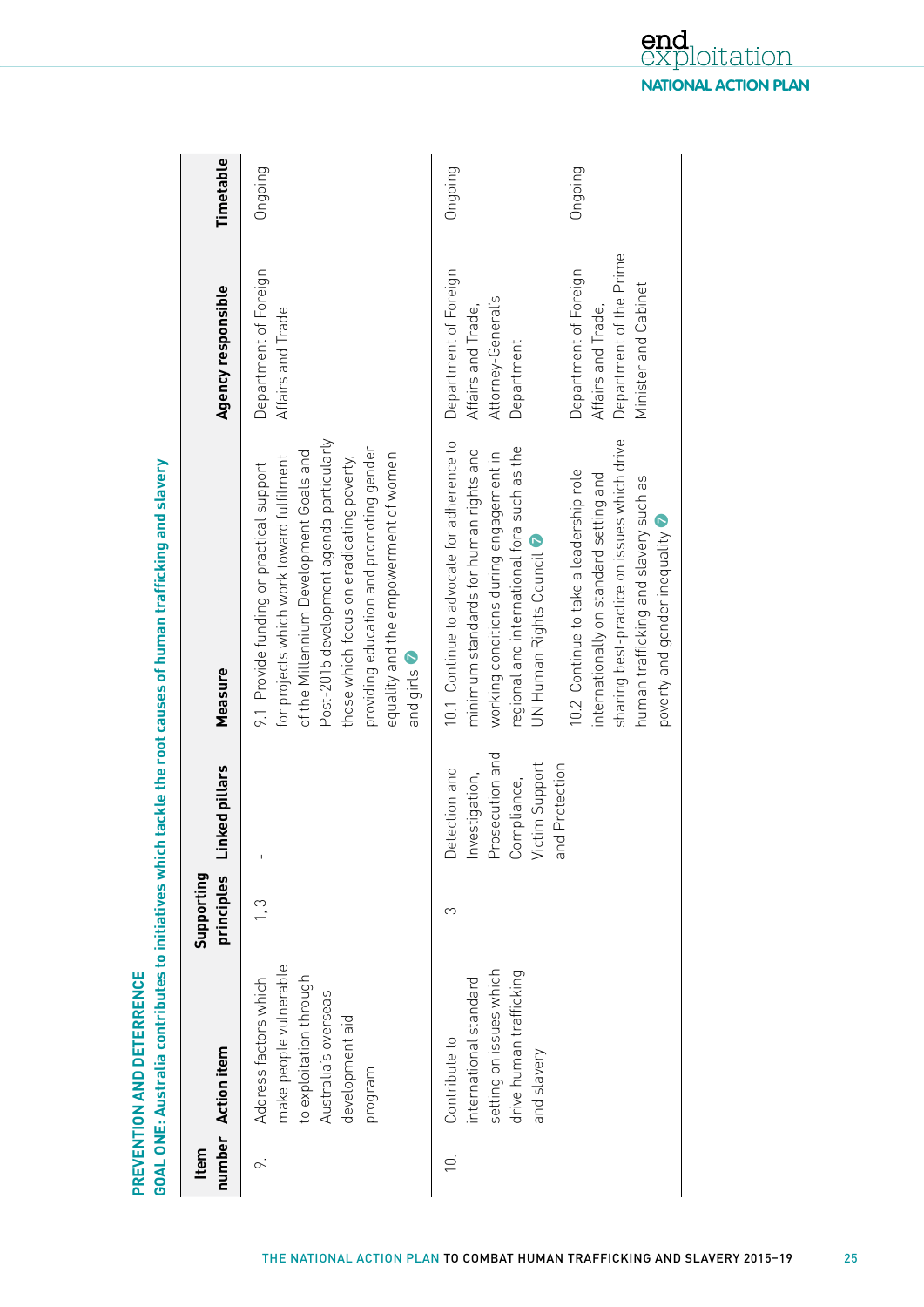**PREVENTION AND DETERRENCE**

**GOAL ONE: Australia contributes to initiatives which tackle the root causes of human trafficking and slavery**

| Item number | Action item | Supporting principles | Linked pillars | Measure | Agency responsible | Timetable |
|---|---|---|---|---|---|---|
| 9. | Address factors which make people vulnerable to exploitation through Australia's overseas development aid program | 1, 3 | - | 9.1 Provide funding or practical support for projects which work toward fulfilment of the Millennium Development Goals and Post-2015 development agenda particularly those which focus on eradicating poverty, providing education and promoting gender equality and the empowerment of women and girls 7 | Department of Foreign Affairs and Trade | Ongoing |
| 10. | Contribute to international standard setting on issues which drive human trafficking and slavery | 3 | Detection and Investigation, Prosecution and Compliance, Victim Support and Protection | 10.1 Continue to advocate for adherence to minimum standards for human rights and working conditions during engagement in regional and international fora such as the UN Human Rights Council 7 | Department of Foreign Affairs and Trade, Attorney-General's Department | Ongoing |
| | | | | 10.2 Continue to take a leadership role internationally on standard setting and sharing best-practice on issues which drive human trafficking and slavery such as poverty and gender inequality 7 | Department of Foreign Affairs and Trade, Department of the Prime Minister and Cabinet | Ongoing |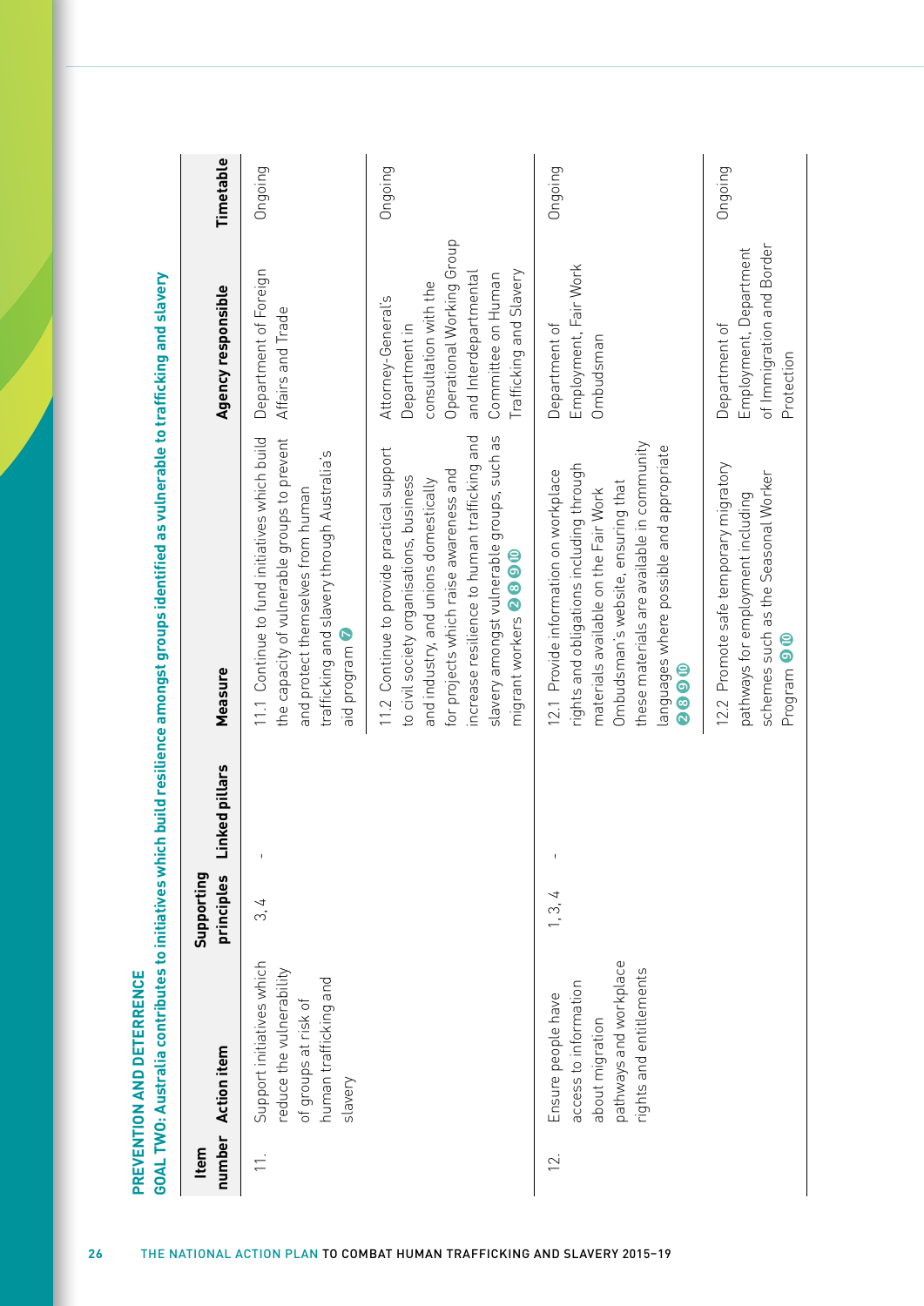## PREVENTION AND DETERRENCE

### GOAL TWO: Australia contributes to initiatives which build resilience amongst groups identified as vulnerable to trafficking and slavery

| Item number | Action item | Supporting principles | Linked pillars | Measure | Agency responsible | Timetable |
|---|---|---|---|---|---|---|
| 11. | Support initiatives which reduce the vulnerability of groups at risk of human trafficking and slavery | 3, 4 | - | 11.1 Continue to fund initiatives which build the capacity of vulnerable groups to prevent and protect themselves from human trafficking and slavery through Australia's aid program 7 | Department of Foreign Affairs and Trade | Ongoing |
| | | | | 11.2 Continue to provide practical support to civil society organisations, business and industry, and unions domestically for projects which raise awareness and increase resilience to human trafficking and slavery amongst vulnerable groups, such as migrant workers 2 8 9 10 | Attorney-General's Department in consultation with the Operational Working Group and Interdepartmental Committee on Human Trafficking and Slavery | Ongoing |
| 12. | Ensure people have access to information about migration pathways and workplace rights and entitlements | 1, 3, 4 | - | 12.1 Provide information on workplace rights and obligations including through materials available on the Fair Work Ombudsman's website, ensuring that these materials are available in community languages where possible and appropriate 2 8 9 10 | Department of Employment, Fair Work Ombudsman | Ongoing |
| | | | | 12.2 Promote safe temporary migratory pathways for employment including schemes such as the Seasonal Worker Program 9 10 | Department of Employment, Department of Immigration and Border Protection | Ongoing |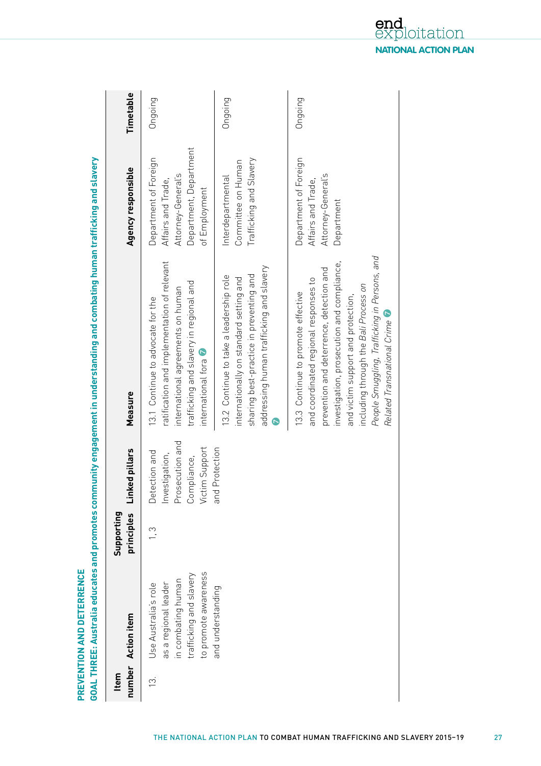## PREVENTION AND DETERRENCE

### GOAL THREE: Australia educates and promotes community engagement in understanding and combating human trafficking and slavery

| Item number | Action item | Supporting principles | Linked pillars | Measure | Agency responsible | Timetable |
|---|---|---|---|---|---|---|
| 13. | Use Australia's role as a regional leader in combating human trafficking and slavery to promote awareness and understanding | 1, 3 | Detection and Investigation, Prosecution and Compliance, Victim Support and Protection | 13.1 Continue to advocate for the ratification and implementation of relevant international agreements on human trafficking and slavery in regional and international fora | Department of Foreign Affairs and Trade, Attorney-General's Department, Department of Employment | Ongoing |
| | | | | 13.2 Continue to take a leadership role internationally on standard setting and sharing best-practice in preventing and addressing human trafficking and slavery | Interdepartmental Committee on Human Trafficking and Slavery | Ongoing |
| | | | | 13.3 Continue to promote effective and coordinated regional responses to prevention and deterrence, detection and investigation, prosecution and compliance, and victim support and protection, including through the *Bali Process on People Smuggling, Trafficking in Persons, and Related Transnational Crime* | Department of Foreign Affairs and Trade, Attorney-General's Department | Ongoing |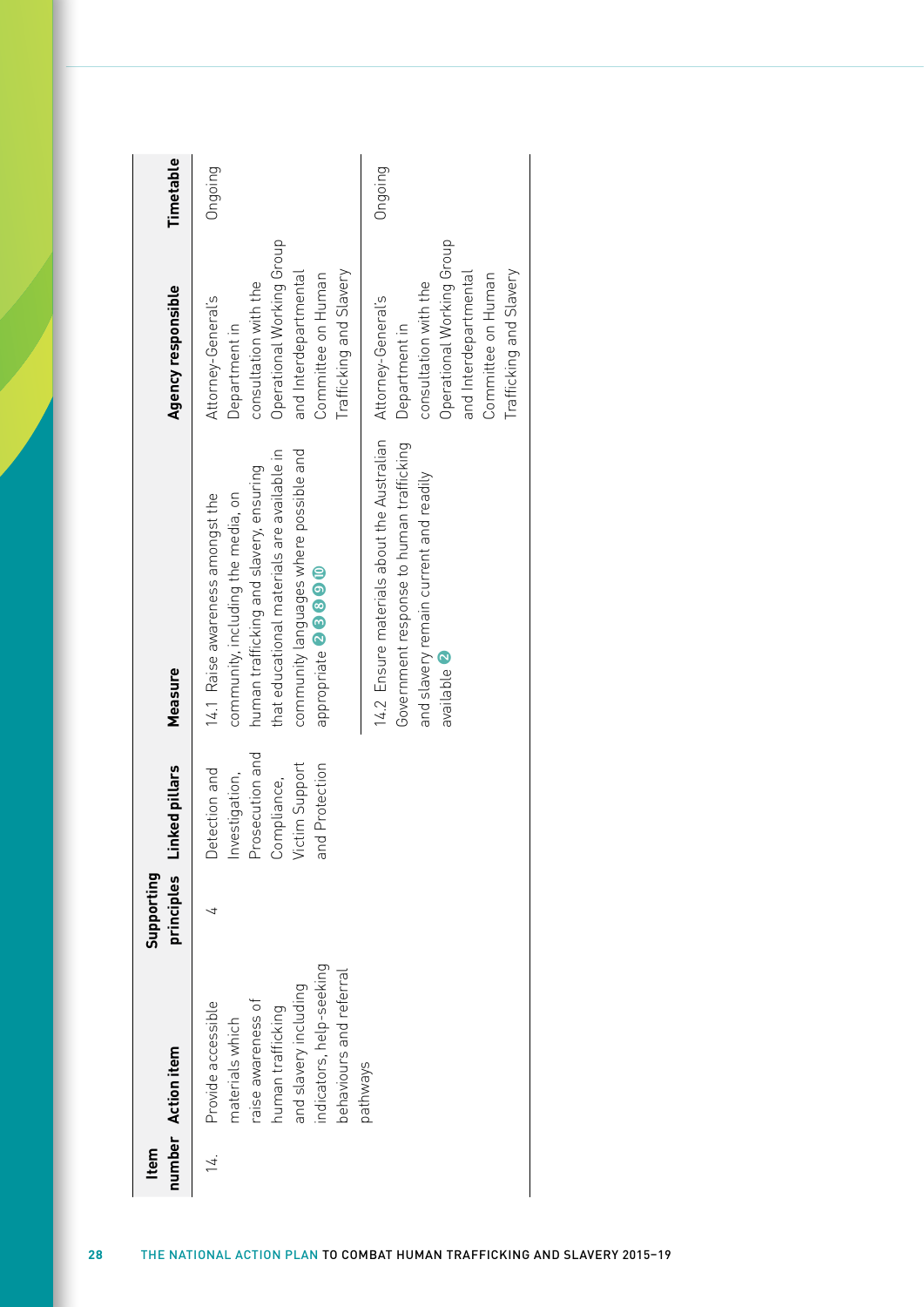| Item number | Action item | Supporting principles | Linked pillars | Measure | Agency responsible | Timetable |
|---|---|---|---|---|---|---|
| 14. | Provide accessible materials which raise awareness of human trafficking and slavery including indicators, help-seeking behaviours and referral pathways | 4 | Detection and Investigation, Prosecution and Compliance, Victim Support and Protection | 14.1 Raise awareness amongst the community, including the media, on human trafficking and slavery, ensuring that educational materials are available in community languages where possible and appropriate 2 3 8 9 10 | Attorney-General's Department in consultation with the Operational Working Group and Interdepartmental Committee on Human Trafficking and Slavery | Ongoing |
| | | | | 14.2 Ensure materials about the Australian Government response to human trafficking and slavery remain current and readily available 2 | Attorney-General's Department in consultation with the Operational Working Group and Interdepartmental Committee on Human Trafficking and Slavery | Ongoing |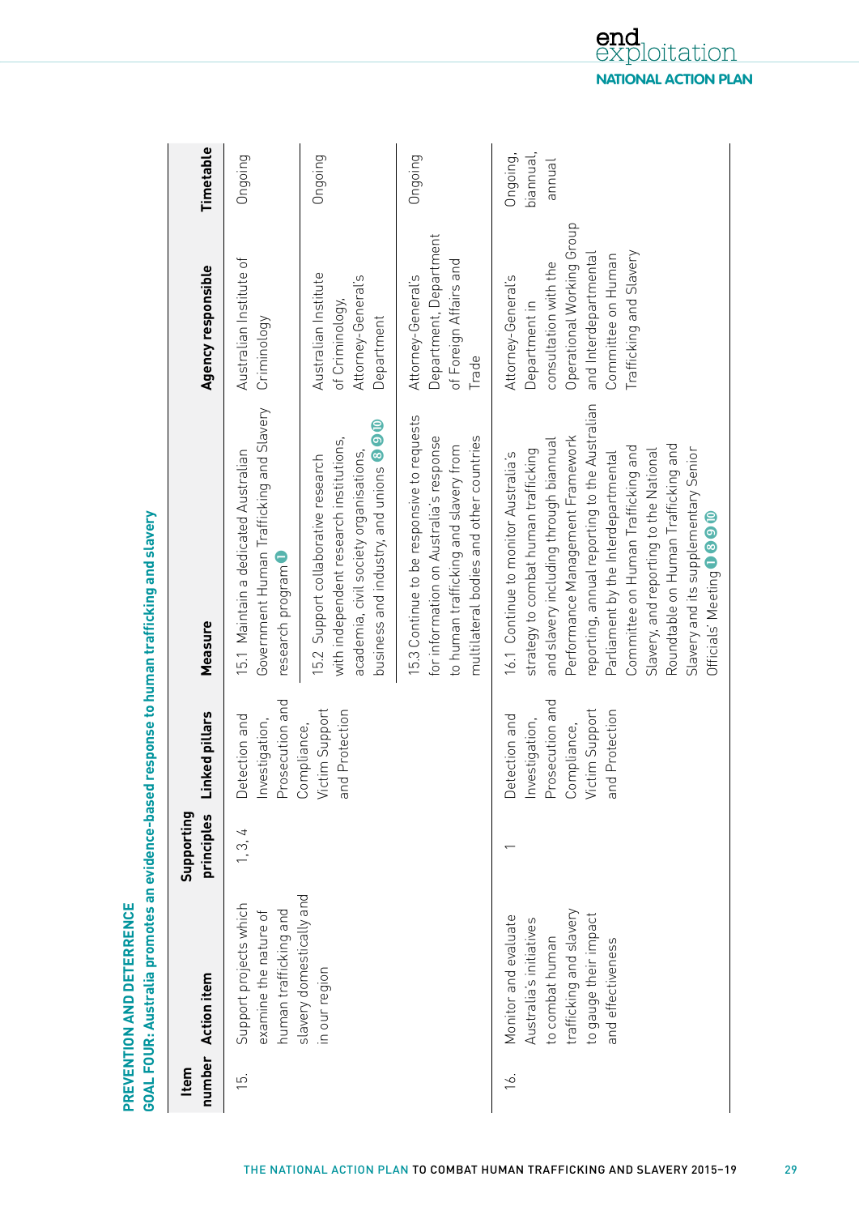## PREVENTION AND DETERRENCE

### GOAL FOUR: Australia promotes an evidence-based response to human trafficking and slavery

| Item number | Action item | Supporting principles | Linked pillars | Measure | Agency responsible | Timetable |
|---|---|---|---|---|---|---|
| 15. | Support projects which examine the nature of human trafficking and slavery domestically and in our region | 1, 3, 4 | Detection and Investigation, Prosecution and Compliance, Victim Support and Protection | 15.1 Maintain a dedicated Australian Government Human Trafficking and Slavery research program 1 | Australian Institute of Criminology | Ongoing |
| | | | | 15.2 Support collaborative research with independent research institutions, academia, civil society organisations, business and industry, and unions 8 9 10 | Australian Institute of Criminology, Attorney-General's Department | Ongoing |
| | | | | 15.3 Continue to be responsive to requests for information on Australia's response to human trafficking and slavery from multilateral bodies and other countries | Attorney-General's Department, Department of Foreign Affairs and Trade | Ongoing |
| 16. | Monitor and evaluate Australia's initiatives to combat human trafficking and slavery to gauge their impact and effectiveness | 1 | Detection and Investigation, Prosecution and Compliance, Victim Support and Protection | 16.1 Continue to monitor Australia's strategy to combat human trafficking and slavery including through biannual Performance Management Framework reporting, annual reporting to the Australian Parliament by the Interdepartmental Committee on Human Trafficking and Slavery, and reporting to the National Roundtable on Human Trafficking and Slavery and its supplementary Senior Officials' Meeting 1 8 9 10 | Attorney-General's Department in consultation with the Operational Working Group and Interdepartmental Committee on Human Trafficking and Slavery | Ongoing, biannual, annual |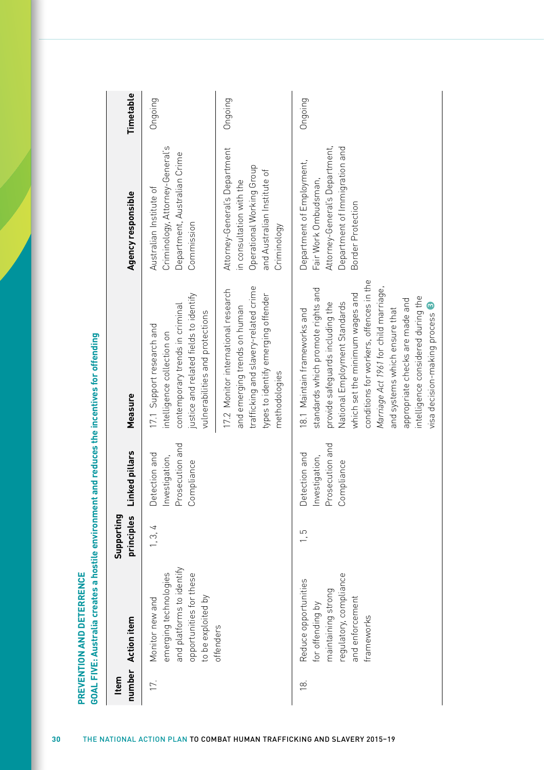## PREVENTION AND DETERRENCE

### GOAL FIVE: Australia creates a hostile environment and reduces the incentives for offending

| Item number | Action item | Supporting principles | Linked pillars | Measure | Agency responsible | Timetable |
|---|---|---|---|---|---|---|
| 17. | Monitor new and emerging technologies and platforms to identify opportunities for these to be exploited by offenders | 1, 3, 4 | Detection and Investigation, Prosecution and Compliance | 17.1 Support research and intelligence collection on contemporary trends in criminal justice and related fields to identify vulnerabilities and protections | Australian Institute of Criminology, Attorney-General's Department, Australian Crime Commission | Ongoing |
| | | | | 17.2 Monitor international research and emerging trends on human trafficking and slavery-related crime types to identify emerging offender methodologies | Attorney-General's Department in consultation with the Operational Working Group and Australian Institute of Criminology | Ongoing |
| 18. | Reduce opportunities for offending by maintaining strong regulatory, compliance and enforcement frameworks | 1, 5 | Detection and Investigation, Prosecution and Compliance | 18.1 Maintain frameworks and standards which promote rights and provide safeguards including the National Employment Standards which set the minimum wages and conditions for workers, offences in the *Marriage Act 1961* for child marriage, and systems which ensure that appropriate checks are made and intelligence considered during the visa decision-making process 3 | Department of Employment, Fair Work Ombudsman, Attorney-General's Department, Department of Immigration and Border Protection | Ongoing |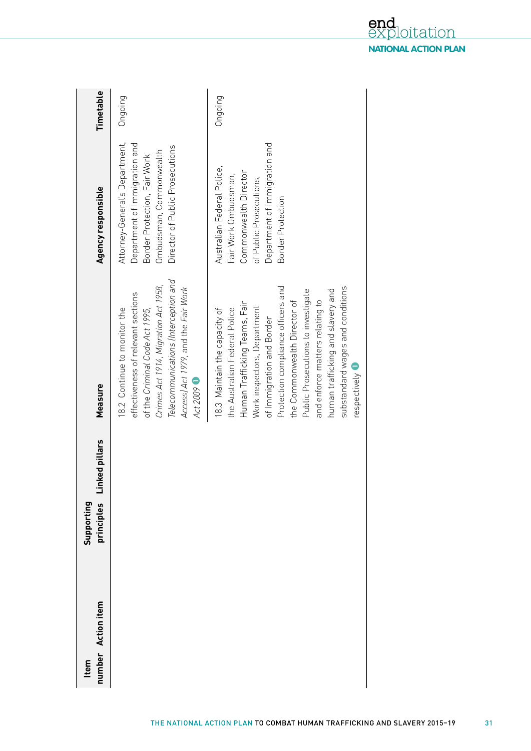| Item number | Action item | Supporting principles | Linked pillars | Measure | Agency responsible | Timetable |
|---|---|---|---|---|---|---|
| | | | | 18.2 Continue to monitor the effectiveness of relevant sections of the *Criminal Code Act 1995*, *Crimes Act 1914*, *Migration Act 1958*, *Telecommunications (Interception and Access) Act 1979*, and the *Fair Work Act 2009* 1 | Attorney-General's Department, Department of Immigration and Border Protection, Fair Work Ombudsman, Commonwealth Director of Public Prosecutions | Ongoing |
| | | | | 18.3 Maintain the capacity of the Australian Federal Police Human Trafficking Teams, Fair Work inspectors, Department of Immigration and Border Protection compliance officers and the Commonwealth Director of Public Prosecutions to investigate and enforce matters relating to human trafficking and slavery and substandard wages and conditions respectively 1 | Australian Federal Police, Fair Work Ombudsman, Commonwealth Director of Public Prosecutions, Department of Immigration and Border Protection | Ongoing |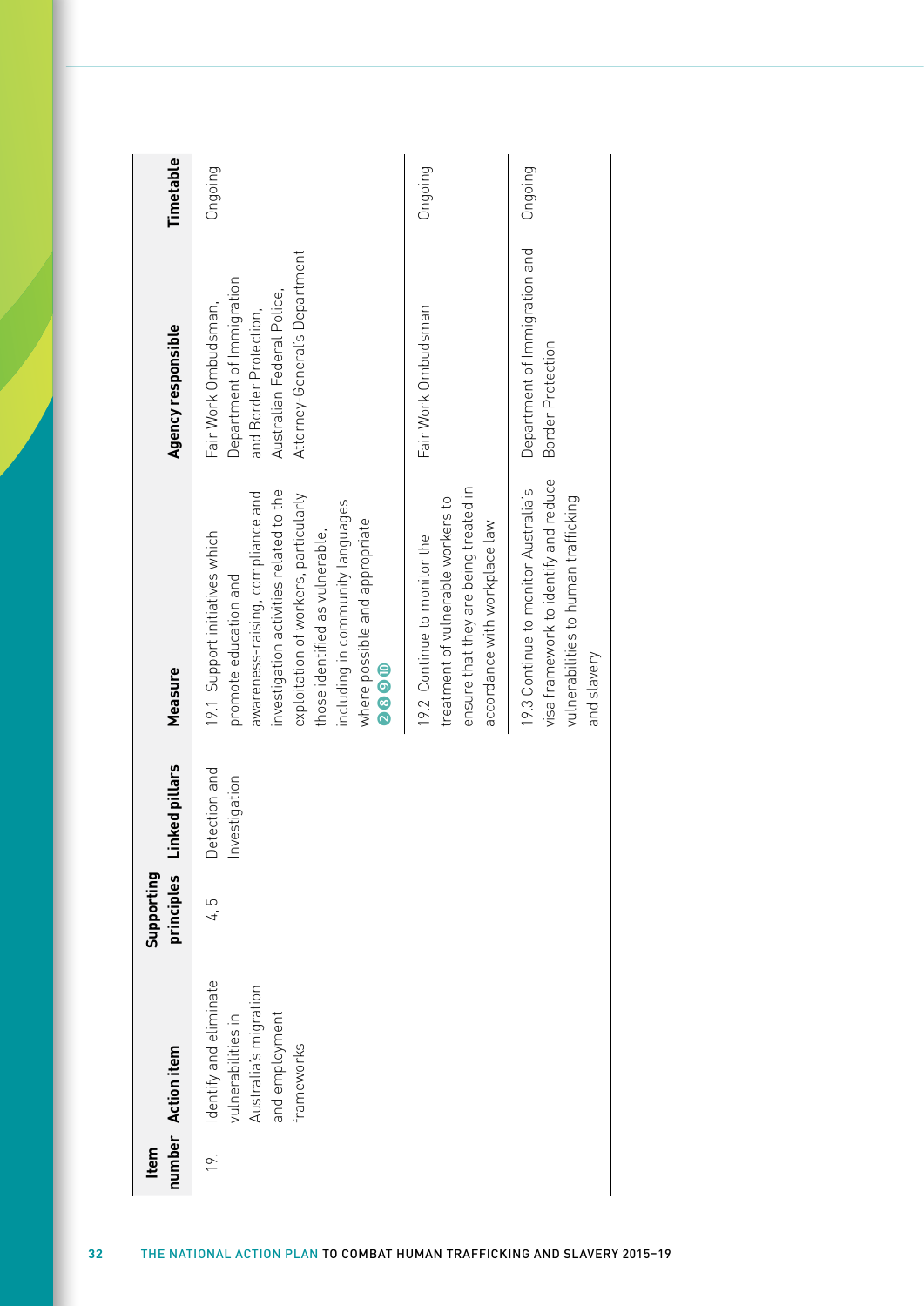| Item number | Action item | Supporting principles | Linked pillars | Measure | Agency responsible | Timetable |
|---|---|---|---|---|---|---|
| 19. | Identify and eliminate vulnerabilities in Australia's migration and employment frameworks | 4, 5 | Detection and Investigation | 19.1 Support initiatives which promote education and awareness-raising, compliance and investigation activities related to the exploitation of workers, particularly those identified as vulnerable, including in community languages where possible and appropriate 2 8 9 10 | Fair Work Ombudsman, Department of Immigration and Border Protection, Australian Federal Police, Attorney-General's Department | Ongoing |
| | | | | 19.2 Continue to monitor the treatment of vulnerable workers to ensure that they are being treated in accordance with workplace law | Fair Work Ombudsman | Ongoing |
| | | | | 19.3 Continue to monitor Australia's visa framework to identify and reduce vulnerabilities to human trafficking and slavery | Department of Immigration and Border Protection | Ongoing |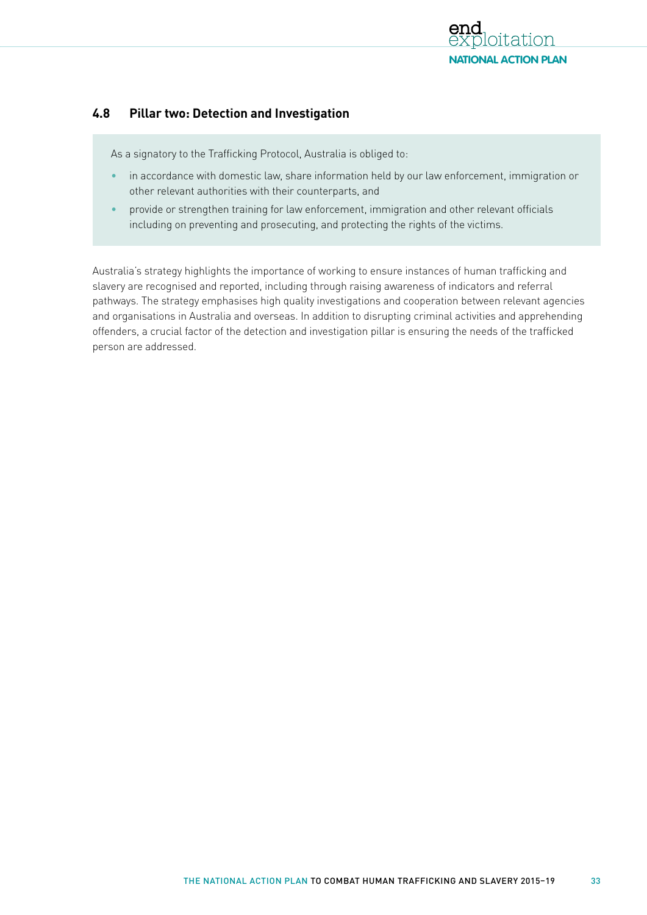## 4.8 Pillar two: Detection and Investigation

As a signatory to the Trafficking Protocol, Australia is obliged to:

- in accordance with domestic law, share information held by our law enforcement, immigration or other relevant authorities with their counterparts, and
- provide or strengthen training for law enforcement, immigration and other relevant officials including on preventing and prosecuting, and protecting the rights of the victims.

Australia's strategy highlights the importance of working to ensure instances of human trafficking and slavery are recognised and reported, including through raising awareness of indicators and referral pathways. The strategy emphasises high quality investigations and cooperation between relevant agencies and organisations in Australia and overseas. In addition to disrupting criminal activities and apprehending offenders, a crucial factor of the detection and investigation pillar is ensuring the needs of the trafficked person are addressed.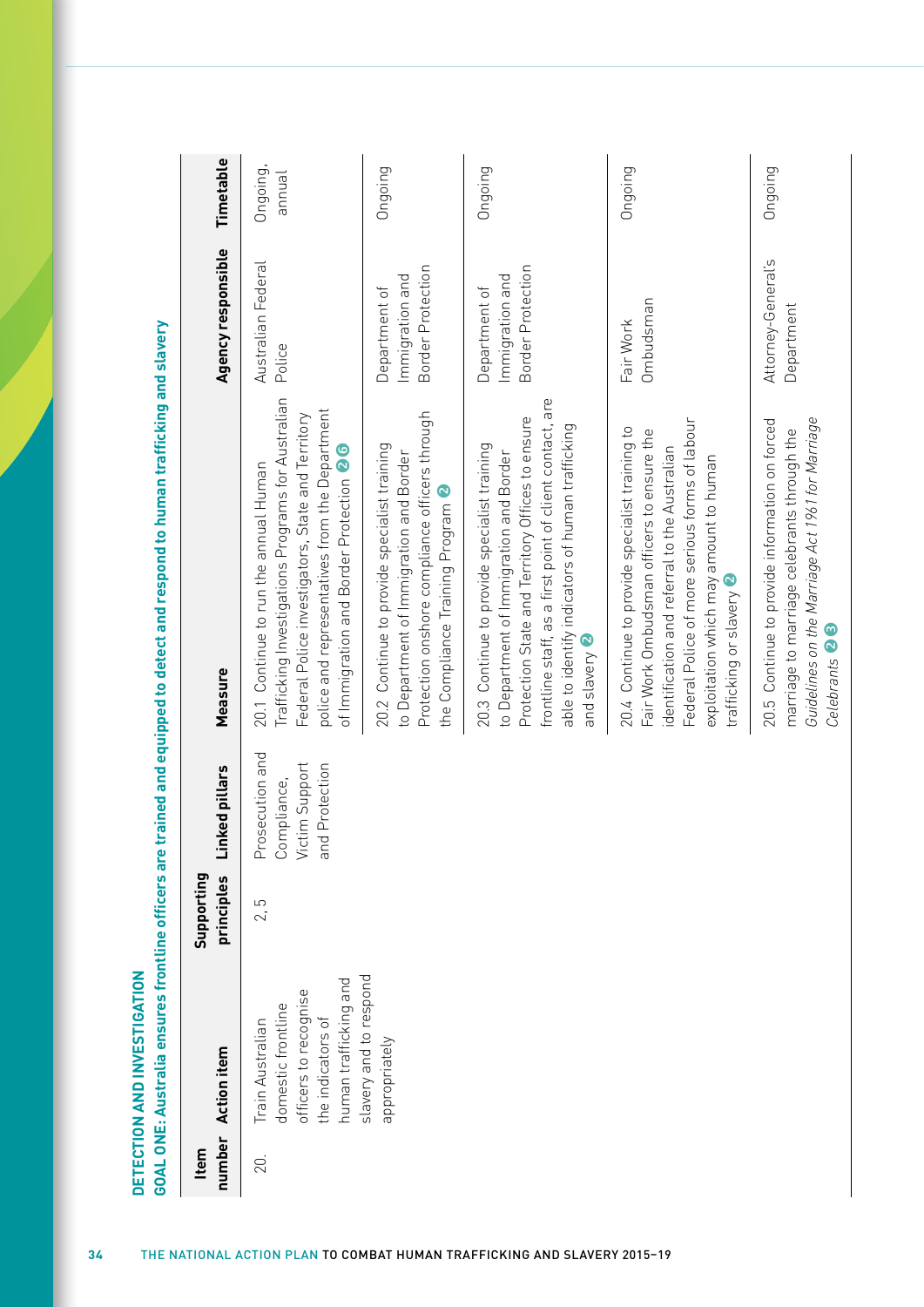## DETECTION AND INVESTIGATION

### GOAL ONE: Australia ensures frontline officers are trained and equipped to detect and respond to human trafficking and slavery

| Item number | Action item | Supporting principles | Linked pillars | Measure | Agency responsible | Timetable |
|---|---|---|---|---|---|---|
| 20. | Train Australian domestic frontline officers to recognise the indicators of human trafficking and slavery and to respond appropriately | 2, 5 | Prosecution and Compliance, Victim Support and Protection | 20.1 Continue to run the annual Human Trafficking Investigations Programs for Australian Federal Police investigators, State and Territory police and representatives from the Department of Immigration and Border Protection 2 6 | Australian Federal Police | Ongoing, annual |
| | | | | 20.2 Continue to provide specialist training to Department of Immigration and Border Protection onshore compliance officers through the Compliance Training Program 2 | Department of Immigration and Border Protection | Ongoing |
| | | | | 20.3 Continue to provide specialist training to Department of Immigration and Border Protection State and Territory Offices to ensure frontline staff, as a first point of client contact, are able to identify indicators of human trafficking and slavery 2 | Department of Immigration and Border Protection | Ongoing |
| | | | | 20.4 Continue to provide specialist training to Fair Work Ombudsman officers to ensure the identification and referral to the Australian Federal Police of more serious forms of labour exploitation which may amount to human trafficking or slavery 2 | Fair Work Ombudsman | Ongoing |
| | | | | 20.5 Continue to provide information on forced marriage to marriage celebrants through the *Guidelines on the Marriage Act 1961 for Marriage Celebrants* 2 3 | Attorney-General's Department | Ongoing |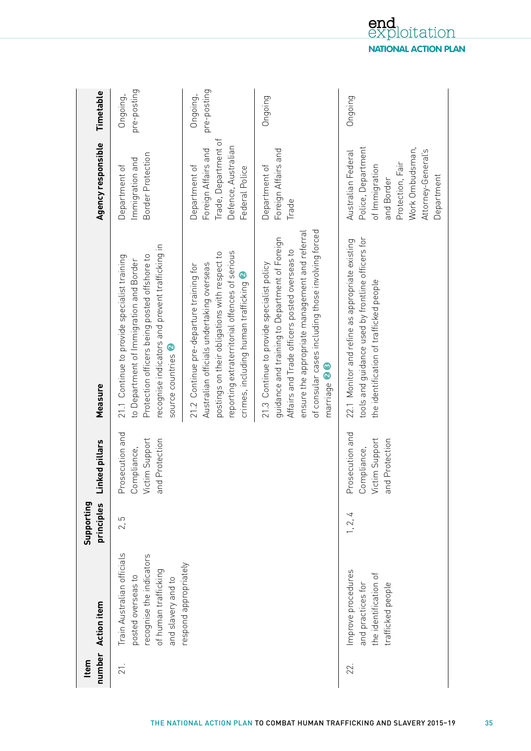| Item number | Action item | Supporting principles | Linked pillars | Measure | Agency responsible | Timetable |
|---|---|---|---|---|---|---|
| 21. | Train Australian officials posted overseas to recognise the indicators of human trafficking and slavery and to respond appropriately | 2, 5 | Prosecution and Compliance, Victim Support and Protection | 21.1 Continue to provide specialist training to Department of Immigration and Border Protection officers being posted offshore to recognise indicators and prevent trafficking in source countries 2 | Department of Immigration and Border Protection | Ongoing, pre-posting |
| | | | | 21.2 Continue pre-departure training for Australian officials undertaking overseas postings on their obligations with respect to reporting extraterritorial offences of serious crimes, including human trafficking 2 | Department of Foreign Affairs and Trade, Department of Defence, Australian Federal Police | Ongoing, pre-posting |
| | | | | 21.3 Continue to provide specialist policy guidance and training to Department of Foreign Affairs and Trade officers posted overseas to ensure the appropriate management and referral of consular cases including those involving forced marriage 2 3 | Department of Foreign Affairs and Trade | Ongoing |
| 22. | Improve procedures and practices for the identification of trafficked people | 1, 2, 4 | Prosecution and Compliance, Victim Support and Protection | 22.1 Monitor and refine as appropriate existing tools and guidance used by frontline officers for the identification of trafficked people | Australian Federal Police, Department of Immigration and Border Protection, Fair Work Ombudsman, Attorney-General's Department | Ongoing |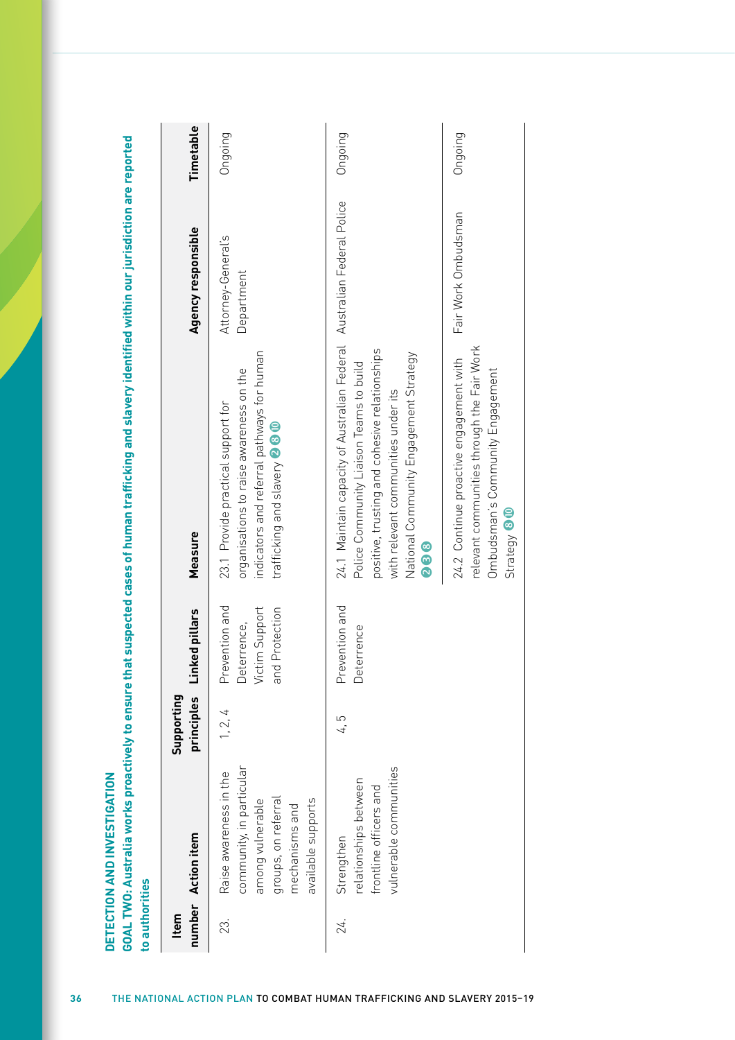## DETECTION AND INVESTIGATION

**GOAL TWO: Australia works proactively to ensure that suspected cases of human trafficking and slavery identified within our jurisdiction are reported to authorities**

| Item number | Action item | Supporting principles | Linked pillars | Measure | Agency responsible | Timetable |
|---|---|---|---|---|---|---|
| 23. | Raise awareness in the community, in particular among vulnerable groups, on referral mechanisms and available supports | 1, 2, 4 | Prevention and Deterrence, Victim Support and Protection | 23.1 Provide practical support for organisations to raise awareness on the indicators and referral pathways for human trafficking and slavery 2 8 10 | Attorney-General's Department | Ongoing |
| 24. | Strengthen relationships between frontline officers and vulnerable communities | 4, 5 | Prevention and Deterrence | 24.1 Maintain capacity of Australian Federal Police Community Liaison Teams to build positive, trusting and cohesive relationships with relevant communities under its National Community Engagement Strategy 2 3 8 | Australian Federal Police | Ongoing |
| | | | | 24.2 Continue proactive engagement with relevant communities through the Fair Work Ombudsman's Community Engagement Strategy 8 10 | Fair Work Ombudsman | Ongoing |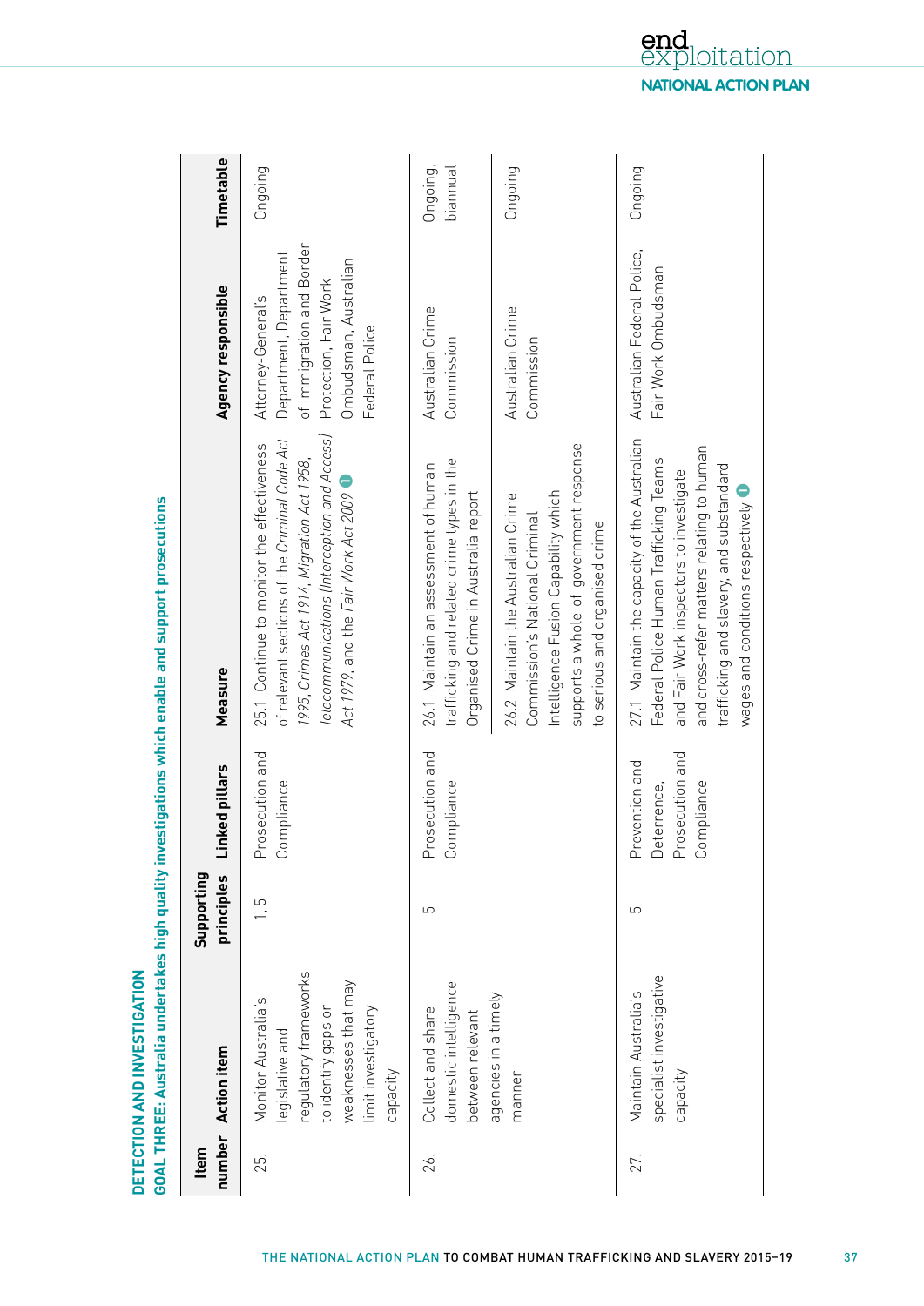## DETECTION AND INVESTIGATION

### GOAL THREE: Australia undertakes high quality investigations which enable and support prosecutions

| Item number | Action item | Supporting principles | Linked pillars | Measure | Agency responsible | Timetable |
|---|---|---|---|---|---|---|
| 25. | Monitor Australia's legislative and regulatory frameworks to identify gaps or weaknesses that may limit investigatory capacity | 1, 5 | Prosecution and Compliance | 25.1 Continue to monitor the effectiveness of relevant sections of the *Criminal Code Act 1995*, *Crimes Act 1914*, *Migration Act 1958*, *Telecommunications (Interception and Access) Act 1979*, and the *Fair Work Act 2009* | Attorney-General's Department, Department of Immigration and Border Protection, Fair Work Ombudsman, Australian Federal Police | Ongoing |
| 26. | Collect and share domestic intelligence between relevant agencies in a timely manner | 5 | Prosecution and Compliance | 26.1 Maintain an assessment of human trafficking and related crime types in the Organised Crime in Australia report | Australian Crime Commission | Ongoing, biannual |
| | | | | 26.2 Maintain the Australian Crime Commission's National Criminal Intelligence Fusion Capability which supports a whole-of-government response to serious and organised crime | Australian Crime Commission | Ongoing |
| 27. | Maintain Australia's specialist investigative capacity | 5 | Prevention and Deterrence, Prosecution and Compliance | 27.1 Maintain the capacity of the Australian Federal Police Human Trafficking Teams and Fair Work inspectors to investigate and cross-refer matters relating to human trafficking and slavery, and substandard wages and conditions respectively | Australian Federal Police, Fair Work Ombudsman | Ongoing |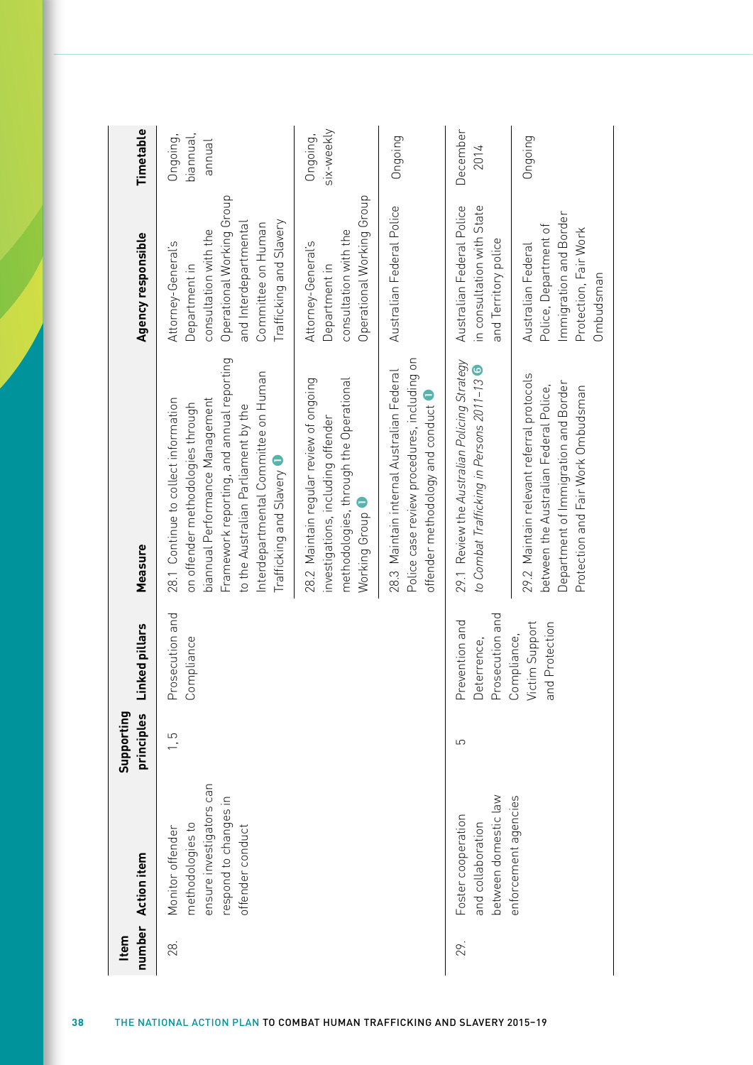| Item number | Action item | Supporting principles | Linked pillars | Measure | Agency responsible | Timetable |
|---|---|---|---|---|---|---|
| 28. | Monitor offender methodologies to ensure investigators can respond to changes in offender conduct | 1, 5 | Prosecution and Compliance | 28.1 Continue to collect information on offender methodologies through biannual Performance Management Framework reporting, and annual reporting to the Australian Parliament by the Interdepartmental Committee on Human Trafficking and Slavery 1 | Attorney-General's Department in consultation with the Operational Working Group and Interdepartmental Committee on Human Trafficking and Slavery | Ongoing, biannual, annual |
| | | | | 28.2 Maintain regular review of ongoing investigations, including offender methodologies, through the Operational Working Group 1 | Attorney-General's Department in consultation with the Operational Working Group | Ongoing, six-weekly |
| | | | | 28.3 Maintain internal Australian Federal Police case review procedures, including on offender methodology and conduct 1 | Australian Federal Police | Ongoing |
| 29. | Foster cooperation and collaboration between domestic law enforcement agencies | 5 | Prevention and Deterrence, Prosecution and Compliance, Victim Support and Protection | 29.1 Review the *Australian Policing Strategy to Combat Trafficking in Persons 2011–13* 6 | Australian Federal Police in consultation with State and Territory police | December 2014 |
| | | | | 29.2 Maintain relevant referral protocols between the Australian Federal Police, Department of Immigration and Border Protection and Fair Work Ombudsman | Australian Federal Police, Department of Immigration and Border Protection, Fair Work Ombudsman | Ongoing |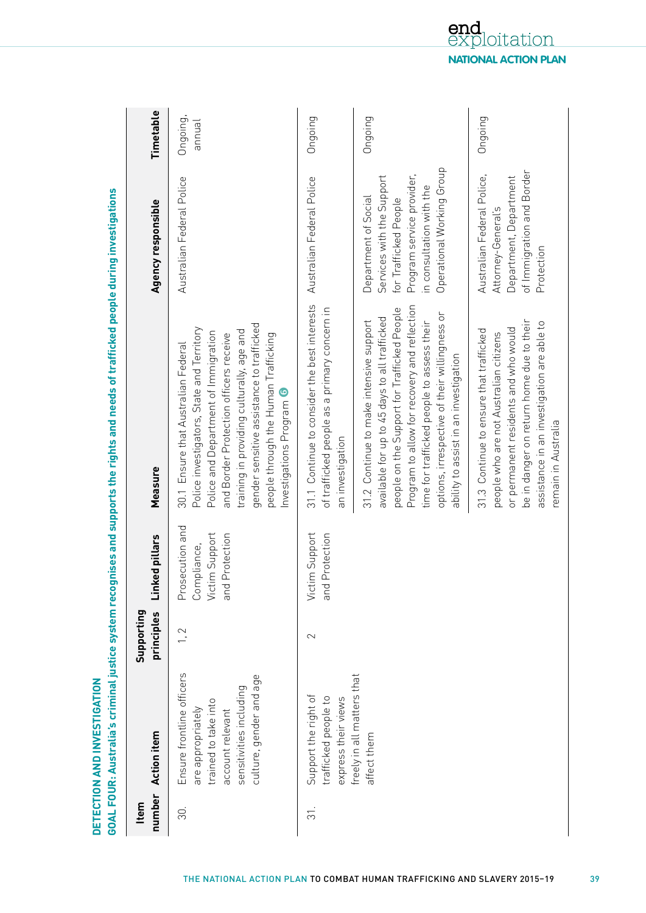## DETECTION AND INVESTIGATION

### GOAL FOUR: Australia's criminal justice system recognises and supports the rights and needs of trafficked people during investigations

| Item number | Action item | Supporting principles | Linked pillars | Measure | Agency responsible | Timetable |
|---|---|---|---|---|---|---|
| 30. | Ensure frontline officers are appropriately trained to take into account relevant sensitivities including culture, gender and age | 1, 2 | Prosecution and Compliance, Victim Support and Protection | 30.1 Ensure that Australian Federal Police investigators, State and Territory Police and Department of Immigration and Border Protection officers receive training in providing culturally, age and gender sensitive assistance to trafficked people through the Human Trafficking Investigations Program 6 | Australian Federal Police | Ongoing, annual |
| 31. | Support the right of trafficked people to express their views freely in all matters that affect them | 2 | Victim Support and Protection | 31.1 Continue to consider the best interests of trafficked people as a primary concern in an investigation | Australian Federal Police | Ongoing |
| | | | | 31.2 Continue to make intensive support available for up to 45 days to all trafficked people on the Support for Trafficked People Program to allow for recovery and reflection time for trafficked people to assess their options, irrespective of their willingness or ability to assist in an investigation | Department of Social Services with the Support for Trafficked People Program service provider, in consultation with the Operational Working Group | Ongoing |
| | | | | 31.3 Continue to ensure that trafficked people who are not Australian citizens or permanent residents and who would be in danger on return home due to their assistance in an investigation are able to remain in Australia | Australian Federal Police, Attorney-General's Department, Department of Immigration and Border Protection | Ongoing |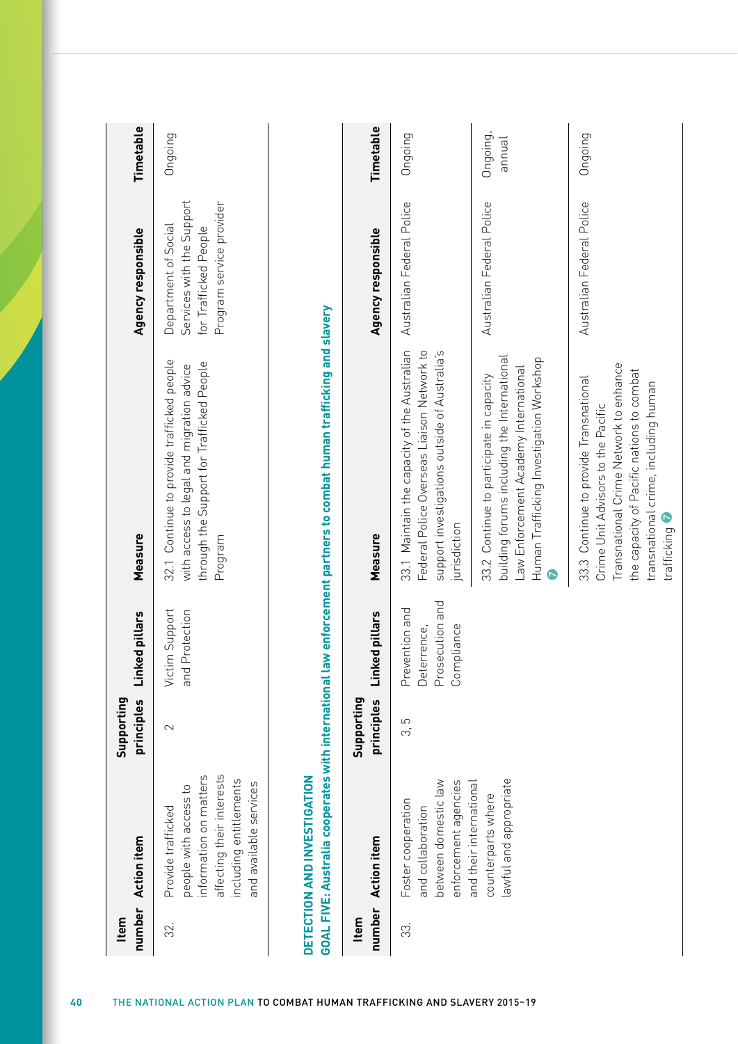| Item number | Action item | Supporting principles | Linked pillars | Measure | Agency responsible | Timetable |
|---|---|---|---|---|---|---|
| 32. | Provide trafficked people with access to information on matters affecting their interests including entitlements and available services | 2 | Victim Support and Protection | 32.1 Continue to provide trafficked people with access to legal and migration advice through the Support for Trafficked People Program | Department of Social Services with the Support for Trafficked People Program service provider | Ongoing |

## DETECTION AND INVESTIGATION

### GOAL FIVE: Australia cooperates with international law enforcement partners to combat human trafficking and slavery

| Item number | Action item | Supporting principles | Linked pillars | Measure | Agency responsible | Timetable |
|---|---|---|---|---|---|---|
| 33. | Foster cooperation and collaboration between domestic law enforcement agencies and their international counterparts where lawful and appropriate | 3, 5 | Prevention and Deterrence, Prosecution and Compliance | 33.1 Maintain the capacity of the Australian Federal Police Overseas Liaison Network to support investigations outside of Australia's jurisdiction | Australian Federal Police | Ongoing |
| | | | | 33.2 Continue to participate in capacity building forums including the International Law Enforcement Academy International Human Trafficking Investigation Workshop 7 | Australian Federal Police | Ongoing, annual |
| | | | | 33.3 Continue to provide Transnational Crime Unit Advisors to the Pacific Transnational Crime Network to enhance the capacity of Pacific nations to combat transnational crime, including human trafficking 7 | Australian Federal Police | Ongoing |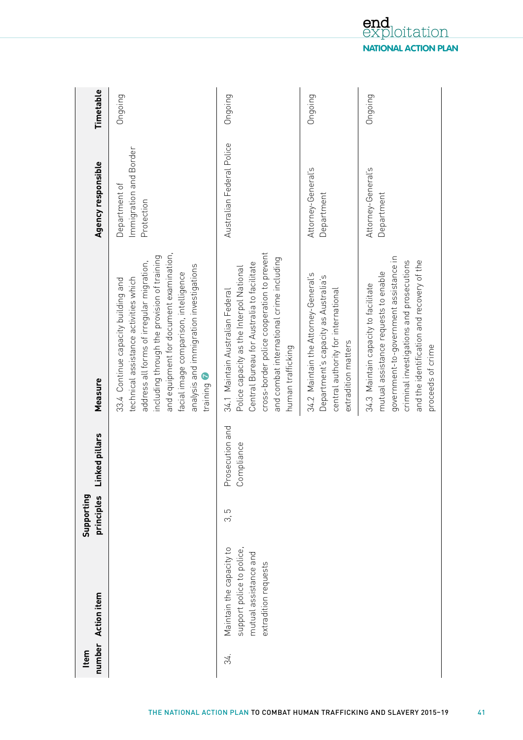| Item number | Action item | Supporting principles | Linked pillars | Measure | Agency responsible | Timetable |
|---|---|---|---|---|---|---|
| | | | | 33.4 Continue capacity building and technical assistance activities which address all forms of irregular migration, including through the provision of training and equipment for document examination, facial image comparison, intelligence analysis and immigration investigations training 7 | Department of Immigration and Border Protection | Ongoing |
| 34. | Maintain the capacity to support police to police, mutual assistance and extradition requests | 3, 5 | Prosecution and Compliance | 34.1 Maintain Australian Federal Police capacity as the Interpol National Central Bureau for Australia to facilitate cross-border police cooperation to prevent and combat international crime including human trafficking | Australian Federal Police | Ongoing |
| | | | | 34.2 Maintain the Attorney-General's Department's capacity as Australia's central authority for international extradition matters | Attorney-General's Department | Ongoing |
| | | | | 34.3 Maintain capacity to facilitate mutual assistance requests to enable government-to-government assistance in criminal investigations and prosecutions and the identification and recovery of the proceeds of crime | Attorney-General's Department | Ongoing |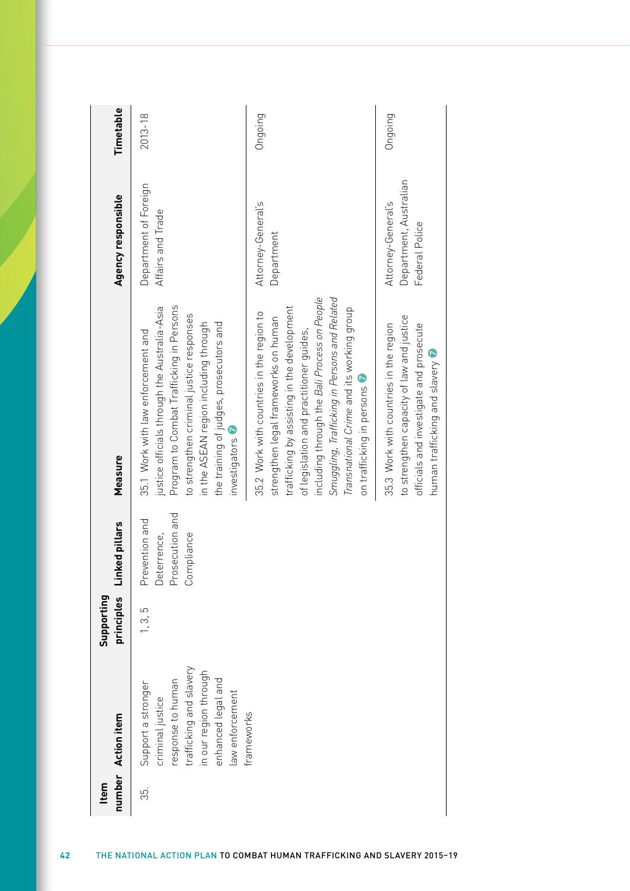| Item number | Action item | Supporting principles | Linked pillars | Measure | Agency responsible | Timetable |
|---|---|---|---|---|---|---|
| 35. | Support a stronger criminal justice response to human trafficking and slavery in our region through enhanced legal and law enforcement frameworks | 1, 3, 5 | Prevention and Deterrence, Prosecution and Compliance | 35.1 Work with law enforcement and justice officials through the Australia-Asia Program to Combat Trafficking in Persons to strengthen criminal justice responses in the ASEAN region including through the training of judges, prosecutors and investigators 7 | Department of Foreign Affairs and Trade | 2013-18 |
| | | | | 35.2 Work with countries in the region to strengthen legal frameworks on human trafficking by assisting in the development of legislation and practitioner guides, including through the *Bali Process on People Smuggling, Trafficking in Persons and Related Transnational Crime* and its working group on trafficking in persons 7 | Attorney-General's Department | Ongoing |
| | | | | 35.3 Work with countries in the region to strengthen capacity of law and justice officials and investigate and prosecute human trafficking and slavery 7 | Attorney-General's Department, Australian Federal Police | Ongoing |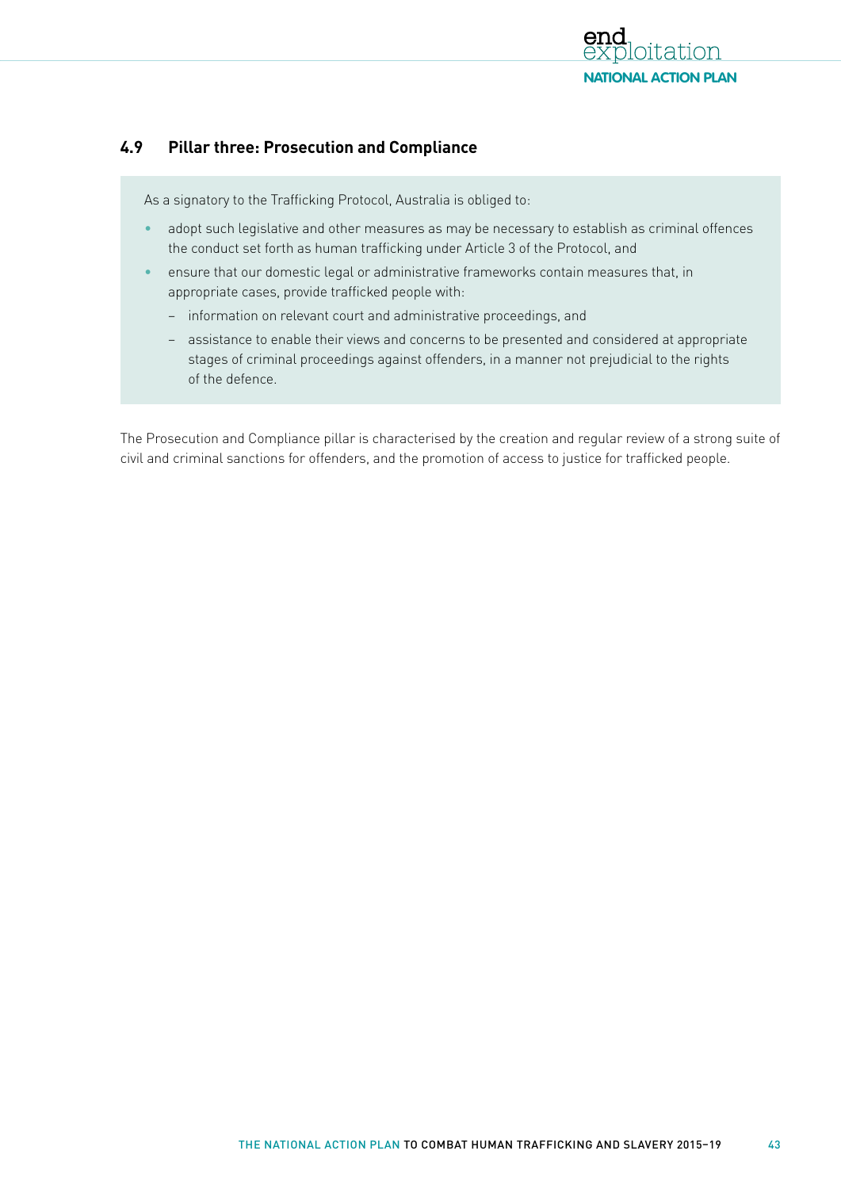## 4.9 Pillar three: Prosecution and Compliance

As a signatory to the Trafficking Protocol, Australia is obliged to:

- adopt such legislative and other measures as may be necessary to establish as criminal offences the conduct set forth as human trafficking under Article 3 of the Protocol, and
- ensure that our domestic legal or administrative frameworks contain measures that, in appropriate cases, provide trafficked people with:
  - information on relevant court and administrative proceedings, and
  - assistance to enable their views and concerns to be presented and considered at appropriate stages of criminal proceedings against offenders, in a manner not prejudicial to the rights of the defence.

The Prosecution and Compliance pillar is characterised by the creation and regular review of a strong suite of civil and criminal sanctions for offenders, and the promotion of access to justice for trafficked people.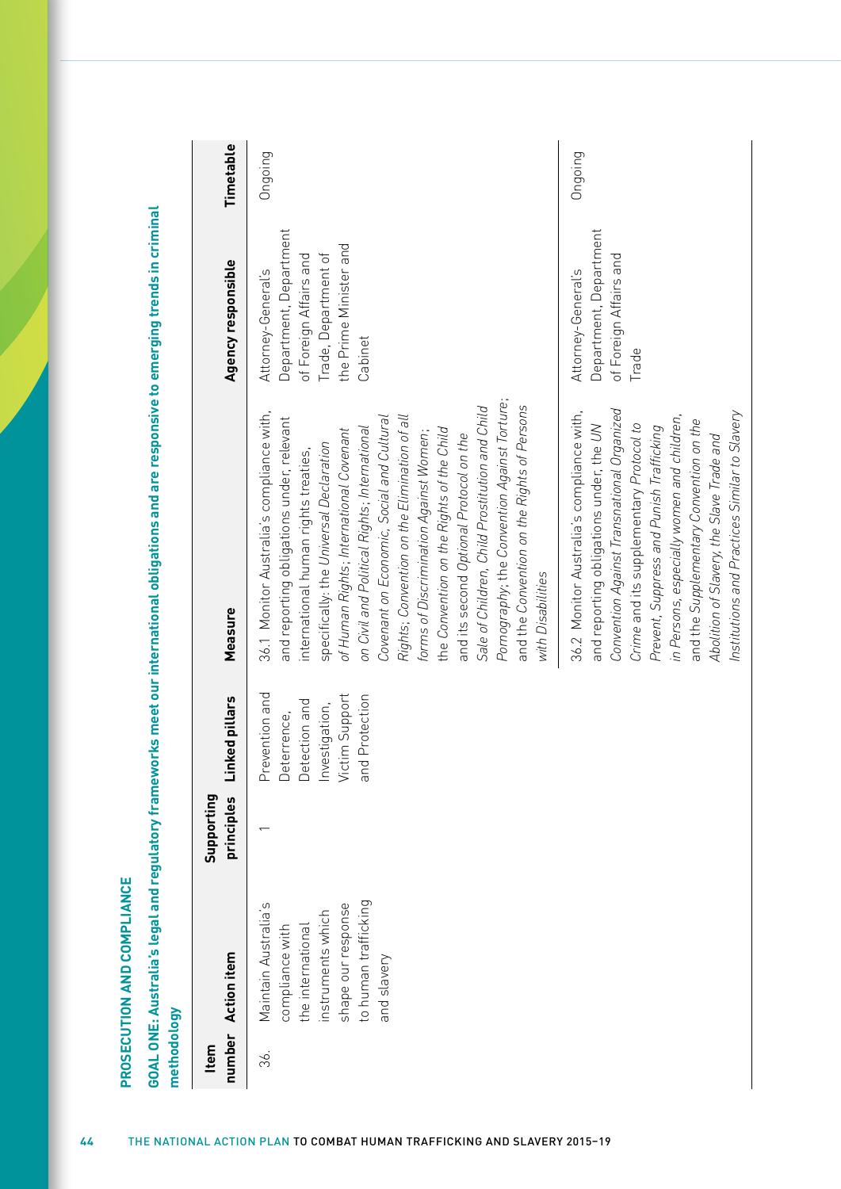## PROSECUTION AND COMPLIANCE

**GOAL ONE: Australia's legal and regulatory frameworks meet our international obligations and are responsive to emerging trends in criminal methodology**

| Item number | Action item | Supporting principles | Linked pillars | Measure | Agency responsible | Timetable |
|---|---|---|---|---|---|---|
| 36. | Maintain Australia's compliance with the international instruments which shape our response to human trafficking and slavery | 1 | Prevention and Deterrence, Detection and Investigation, Victim Support and Protection | 36.1 Monitor Australia's compliance with, and reporting obligations under, relevant international human rights treaties, specifically: the *Universal Declaration of Human Rights*; *International Covenant on Civil and Political Rights*; *International Covenant on Economic, Social and Cultural Rights*; *Convention on the Elimination of all forms of Discrimination Against Women*; the *Convention on the Rights of the Child* and its second *Optional Protocol on the Sale of Children, Child Prostitution and Child Pornography*; the *Convention Against Torture*; and the *Convention on the Rights of Persons with Disabilities* | Attorney-General's Department, Department of Foreign Affairs and Trade, Department of the Prime Minister and Cabinet | Ongoing |
| | | | | 36.2 Monitor Australia's compliance with, and reporting obligations under, the *UN Convention Against Transnational Organized Crime* and its supplementary *Protocol to Prevent, Suppress and Punish Trafficking in Persons, especially women and children*, and the *Supplementary Convention on the Abolition of Slavery, the Slave Trade and Institutions and Practices Similar to Slavery* | Attorney-General's Department, Department of Foreign Affairs and Trade | Ongoing |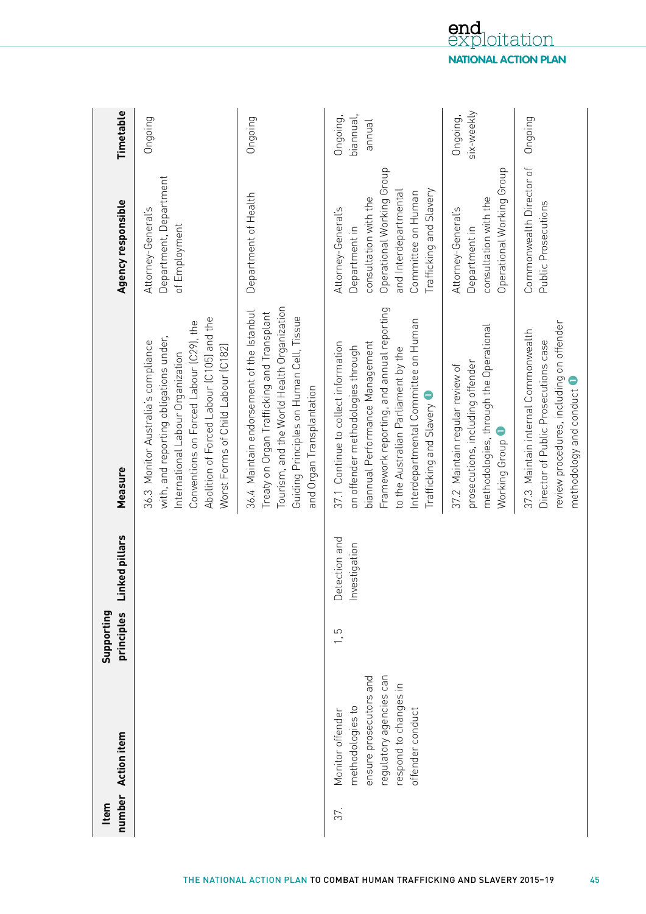| Item number | Action item | Supporting principles | Linked pillars | Measure | Agency responsible | Timetable |
|---|---|---|---|---|---|---|
| | | | | 36.3 Monitor Australia's compliance with, and reporting obligations under, International Labour Organization Conventions on Forced Labour (C29), the Abolition of Forced Labour (C105) and the Worst Forms of Child Labour (C182) | Attorney-General's Department, Department of Employment | Ongoing |
| | | | | 36.4 Maintain endorsement of the Istanbul Treaty on Organ Trafficking and Transplant Tourism, and the World Health Organization Guiding Principles on Human Cell, Tissue and Organ Transplantation | Department of Health | Ongoing |
| 37. | Monitor offender methodologies to ensure prosecutors and regulatory agencies can respond to changes in offender conduct | 1,5 | Detection and Investigation | 37.1 Continue to collect information on offender methodologies through biannual Performance Management Framework reporting, and annual reporting to the Australian Parliament by the Interdepartmental Committee on Human Trafficking and Slavery | Attorney-General's Department in consultation with the Operational Working Group and Interdepartmental Committee on Human Trafficking and Slavery | Ongoing, biannual, annual |
| | | | | 37.2 Maintain regular review of prosecutions, including offender methodologies, through the Operational Working Group | Attorney-General's Department in consultation with the Operational Working Group | Ongoing, six-weekly |
| | | | | 37.3 Maintain internal Commonwealth Director of Public Prosecutions case review procedures, including on offender methodology and conduct | Commonwealth Director of Public Prosecutions | Ongoing |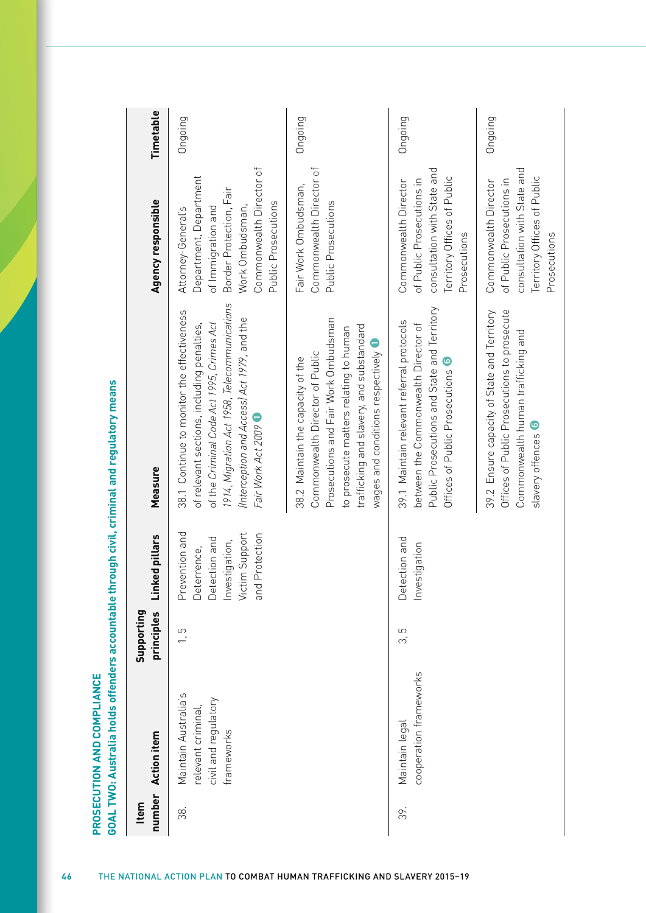## PROSECUTION AND COMPLIANCE

### GOAL TWO: Australia holds offenders accountable through civil, criminal and regulatory means

| Item number | Action item | Supporting principles | Linked pillars | Measure | Agency responsible | Timetable |
|---|---|---|---|---|---|---|
| 38. | Maintain Australia's relevant criminal, civil and regulatory frameworks | 1, 5 | Prevention and Deterrence, Detection and Investigation, Victim Support and Protection | 38.1 Continue to monitor the effectiveness of relevant sections, including penalties, of the *Criminal Code Act 1995*, *Crimes Act 1914*, *Migration Act 1958*, *Telecommunications (Interception and Access) Act 1979*, and the *Fair Work Act 2009* 1 | Attorney-General's Department, Department of Immigration and Border Protection, Fair Work Ombudsman, Commonwealth Director of Public Prosecutions | Ongoing |
| | | | | 38.2 Maintain the capacity of the Commonwealth Director of Public Prosecutions and Fair Work Ombudsman to prosecute matters relating to human trafficking and slavery, and substandard wages and conditions respectively 1 | Fair Work Ombudsman, Commonwealth Director of Public Prosecutions | Ongoing |
| 39. | Maintain legal cooperation frameworks | 3, 5 | Detection and Investigation | 39.1 Maintain relevant referral protocols between the Commonwealth Director of Public Prosecutions and State and Territory Offices of Public Prosecutions 6 | Commonwealth Director of Public Prosecutions in consultation with State and Territory Offices of Public Prosecutions | Ongoing |
| | | | | 39.2 Ensure capacity of State and Territory Offices of Public Prosecutions to prosecute Commonwealth human trafficking and slavery offences 6 | Commonwealth Director of Public Prosecutions in consultation with State and Territory Offices of Public Prosecutions | Ongoing |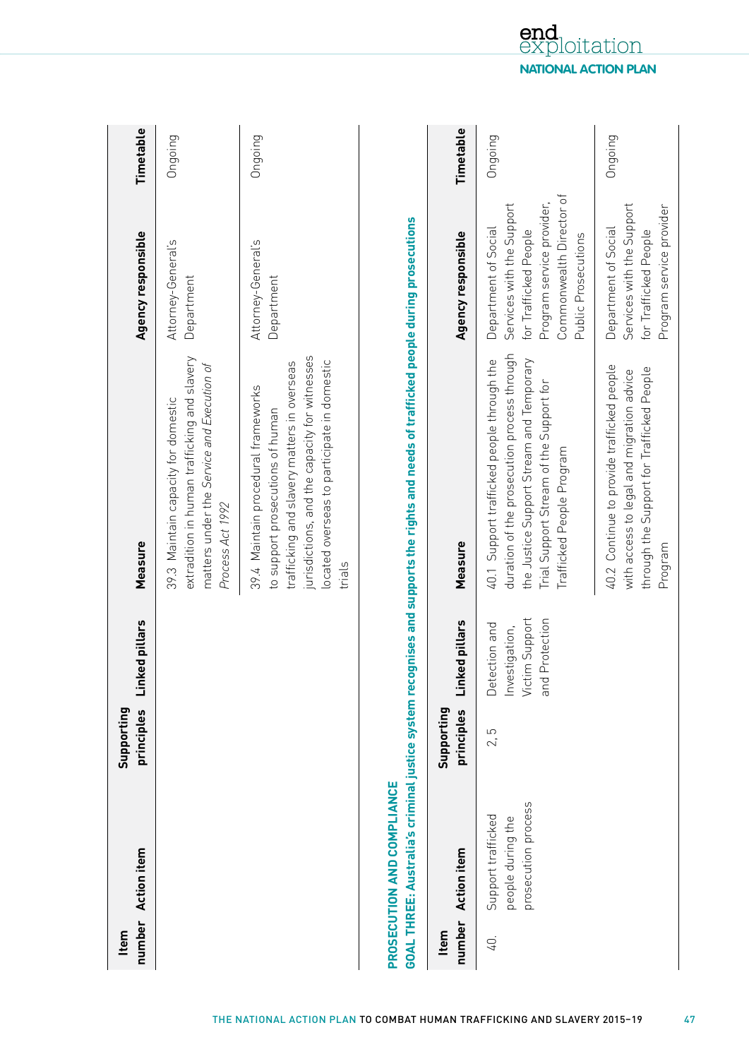| Item number | Action item | Supporting principles | Linked pillars | Measure | Agency responsible | Timetable |
|---|---|---|---|---|---|---|
| | | | | 39.3 Maintain capacity for domestic extradition in human trafficking and slavery matters under the *Service and Execution of Process Act 1992* | Attorney-General's Department | Ongoing |
| | | | | 39.4 Maintain procedural frameworks to support prosecutions of human trafficking and slavery matters in overseas jurisdictions, and the capacity for witnesses located overseas to participate in domestic trials | Attorney-General's Department | Ongoing |

## PROSECUTION AND COMPLIANCE

### GOAL THREE: Australia's criminal justice system recognises and supports the rights and needs of trafficked people during prosecutions

| Item number | Action item | Supporting principles | Linked pillars | Measure | Agency responsible | Timetable |
|---|---|---|---|---|---|---|
| 40. | Support trafficked people during the prosecution process | 2, 5 | Detection and Investigation, Victim Support and Protection | 40.1 Support trafficked people through the duration of the prosecution process through the Justice Support Stream and Temporary Trial Support Stream of the Support for Trafficked People Program | Department of Social Services with the Support for Trafficked People Program service provider, Commonwealth Director of Public Prosecutions | Ongoing |
| | | | | 40.2 Continue to provide trafficked people with access to legal and migration advice through the Support for Trafficked People Program | Department of Social Services with the Support for Trafficked People Program service provider | Ongoing |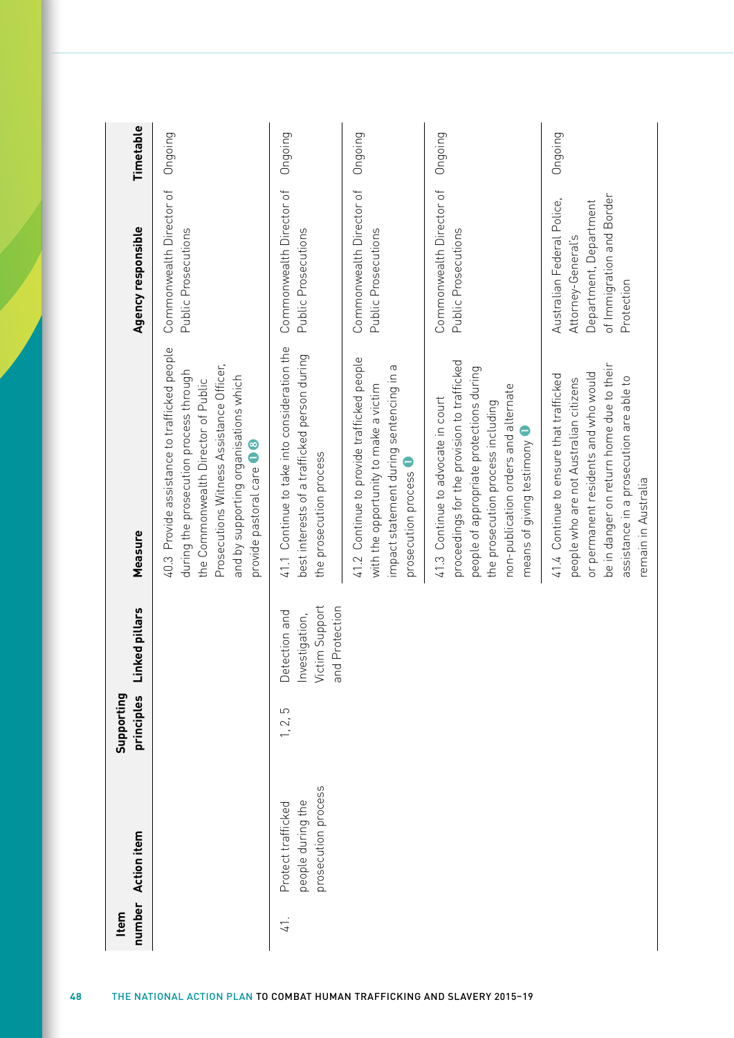| Item number | Action item | Supporting principles | Linked pillars | Measure | Agency responsible | Timetable |
|---|---|---|---|---|---|---|
| | | | | 40.3 Provide assistance to trafficked people during the prosecution process through the Commonwealth Director of Public Prosecutions Witness Assistance Officer, and by supporting organisations which provide pastoral care 1 8 | Commonwealth Director of Public Prosecutions | Ongoing |
| 41. | Protect trafficked people during the prosecution process | 1, 2, 5 | Detection and Investigation, Victim Support and Protection | 41.1 Continue to take into consideration the best interests of a trafficked person during the prosecution process | Commonwealth Director of Public Prosecutions | Ongoing |
| | | | | 41.2 Continue to provide trafficked people with the opportunity to make a victim impact statement during sentencing in a prosecution process 1 | Commonwealth Director of Public Prosecutions | Ongoing |
| | | | | 41.3 Continue to advocate in court proceedings for the provision to trafficked people of appropriate protections during the prosecution process including non-publication orders and alternate means of giving testimony 1 | Commonwealth Director of Public Prosecutions | Ongoing |
| | | | | 41.4 Continue to ensure that trafficked people who are not Australian citizens or permanent residents and who would be in danger on return home due to their assistance in a prosecution are able to remain in Australia | Australian Federal Police, Attorney-General's Department, Department of Immigration and Border Protection | Ongoing |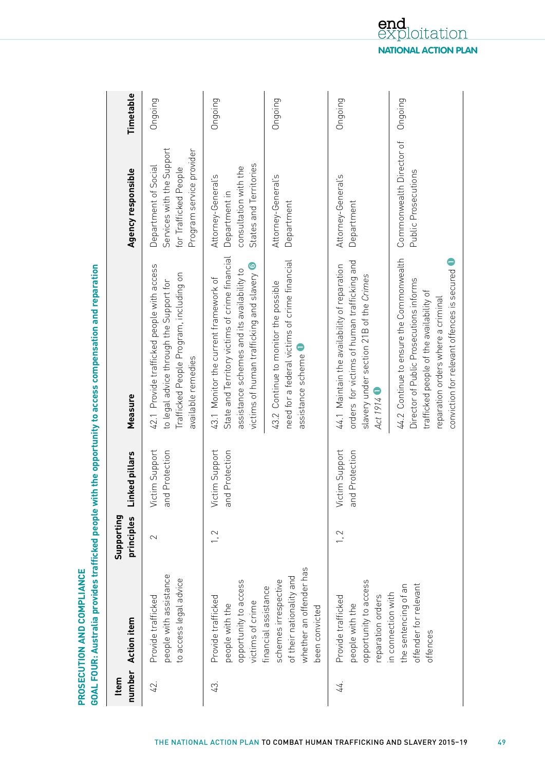## PROSECUTION AND COMPLIANCE

### GOAL FOUR: Australia provides trafficked people with the opportunity to access compensation and reparation

| Item number | Action item | Supporting principles | Linked pillars | Measure | Agency responsible | Timetable |
|---|---|---|---|---|---|---|
| 42. | Provide trafficked people with assistance to access legal advice | 2 | Victim Support and Protection | 42.1 Provide trafficked people with access to legal advice through the Support for Trafficked People Program, including on available remedies | Department of Social Services with the Support for Trafficked People Program service provider | Ongoing |
| 43. | Provide trafficked people with the opportunity to access victims of crime financial assistance schemes irrespective of their nationality and whether an offender has been convicted | 1, 2 | Victim Support and Protection | 43.1 Monitor the current framework of State and Territory victims of crime financial assistance schemes and its availability to victims of human trafficking and slavery 6 | Attorney-General's Department in consultation with the States and Territories | Ongoing |
| | | | | 43.2 Continue to monitor the possible need for a federal victims of crime financial assistance scheme 1 | Attorney-General's Department | Ongoing |
| 44. | Provide trafficked people with the opportunity to access reparation orders in connection with the sentencing of an offender for relevant offences | 1, 2 | Victim Support and Protection | 44.1 Maintain the availability of reparation orders for victims of human trafficking and slavery under section 21B of the *Crimes Act 1914* 1 | Attorney-General's Department | Ongoing |
| | | | | 44.2 Continue to ensure the Commonwealth Director of Public Prosecutions informs trafficked people of the availability of reparation orders where a criminal conviction for relevant offences is secured 1 | Commonwealth Director of Public Prosecutions | Ongoing |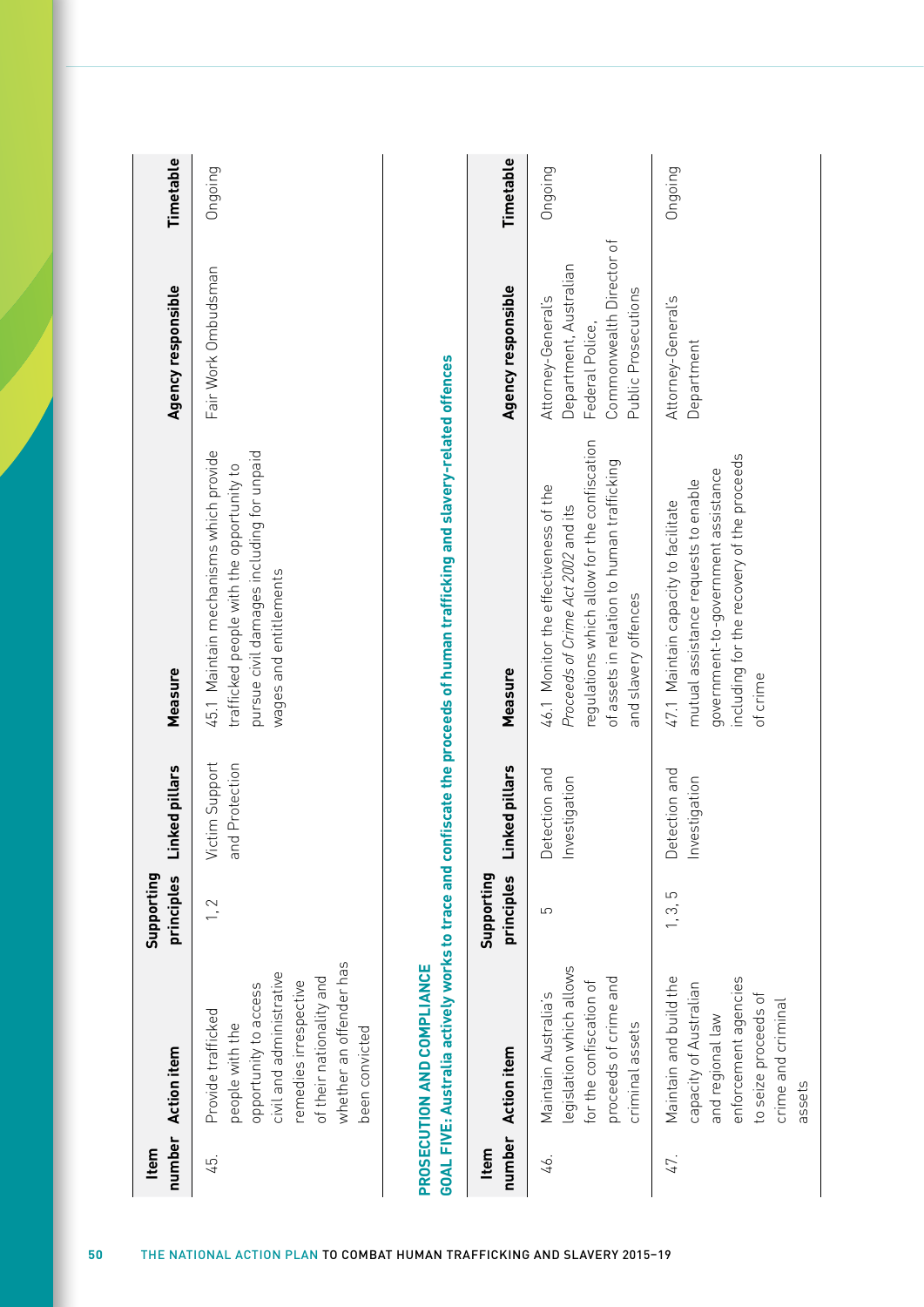| Item number | Action item | Supporting principles | Linked pillars | Measure | Agency responsible | Timetable |
|---|---|---|---|---|---|---|
| 45. | Provide trafficked people with the opportunity to access civil and administrative remedies irrespective of their nationality and whether an offender has been convicted | 1, 2 | Victim Support and Protection | 45.1 Maintain mechanisms which provide trafficked people with the opportunity to pursue civil damages including for unpaid wages and entitlements | Fair Work Ombudsman | Ongoing |

## PROSECUTION AND COMPLIANCE

### GOAL FIVE: Australia actively works to trace and confiscate the proceeds of human trafficking and slavery-related offences

| Item number | Action item | Supporting principles | Linked pillars | Measure | Agency responsible | Timetable |
|---|---|---|---|---|---|---|
| 46. | Maintain Australia's legislation which allows for the confiscation of proceeds of crime and criminal assets | 5 | Detection and Investigation | 46.1 Monitor the effectiveness of the *Proceeds of Crime Act 2002* and its regulations which allow for the confiscation of assets in relation to human trafficking and slavery offences | Attorney-General's Department, Australian Federal Police, Commonwealth Director of Public Prosecutions | Ongoing |
| 47. | Maintain and build the capacity of Australian and regional law enforcement agencies to seize proceeds of crime and criminal assets | 1, 3, 5 | Detection and Investigation | 47.1 Maintain capacity to facilitate mutual assistance requests to enable government-to-government assistance including for the recovery of the proceeds of crime | Attorney-General's Department | Ongoing |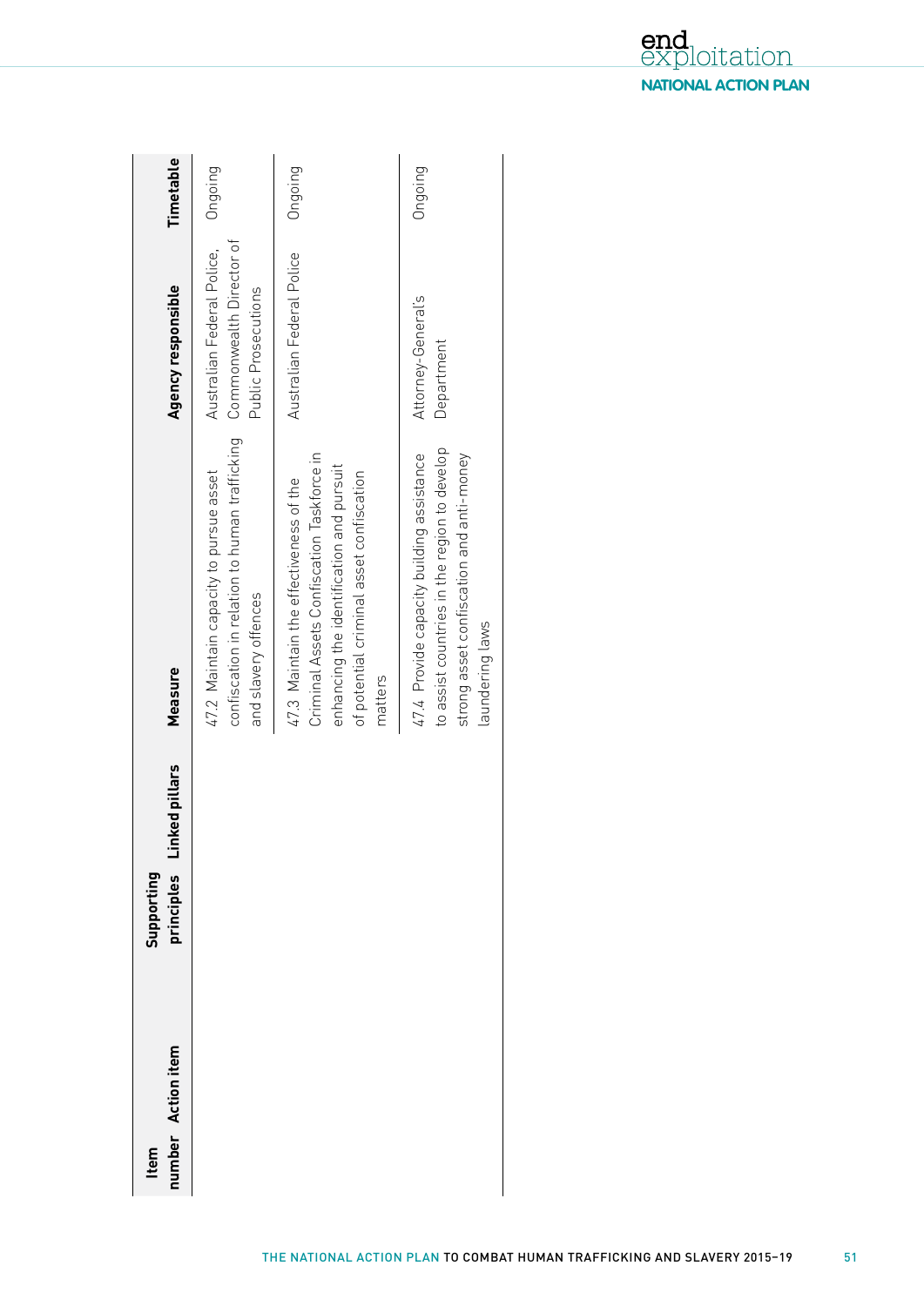| Item number | Action item | Supporting principles | Linked pillars | Measure | Agency responsible | Timetable |
|---|---|---|---|---|---|---|
| | | | | 47.2 Maintain capacity to pursue asset confiscation in relation to human trafficking and slavery offences | Australian Federal Police, Commonwealth Director of Public Prosecutions | Ongoing |
| | | | | 47.3 Maintain the effectiveness of the Criminal Assets Confiscation Taskforce in enhancing the identification and pursuit of potential criminal asset confiscation matters | Australian Federal Police | Ongoing |
| | | | | 47.4 Provide capacity building assistance to assist countries in the region to develop strong asset confiscation and anti-money laundering laws | Attorney-General's Department | Ongoing |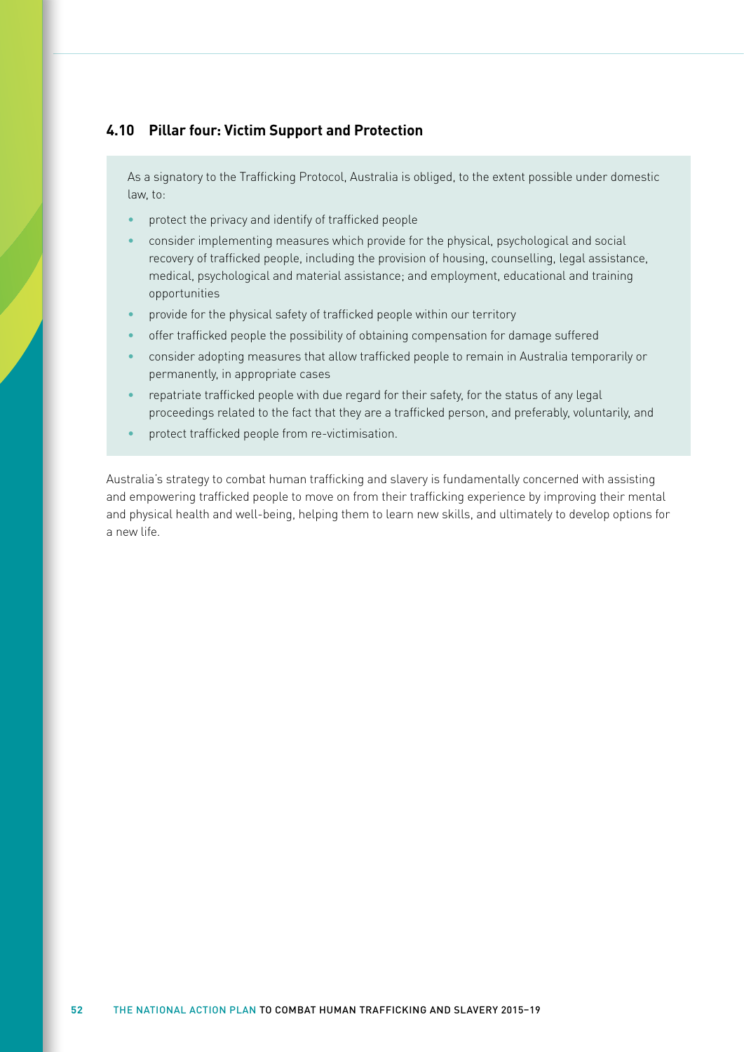## 4.10 Pillar four: Victim Support and Protection

As a signatory to the Trafficking Protocol, Australia is obliged, to the extent possible under domestic law, to:

- protect the privacy and identify of trafficked people
- consider implementing measures which provide for the physical, psychological and social recovery of trafficked people, including the provision of housing, counselling, legal assistance, medical, psychological and material assistance; and employment, educational and training opportunities
- provide for the physical safety of trafficked people within our territory
- offer trafficked people the possibility of obtaining compensation for damage suffered
- consider adopting measures that allow trafficked people to remain in Australia temporarily or permanently, in appropriate cases
- repatriate trafficked people with due regard for their safety, for the status of any legal proceedings related to the fact that they are a trafficked person, and preferably, voluntarily, and
- protect trafficked people from re-victimisation.

Australia's strategy to combat human trafficking and slavery is fundamentally concerned with assisting and empowering trafficked people to move on from their trafficking experience by improving their mental and physical health and well-being, helping them to learn new skills, and ultimately to develop options for a new life.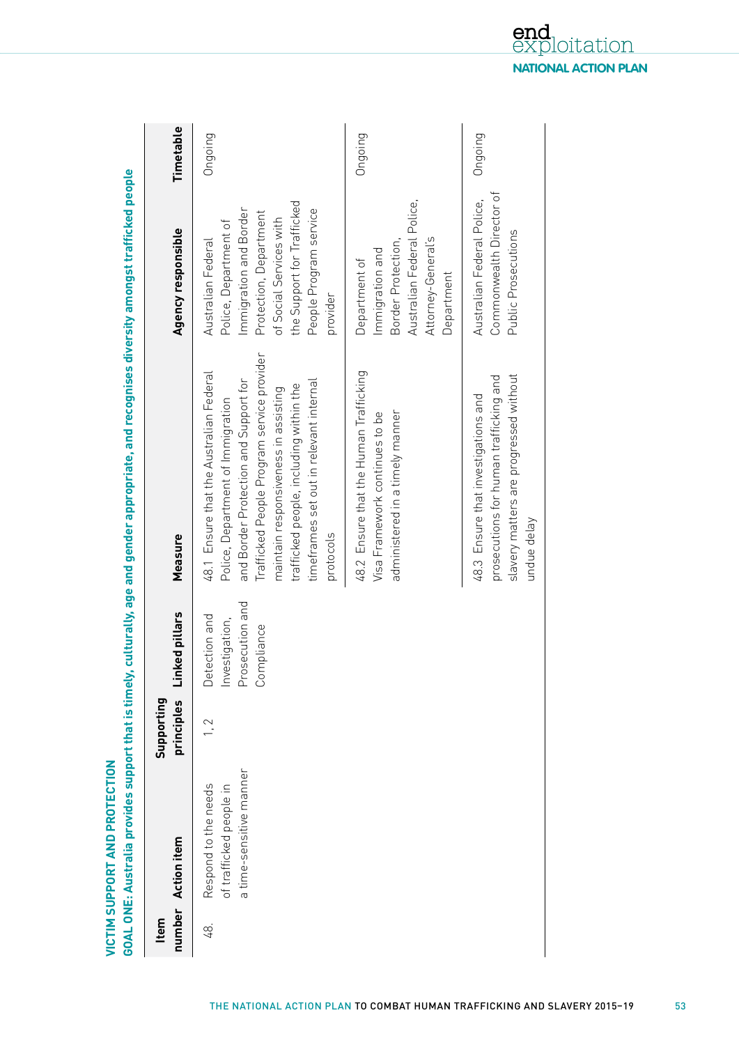## VICTIM SUPPORT AND PROTECTION

### GOAL ONE: Australia provides support that is timely, culturally, age and gender appropriate, and recognises diversity amongst trafficked people

| Item number | Action item | Supporting principles | Linked pillars | Measure | Agency responsible | Timetable |
|---|---|---|---|---|---|---|
| 48. | Respond to the needs of trafficked people in a time-sensitive manner | 1, 2 | Detection and Investigation, Prosecution and Compliance | 48.1 Ensure that the Australian Federal Police, Department of Immigration and Border Protection and Support for Trafficked People Program service provider maintain responsiveness in assisting trafficked people, including within the timeframes set out in relevant internal protocols | Australian Federal Police, Department of Immigration and Border Protection, Department of Social Services with the Support for Trafficked People Program service provider | Ongoing |
| | | | | 48.2 Ensure that the Human Trafficking Visa Framework continues to be administered in a timely manner | Department of Immigration and Border Protection, Australian Federal Police, Attorney-General's Department | Ongoing |
| | | | | 48.3 Ensure that investigations and prosecutions for human trafficking and slavery matters are progressed without undue delay | Australian Federal Police, Commonwealth Director of Public Prosecutions | Ongoing |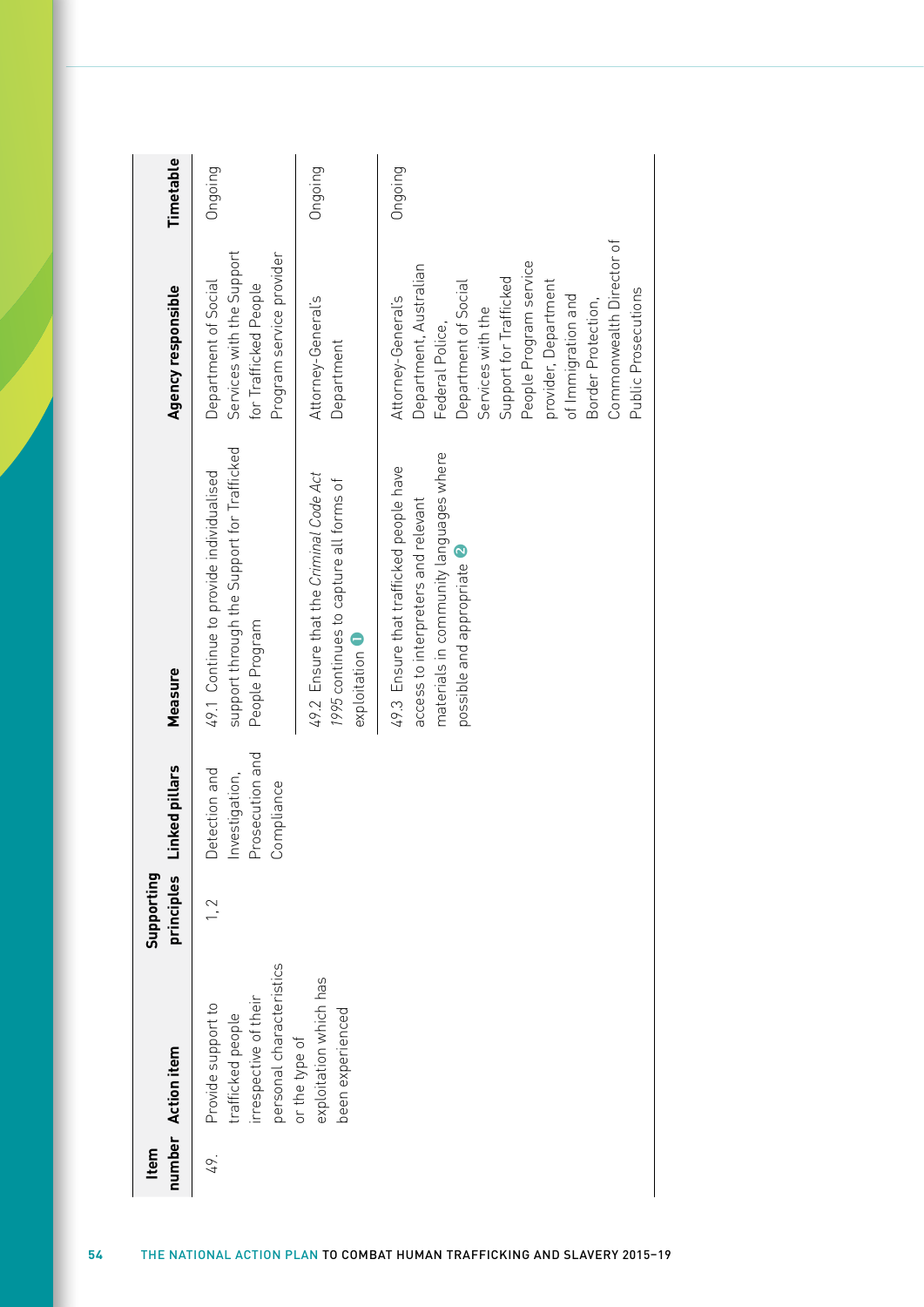| Item number | Action item | Supporting principles | Linked pillars | Measure | Agency responsible | Timetable |
|---|---|---|---|---|---|---|
| 49. | Provide support to trafficked people irrespective of their personal characteristics or the type of exploitation which has been experienced | 1, 2 | Detection and Investigation, Prosecution and Compliance | 49.1 Continue to provide individualised support through the Support for Trafficked People Program | Department of Social Services with the Support for Trafficked People Program service provider | Ongoing |
| | | | | 49.2 Ensure that the *Criminal Code Act 1995* continues to capture all forms of exploitation ❶ | Attorney-General's Department | Ongoing |
| | | | | 49.3 Ensure that trafficked people have access to interpreters and relevant materials in community languages where possible and appropriate ❷ | Attorney-General's Department, Australian Federal Police, Department of Social Services with the Support for Trafficked People Program service provider, Department of Immigration and Border Protection, Commonwealth Director of Public Prosecutions | Ongoing |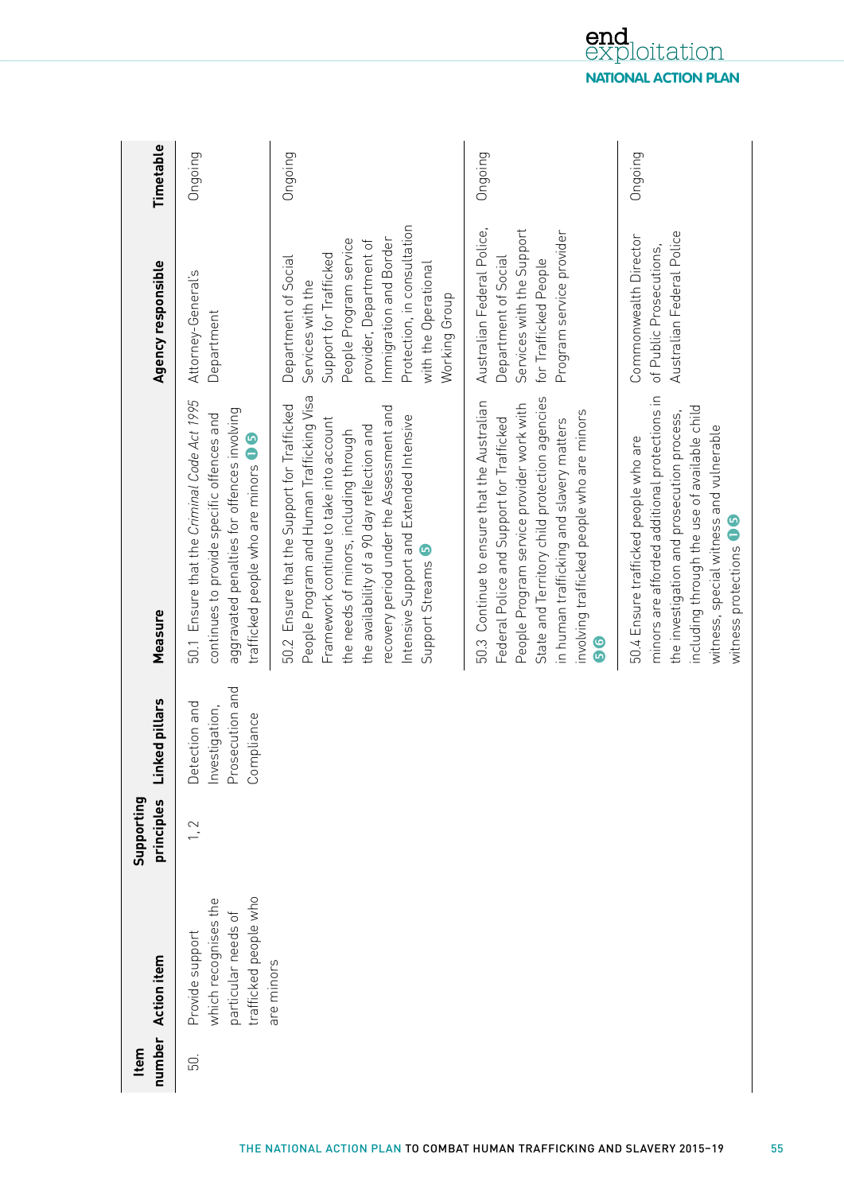| Item number | Action item | Supporting principles | Linked pillars | Measure | Agency responsible | Timetable |
|---|---|---|---|---|---|---|
| 50. | Provide support which recognises the particular needs of trafficked people who are minors | 1, 2 | Detection and Investigation, Prosecution and Compliance | 50.1 Ensure that the *Criminal Code Act 1995* continues to provide specific offences and aggravated penalties for offences involving trafficked people who are minors 1 5 | Attorney-General's Department | Ongoing |
| | | | | 50.2 Ensure that the Support for Trafficked People Program and Human Trafficking Visa Framework continue to take into account the needs of minors, including through the availability of a 90 day reflection and recovery period under the Assessment and Intensive Support and Extended Intensive Support Streams 5 | Department of Social Services with the Support for Trafficked People Program service provider, Department of Immigration and Border Protection, in consultation with the Operational Working Group | Ongoing |
| | | | | 50.3 Continue to ensure that the Australian Federal Police and Support for Trafficked People Program service provider work with State and Territory child protection agencies in human trafficking and slavery matters involving trafficked people who are minors 5 6 | Australian Federal Police, Department of Social Services with the Support for Trafficked People Program service provider | Ongoing |
| | | | | 50.4 Ensure trafficked people who are minors are afforded additional protections in the investigation and prosecution process, including through the use of available child witness, special witness and vulnerable witness protections 1 5 | Commonwealth Director of Public Prosecutions, Australian Federal Police | Ongoing |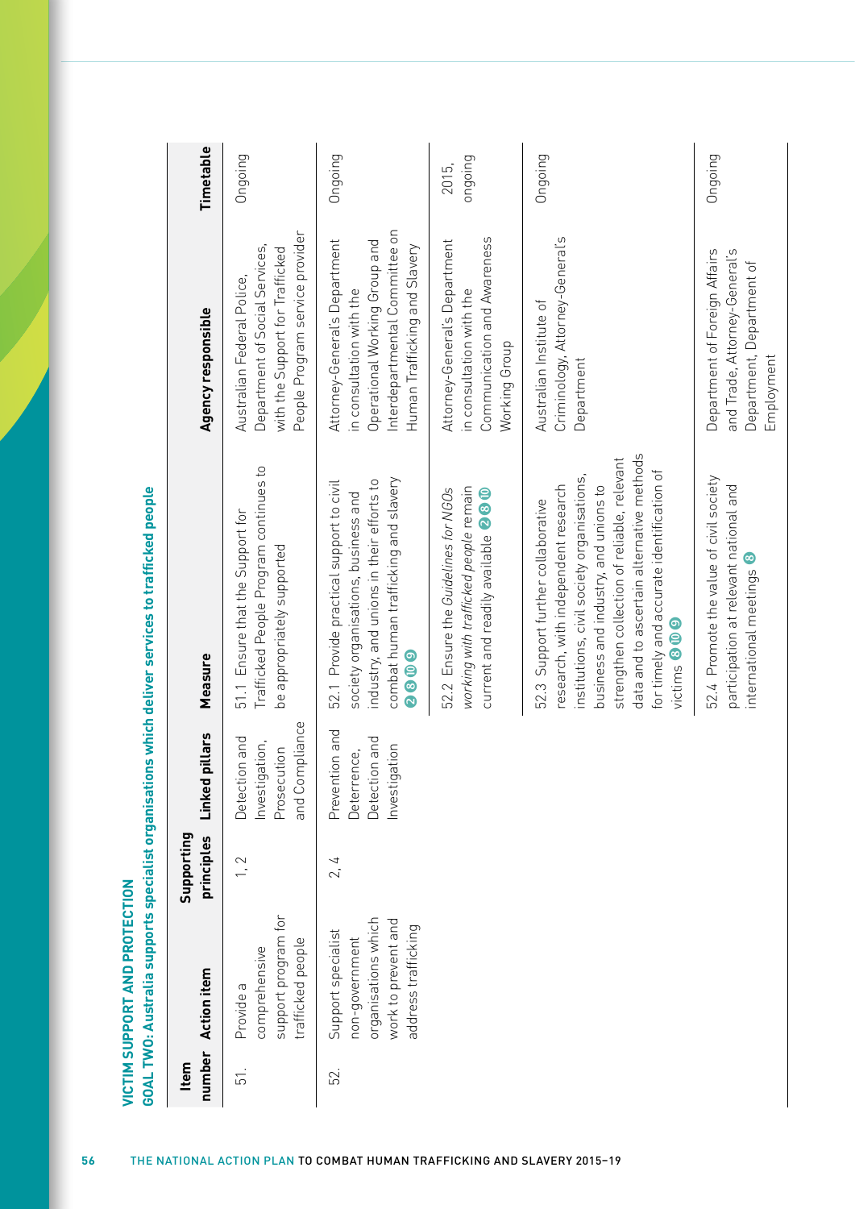## VICTIM SUPPORT AND PROTECTION

### GOAL TWO: Australia supports specialist organisations which deliver services to trafficked people

| Item number | Action item | Supporting principles | Linked pillars | Measure | Agency responsible | Timetable |
|---|---|---|---|---|---|---|
| 51. | Provide a comprehensive support program for trafficked people | 1, 2 | Detection and Investigation, Prosecution and Compliance | 51.1 Ensure that the Support for Trafficked People Program continues to be appropriately supported | Australian Federal Police, Department of Social Services, with the Support for Trafficked People Program service provider | Ongoing |
| 52. | Support specialist non-government organisations which work to prevent and address trafficking | 2, 4 | Prevention and Deterrence, Detection and Investigation | 52.1 Provide practical support to civil society organisations, business and industry, and unions in their efforts to combat human trafficking and slavery 2 8 10 9 | Attorney-General's Department in consultation with the Operational Working Group and Interdepartmental Committee on Human Trafficking and Slavery | Ongoing |
| | | | | 52.2 Ensure the *Guidelines for NGOs working with trafficked people* remain current and readily available 2 8 10 | Attorney-General's Department in consultation with the Communication and Awareness Working Group | 2015, ongoing |
| | | | | 52.3 Support further collaborative research, with independent research institutions, civil society organisations, business and industry, and unions to strengthen collection of reliable, relevant data and to ascertain alternative methods for timely and accurate identification of victims 8 10 9 | Australian Institute of Criminology, Attorney-General's Department | Ongoing |
| | | | | 52.4 Promote the value of civil society participation at relevant national and international meetings 8 | Department of Foreign Affairs and Trade, Attorney-General's Department, Department of Employment | Ongoing |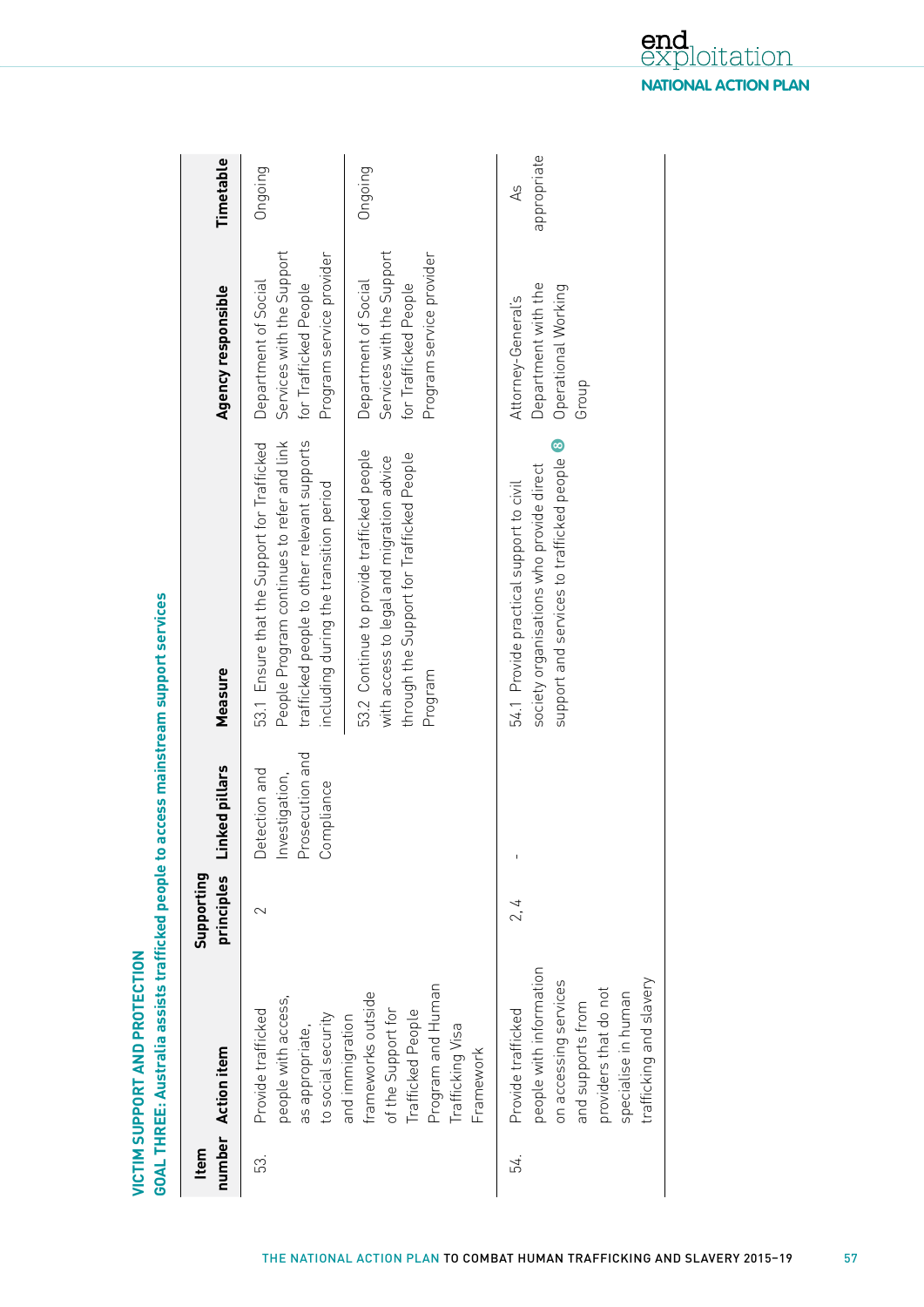## VICTIM SUPPORT AND PROTECTION

### GOAL THREE: Australia assists trafficked people to access mainstream support services

| Item number | Action item | Supporting principles | Linked pillars | Measure | Agency responsible | Timetable |
|---|---|---|---|---|---|---|
| 53. | Provide trafficked people with access, as appropriate, to social security and immigration frameworks outside of the Support for Trafficked People Program and Human Trafficking Visa Framework | 2 | Detection and Investigation, Prosecution and Compliance | 53.1 Ensure that the Support for Trafficked People Program continues to refer and link trafficked people to other relevant supports including during the transition period | Department of Social Services with the Support for Trafficked People Program service provider | Ongoing |
| | | | | 53.2 Continue to provide trafficked people with access to legal and migration advice through the Support for Trafficked People Program | Department of Social Services with the Support for Trafficked People Program service provider | Ongoing |
| 54. | Provide trafficked people with information on accessing services and supports from providers that do not specialise in human trafficking and slavery | 2, 4 | - | 54.1 Provide practical support to civil society organisations who provide direct support and services to trafficked people ⑧ | Attorney-General's Department with the Operational Working Group | As appropriate |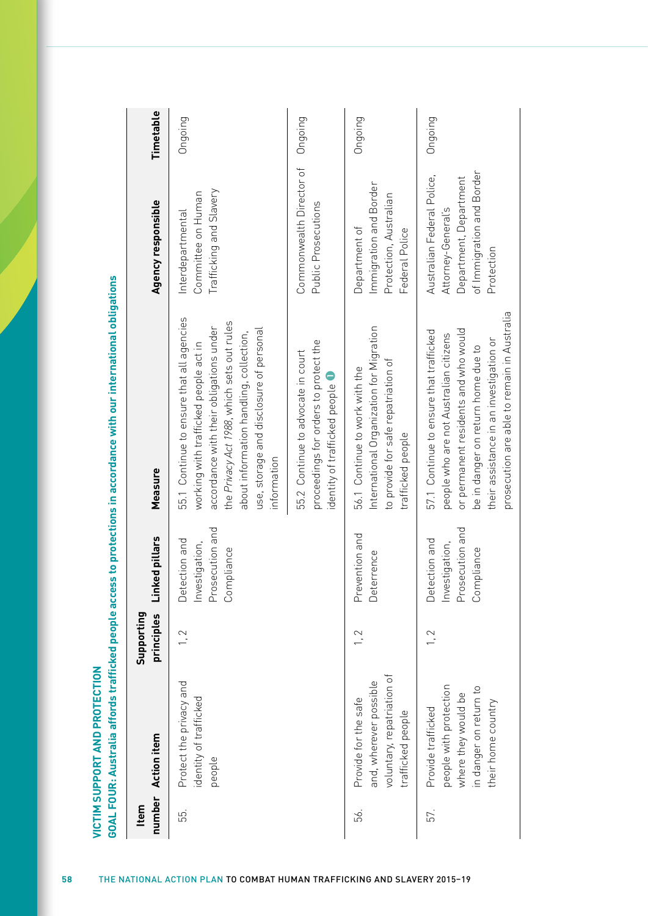## VICTIM SUPPORT AND PROTECTION

### GOAL FOUR: Australia affords trafficked people access to protections in accordance with our international obligations

| Item number | Action item | Supporting principles | Linked pillars | Measure | Agency responsible | Timetable |
|---|---|---|---|---|---|---|
| 55. | Protect the privacy and identity of trafficked people | 1, 2 | Detection and Investigation, Prosecution and Compliance | 55.1 Continue to ensure that all agencies working with trafficked people act in accordance with their obligations under the *Privacy Act 1988*, which sets out rules about information handling, collection, use, storage and disclosure of personal information | Interdepartmental Committee on Human Trafficking and Slavery | Ongoing |
| | | | | 55.2 Continue to advocate in court proceedings for orders to protect the identity of trafficked people | Commonwealth Director of Public Prosecutions | Ongoing |
| 56. | Provide for the safe and, wherever possible voluntary, repatriation of trafficked people | 1, 2 | Prevention and Deterrence | 56.1 Continue to work with the International Organization for Migration to provide for safe repatriation of trafficked people | Department of Immigration and Border Protection, Australian Federal Police | Ongoing |
| 57. | Provide trafficked people with protection where they would be in danger on return to their home country | 1, 2 | Detection and Investigation, Prosecution and Compliance | 57.1 Continue to ensure that trafficked people who are not Australian citizens or permanent residents and who would be in danger on return home due to their assistance in an investigation or prosecution are able to remain in Australia | Australian Federal Police, Attorney-General's Department, Department of Immigration and Border Protection | Ongoing |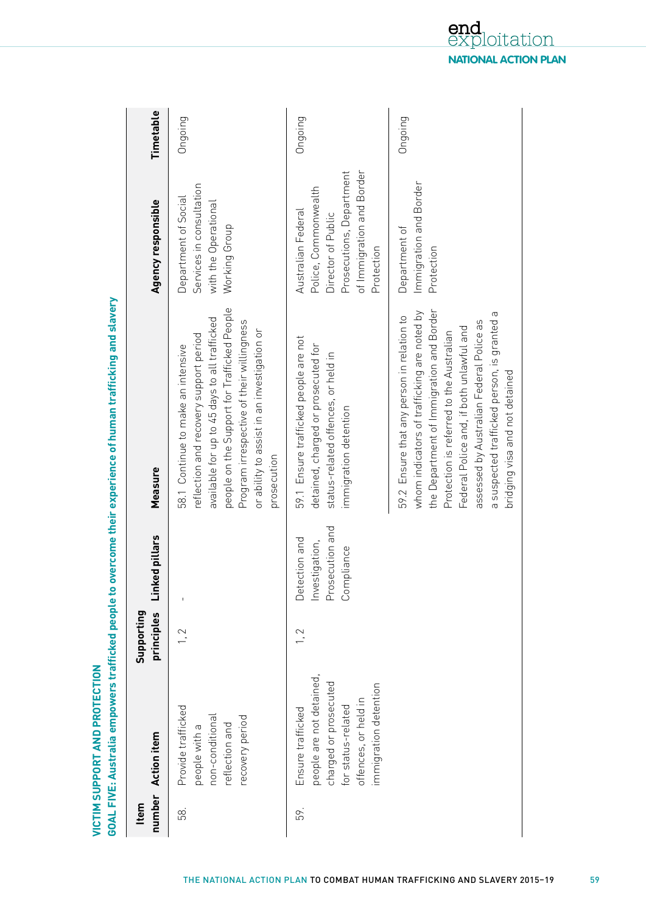## VICTIM SUPPORT AND PROTECTION

### GOAL FIVE: Australia empowers trafficked people to overcome their experience of human trafficking and slavery

| Item number | Action item | Supporting principles | Linked pillars | Measure | Agency responsible | Timetable |
|---|---|---|---|---|---|---|
| 58. | Provide trafficked people with a non-conditional reflection and recovery period | 1, 2 | - | 58.1 Continue to make an intensive reflection and recovery support period available for up to 45 days to all trafficked people on the Support for Trafficked People Program irrespective of their willingness or ability to assist in an investigation or prosecution | Department of Social Services in consultation with the Operational Working Group | Ongoing |
| 59. | Ensure trafficked people are not detained, charged or prosecuted for status-related offences, or held in immigration detention | 1, 2 | Detection and Investigation, Prosecution and Compliance | 59.1 Ensure trafficked people are not detained, charged or prosecuted for status-related offences, or held in immigration detention | Australian Federal Police, Commonwealth Director of Public Prosecutions, Department of Immigration and Border Protection | Ongoing |
| | | | | 59.2 Ensure that any person in relation to whom indicators of trafficking are noted by the Department of Immigration and Border Protection is referred to the Australian Federal Police and, if both unlawful and assessed by Australian Federal Police as a suspected trafficked person, is granted a bridging visa and not detained | Department of Immigration and Border Protection | Ongoing |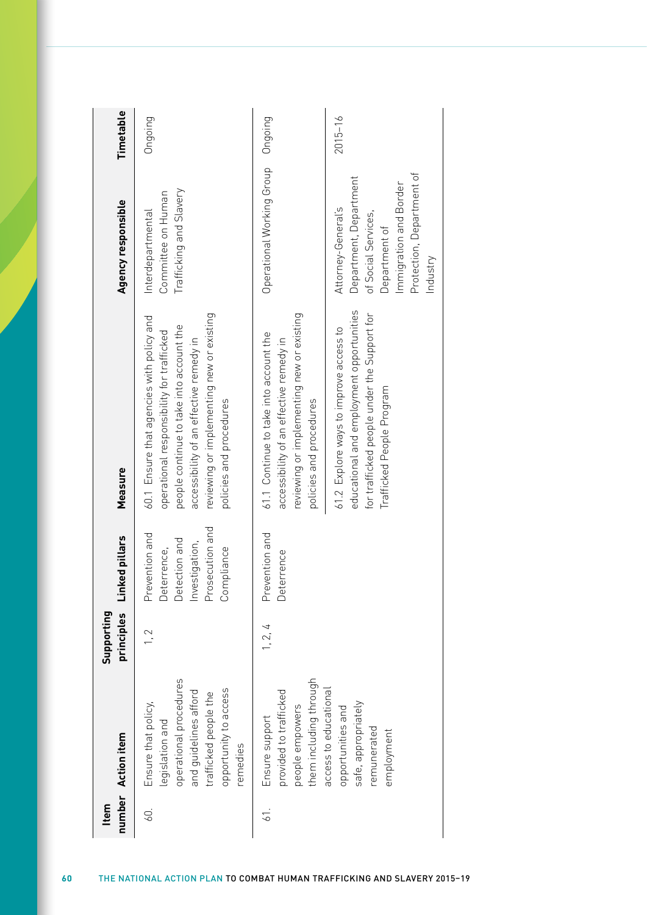| Item number | Action item | Supporting principles | Linked pillars | Measure | Agency responsible | Timetable |
|---|---|---|---|---|---|---|
| 60. | Ensure that policy, legislation and operational procedures and guidelines afford trafficked people the opportunity to access remedies | 1, 2 | Prevention and Deterrence, Detection and Investigation, Prosecution and Compliance | 60.1 Ensure that agencies with policy and operational responsibility for trafficked people continue to take into account the accessibility of an effective remedy in reviewing or implementing new or existing policies and procedures | Interdepartmental Committee on Human Trafficking and Slavery | Ongoing |
| 61. | Ensure support provided to trafficked people empowers them including through access to educational opportunities and safe, appropriately remunerated employment | 1, 2, 4 | Prevention and Deterrence | 61.1 Continue to take into account the accessibility of an effective remedy in reviewing or implementing new or existing policies and procedures | Operational Working Group | Ongoing |
| | | | | 61.2 Explore ways to improve access to educational and employment opportunities for trafficked people under the Support for Trafficked People Program | Attorney-General's Department, Department of Social Services, Department of Immigration and Border Protection, Department of Industry | 2015–16 |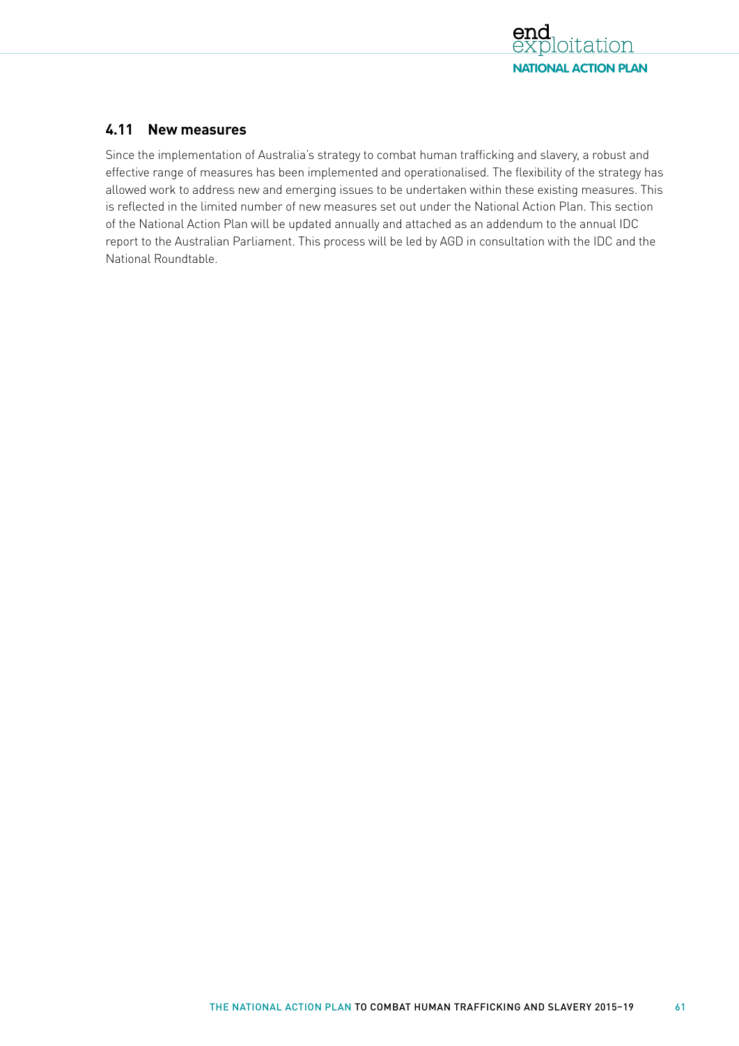### 4.11 New measures

Since the implementation of Australia's strategy to combat human trafficking and slavery, a robust and effective range of measures has been implemented and operationalised. The flexibility of the strategy has allowed work to address new and emerging issues to be undertaken within these existing measures. This is reflected in the limited number of new measures set out under the National Action Plan. This section of the National Action Plan will be updated annually and attached as an addendum to the annual IDC report to the Australian Parliament. This process will be led by AGD in consultation with the IDC and the National Roundtable.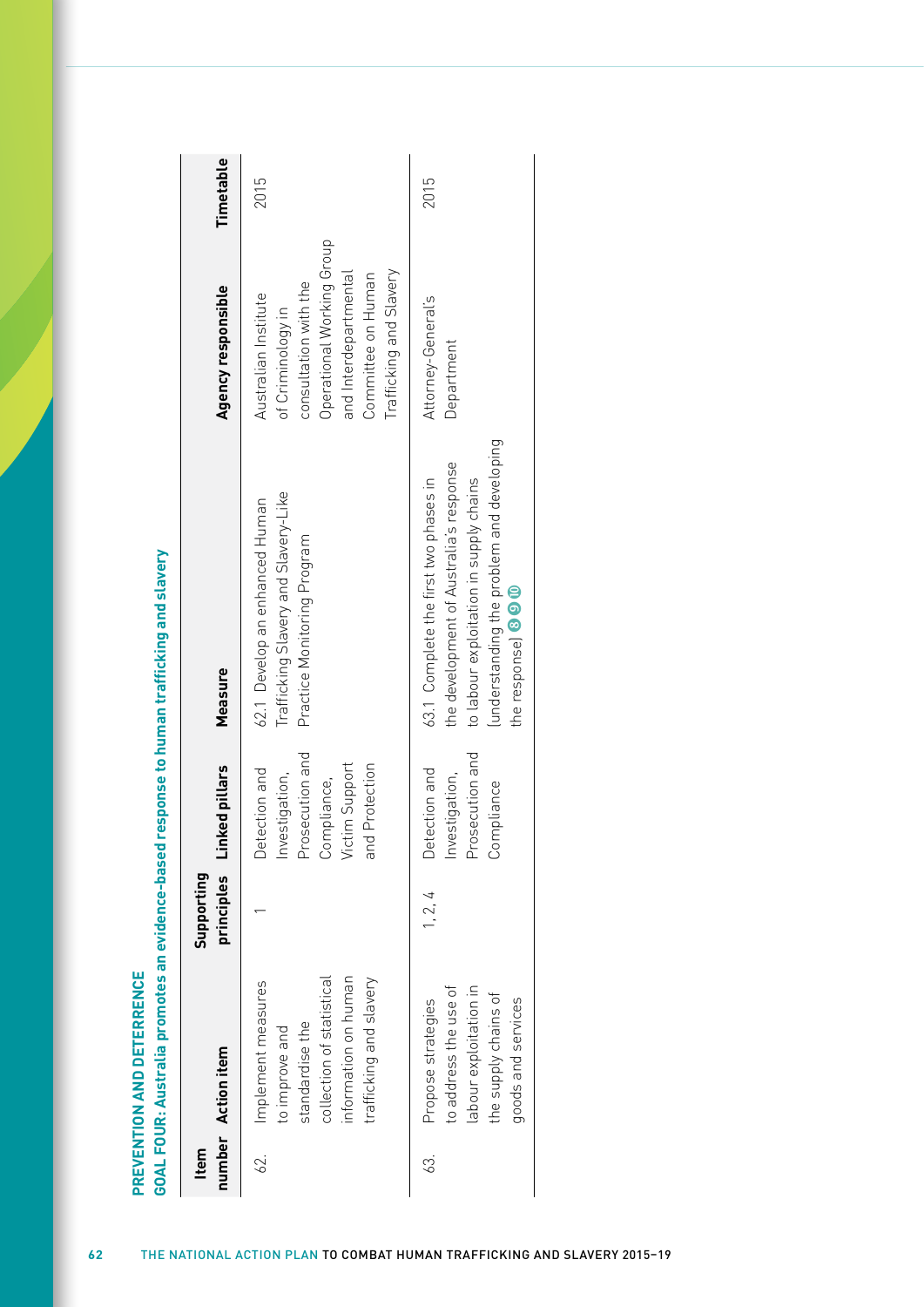## PREVENTION AND DETERRENCE

### GOAL FOUR: Australia promotes an evidence-based response to human trafficking and slavery

| Item number | Action item | Supporting principles | Linked pillars | Measure | Agency responsible | Timetable |
|---|---|---|---|---|---|---|
| 62. | Implement measures to improve and standardise the collection of statistical information on human trafficking and slavery | 1 | Detection and Investigation, Prosecution and Compliance, Victim Support and Protection | 62.1 Develop an enhanced Human Trafficking Slavery and Slavery-Like Practice Monitoring Program | Australian Institute of Criminology in consultation with the Operational Working Group and Interdepartmental Committee on Human Trafficking and Slavery | 2015 |
| 63. | Propose strategies to address the use of labour exploitation in the supply chains of goods and services | 1, 2, 4 | Detection and Investigation, Prosecution and Compliance | 63.1 Complete the first two phases in the development of Australia's response to labour exploitation in supply chains (understanding the problem and developing the response) 8 9 10 | Attorney-General's Department | 2015 |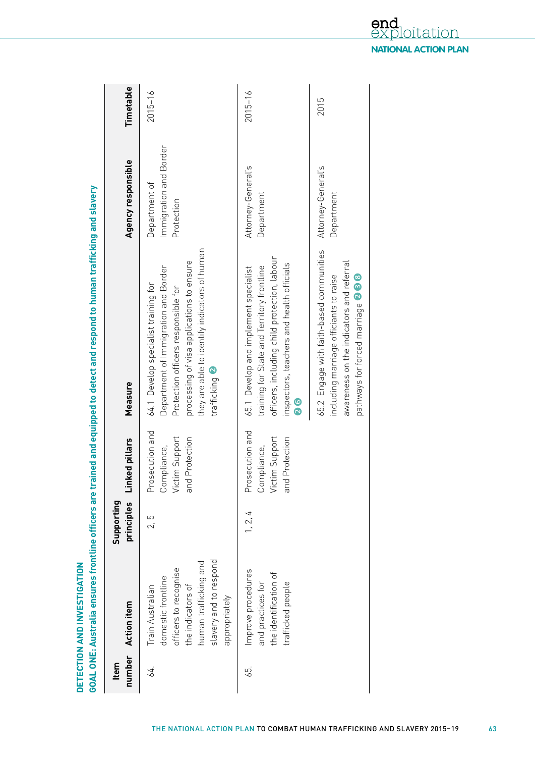## DETECTION AND INVESTIGATION

### GOAL ONE: Australia ensures frontline officers are trained and equipped to detect and respond to human trafficking and slavery

| Item number | Action item | Supporting principles | Linked pillars | Measure | Agency responsible | Timetable |
|---|---|---|---|---|---|---|
| 64. | Train Australian domestic frontline officers to recognise the indicators of human trafficking and slavery and to respond appropriately | 2, 5 | Prosecution and Compliance, Victim Support and Protection | 64.1 Develop specialist training for Department of Immigration and Border Protection officers responsible for processing of visa applications to ensure they are able to identify indicators of human trafficking 2 | Department of Immigration and Border Protection | 2015–16 |
| 65. | Improve procedures and practices for the identification of trafficked people | 1, 2, 4 | Prosecution and Compliance, Victim Support and Protection | 65.1 Develop and implement specialist training for State and Territory frontline officers, including child protection, labour inspectors, teachers and health officials 2 6 | Attorney-General's Department | 2015–16 |
| | | | | 65.2 Engage with faith-based communities including marriage officiants to raise awareness on the indicators and referral pathways for forced marriage 2 3 8 | Attorney-General's Department | 2015 |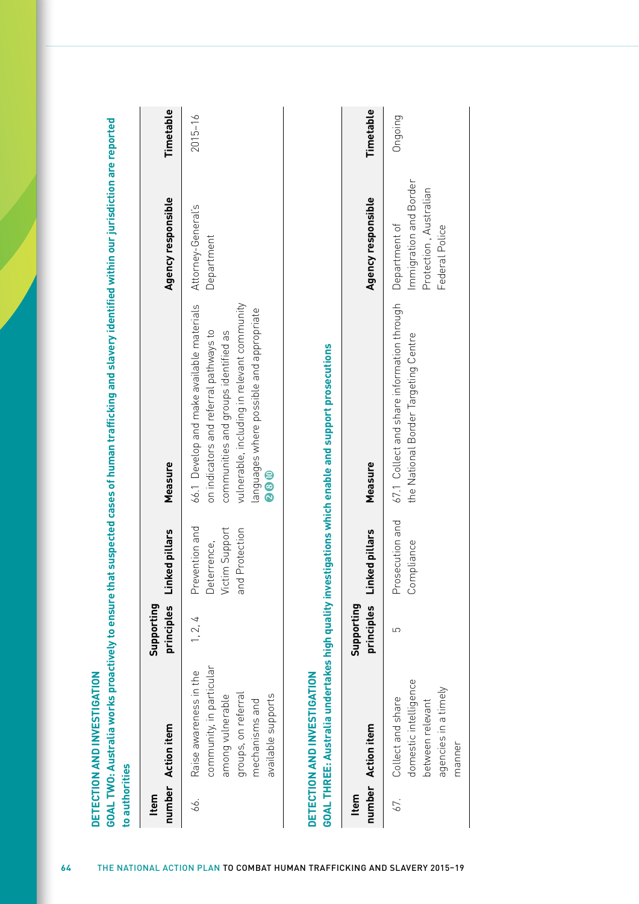## DETECTION AND INVESTIGATION

### GOAL TWO: Australia works proactively to ensure that suspected cases of human trafficking and slavery identified within our jurisdiction are reported to authorities

| Item number | Action item | Supporting principles | Linked pillars | Measure | Agency responsible | Timetable |
|---|---|---|---|---|---|---|
| 66. | Raise awareness in the community, in particular among vulnerable groups, on referral mechanisms and available supports | 1, 2, 4 | Prevention and Deterrence, Victim Support and Protection | 66.1 Develop and make available materials on indicators and referral pathways to communities and groups identified as vulnerable, including in relevant community languages where possible and appropriate 2 8 10 | Attorney-General's Department | 2015–16 |

## DETECTION AND INVESTIGATION

### GOAL THREE: Australia undertakes high quality investigations which enable and support prosecutions

| Item number | Action item | Supporting principles | Linked pillars | Measure | Agency responsible | Timetable |
|---|---|---|---|---|---|---|
| 67. | Collect and share domestic intelligence between relevant agencies in a timely manner | 5 | Prosecution and Compliance | 67.1 Collect and share information through the National Border Targeting Centre | Department of Immigration and Border Protection, Australian Federal Police | Ongoing |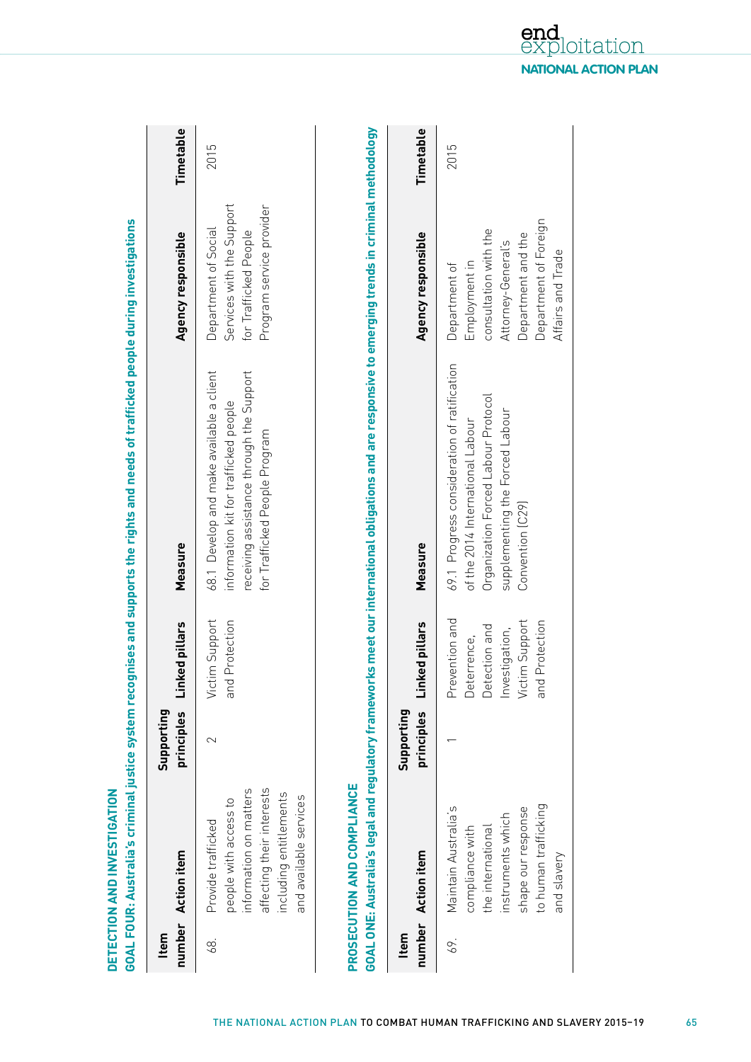## DETECTION AND INVESTIGATION

### GOAL FOUR: Australia's criminal justice system recognises and supports the rights and needs of trafficked people during investigations

| Item number | Action item | Supporting principles | Linked pillars | Measure | Agency responsible | Timetable |
|---|---|---|---|---|---|---|
| 68. | Provide trafficked people with access to information on matters affecting their interests including entitlements and available services | 2 | Victim Support and Protection | 68.1 Develop and make available a client information kit for trafficked people receiving assistance through the Support for Trafficked People Program | Department of Social Services with the Support for Trafficked People Program service provider | 2015 |

## PROSECUTION AND COMPLIANCE

### GOAL ONE: Australia's legal and regulatory frameworks meet our international obligations and are responsive to emerging trends in criminal methodology

| Item number | Action item | Supporting principles | Linked pillars | Measure | Agency responsible | Timetable |
|---|---|---|---|---|---|---|
| 69. | Maintain Australia's compliance with the international instruments which shape our response to human trafficking and slavery | 1 | Prevention and Deterrence, Detection and Investigation, Victim Support and Protection | 69.1 Progress consideration of ratification of the 2014 International Labour Organization Forced Labour Protocol supplementing the Forced Labour Convention (C29) | Department of Employment in consultation with the Attorney-General's Department and the Department of Foreign Affairs and Trade | 2015 |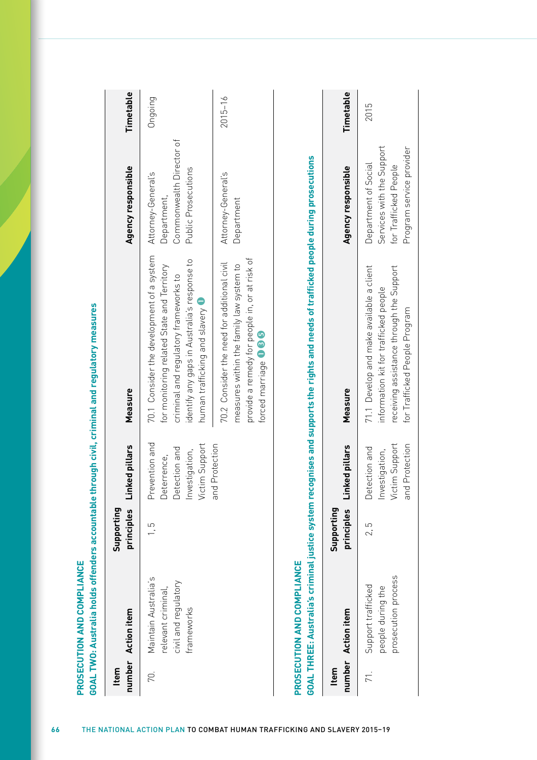## PROSECUTION AND COMPLIANCE

### GOAL TWO: Australia holds offenders accountable through civil, criminal and regulatory measures

| Item number | Action item | Supporting principles | Linked pillars | Measure | Agency responsible | Timetable |
|---|---|---|---|---|---|---|
| 70. | Maintain Australia's relevant criminal, civil and regulatory frameworks | 1, 5 | Prevention and Deterrence, Detection and Investigation, Victim Support and Protection | 70.1 Consider the development of a system for monitoring related State and Territory criminal and regulatory frameworks to identify any gaps in Australia's response to human trafficking and slavery 1 | Attorney-General's Department, Commonwealth Director of Public Prosecutions | Ongoing |
| | | | | 70.2 Consider the need for additional civil measures within the family law system to provide a remedy for people in, or at risk of forced marriage 1 3 5 | Attorney-General's Department | 2015–16 |

## PROSECUTION AND COMPLIANCE

### GOAL THREE: Australia's criminal justice system recognises and supports the rights and needs of trafficked people during prosecutions

| Item number | Action item | Supporting principles | Linked pillars | Measure | Agency responsible | Timetable |
|---|---|---|---|---|---|---|
| 71. | Support trafficked people during the prosecution process | 2, 5 | Detection and Investigation, Victim Support and Protection | 71.1 Develop and make available a client information kit for trafficked people receiving assistance through the Support for Trafficked People Program | Department of Social Services with the Support for Trafficked People Program service provider | 2015 |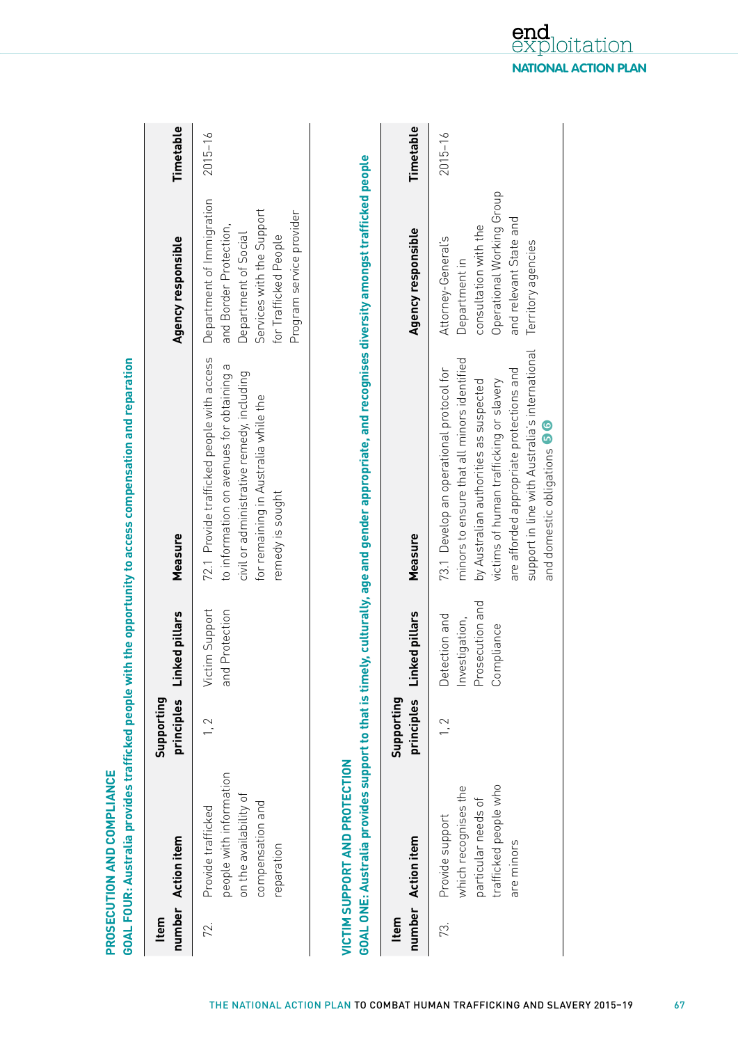## PROSECUTION AND COMPLIANCE

### GOAL FOUR: Australia provides trafficked people with the opportunity to access compensation and reparation

| Item number | Action item | Supporting principles | Linked pillars | Measure | Agency responsible | Timetable |
|---|---|---|---|---|---|---|
| 72. | Provide trafficked people with information on the availability of compensation and reparation | 1, 2 | Victim Support and Protection | 72.1 Provide trafficked people with access to information on avenues for obtaining a civil or administrative remedy, including for remaining in Australia while the remedy is sought | Department of Immigration and Border Protection, Department of Social Services with the Support for Trafficked People Program service provider | 2015–16 |

## VICTIM SUPPORT AND PROTECTION

### GOAL ONE: Australia provides support to that is timely, culturally, age and gender appropriate, and recognises diversity amongst trafficked people

| Item number | Action item | Supporting principles | Linked pillars | Measure | Agency responsible | Timetable |
|---|---|---|---|---|---|---|
| 73. | Provide support which recognises the particular needs of trafficked people who are minors | 1, 2 | Detection and Investigation, Prosecution and Compliance | 73.1 Develop an operational protocol for minors to ensure that all minors identified by Australian authorities as suspected victims of human trafficking or slavery are afforded appropriate protections and support in line with Australia's international and domestic obligations 5 6 | Attorney-General's Department in consultation with the Operational Working Group and relevant State and Territory agencies | 2015–16 |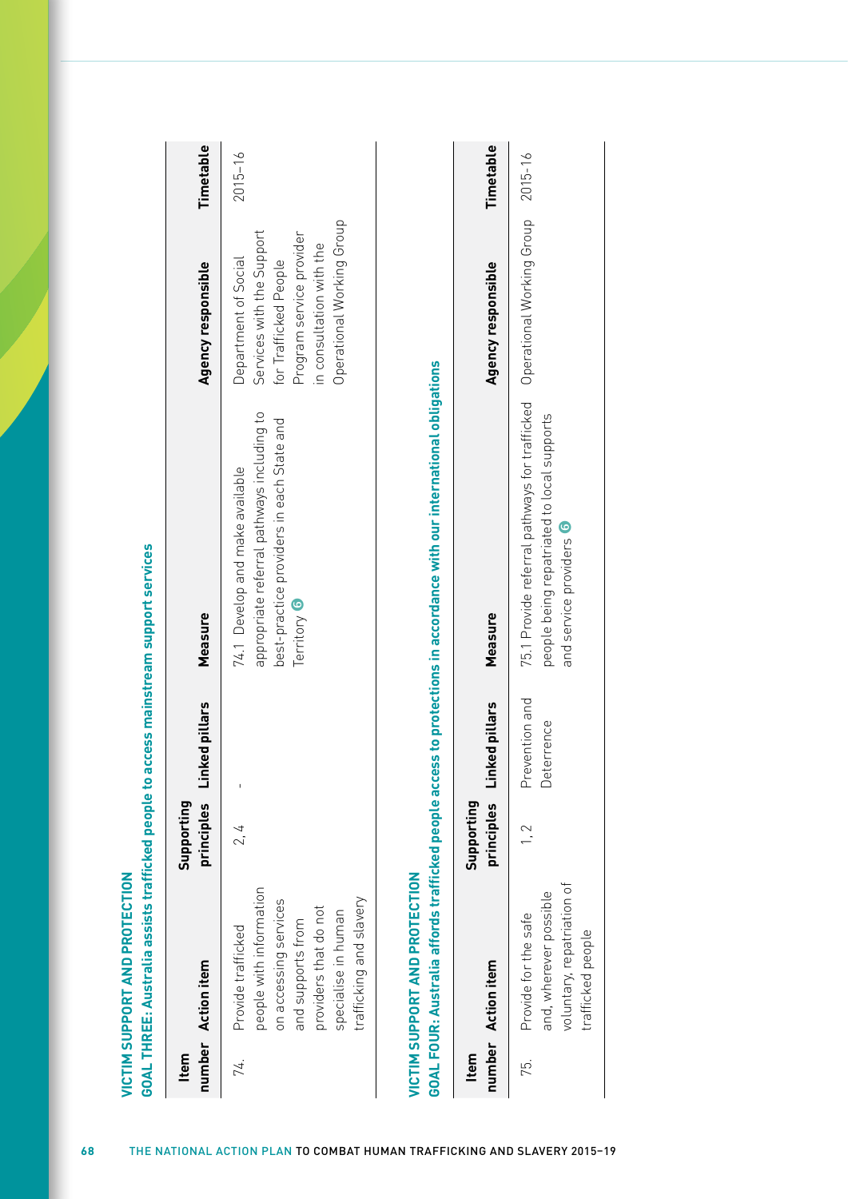## VICTIM SUPPORT AND PROTECTION

### GOAL THREE: Australia assists trafficked people to access mainstream support services

| Item number | Action item | Supporting principles | Linked pillars | Measure | Agency responsible | Timetable |
|---|---|---|---|---|---|---|
| 74. | Provide trafficked people with information on accessing services and supports from providers that do not specialise in human trafficking and slavery | 2, 4 | - | 74.1 Develop and make available appropriate referral pathways including to best-practice providers in each State and Territory 6 | Department of Social Services with the Support for Trafficked People Program service provider in consultation with the Operational Working Group | 2015–16 |

## VICTIM SUPPORT AND PROTECTION

### GOAL FOUR: Australia affords trafficked people access to protections in accordance with our international obligations

| Item number | Action item | Supporting principles | Linked pillars | Measure | Agency responsible | Timetable |
|---|---|---|---|---|---|---|
| 75. | Provide for the safe and, wherever possible voluntary, repatriation of trafficked people | 1, 2 | Prevention and Deterrence | 75.1 Provide referral pathways for trafficked people being repatriated to local supports and service providers 6 | Operational Working Group | 2015–16 |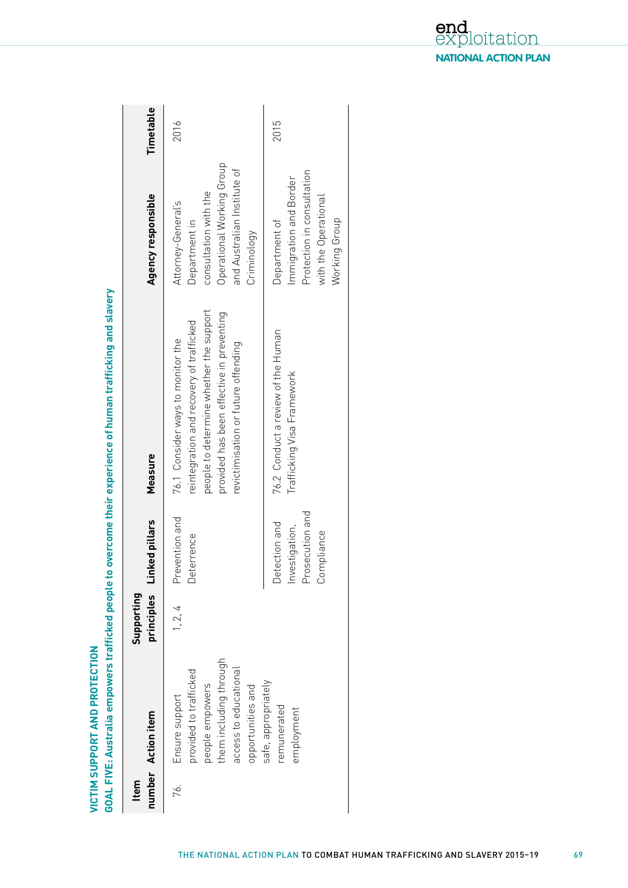## VICTIM SUPPORT AND PROTECTION

### GOAL FIVE: Australia empowers trafficked people to overcome their experience of human trafficking and slavery

| Item number | Action item | Supporting principles | Linked pillars | Measure | Agency responsible | Timetable |
|---|---|---|---|---|---|---|
| 76. | Ensure support provided to trafficked people empowers them including through access to educational opportunities and safe, appropriately remunerated employment | 1, 2, 4 | Prevention and Deterrence | 76.1 Consider ways to monitor the reintegration and recovery of trafficked people to determine whether the support provided has been effective in preventing revictimisation or future offending | Attorney-General's Department in consultation with the Operational Working Group and Australian Institute of Criminology | 2016 |
| | | | Detection and Investigation, Prosecution and Compliance | 76.2 Conduct a review of the Human Trafficking Visa Framework | Department of Immigration and Border Protection in consultation with the Operational Working Group | 2015 |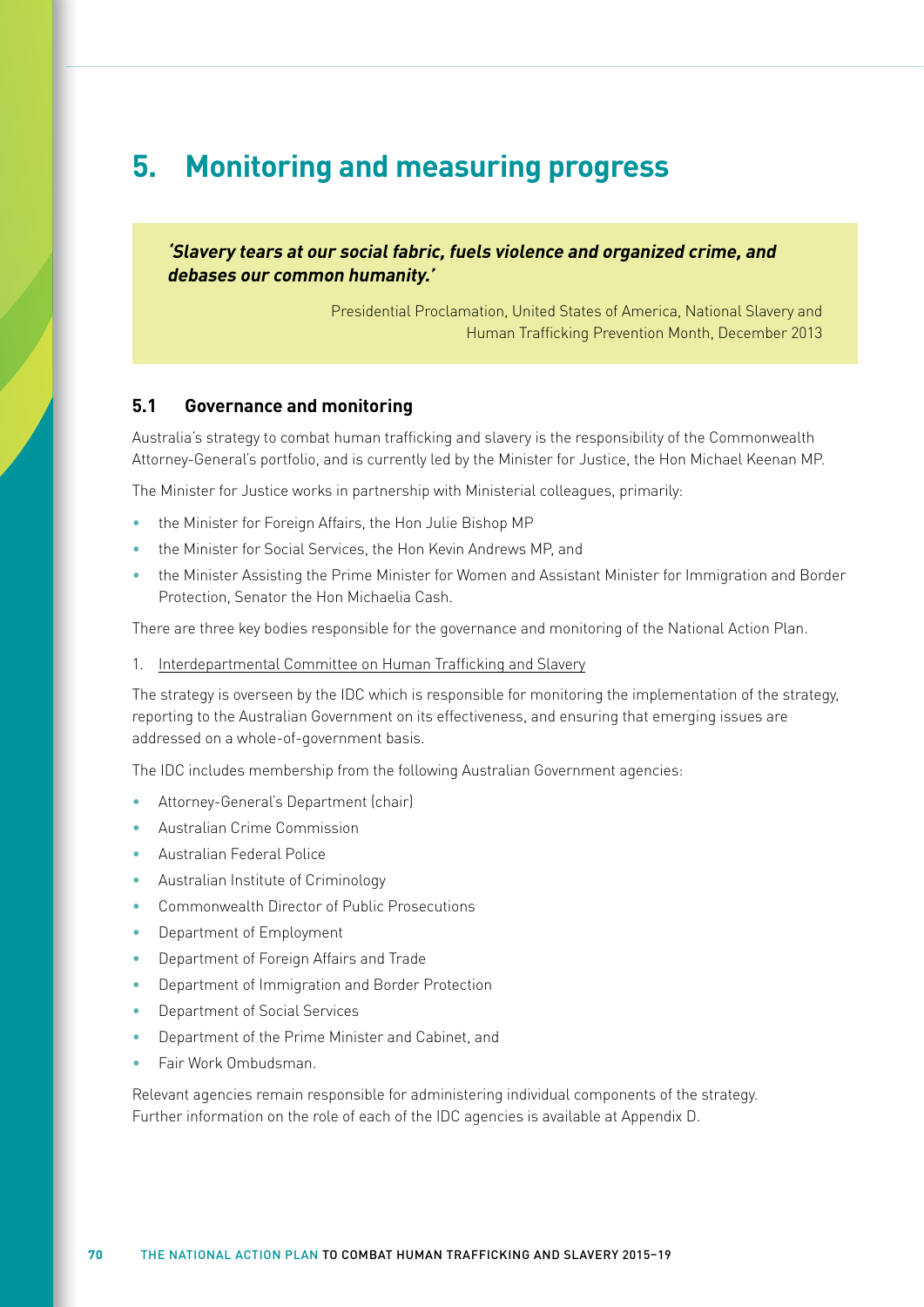# 5. Monitoring and measuring progress

> ***'Slavery tears at our social fabric, fuels violence and organized crime, and debases our common humanity.'***
>
> Presidential Proclamation, United States of America, National Slavery and Human Trafficking Prevention Month, December 2013

## 5.1 Governance and monitoring

Australia's strategy to combat human trafficking and slavery is the responsibility of the Commonwealth Attorney-General's portfolio, and is currently led by the Minister for Justice, the Hon Michael Keenan MP.

The Minister for Justice works in partnership with Ministerial colleagues, primarily:

- the Minister for Foreign Affairs, the Hon Julie Bishop MP
- the Minister for Social Services, the Hon Kevin Andrews MP, and
- the Minister Assisting the Prime Minister for Women and Assistant Minister for Immigration and Border Protection, Senator the Hon Michaelia Cash.

There are three key bodies responsible for the governance and monitoring of the National Action Plan.

1. Interdepartmental Committee on Human Trafficking and Slavery

The strategy is overseen by the IDC which is responsible for monitoring the implementation of the strategy, reporting to the Australian Government on its effectiveness, and ensuring that emerging issues are addressed on a whole-of-government basis.

The IDC includes membership from the following Australian Government agencies:

- Attorney-General's Department (chair)
- Australian Crime Commission
- Australian Federal Police
- Australian Institute of Criminology
- Commonwealth Director of Public Prosecutions
- Department of Employment
- Department of Foreign Affairs and Trade
- Department of Immigration and Border Protection
- Department of Social Services
- Department of the Prime Minister and Cabinet, and
- Fair Work Ombudsman.

Relevant agencies remain responsible for administering individual components of the strategy. Further information on the role of each of the IDC agencies is available at Appendix D.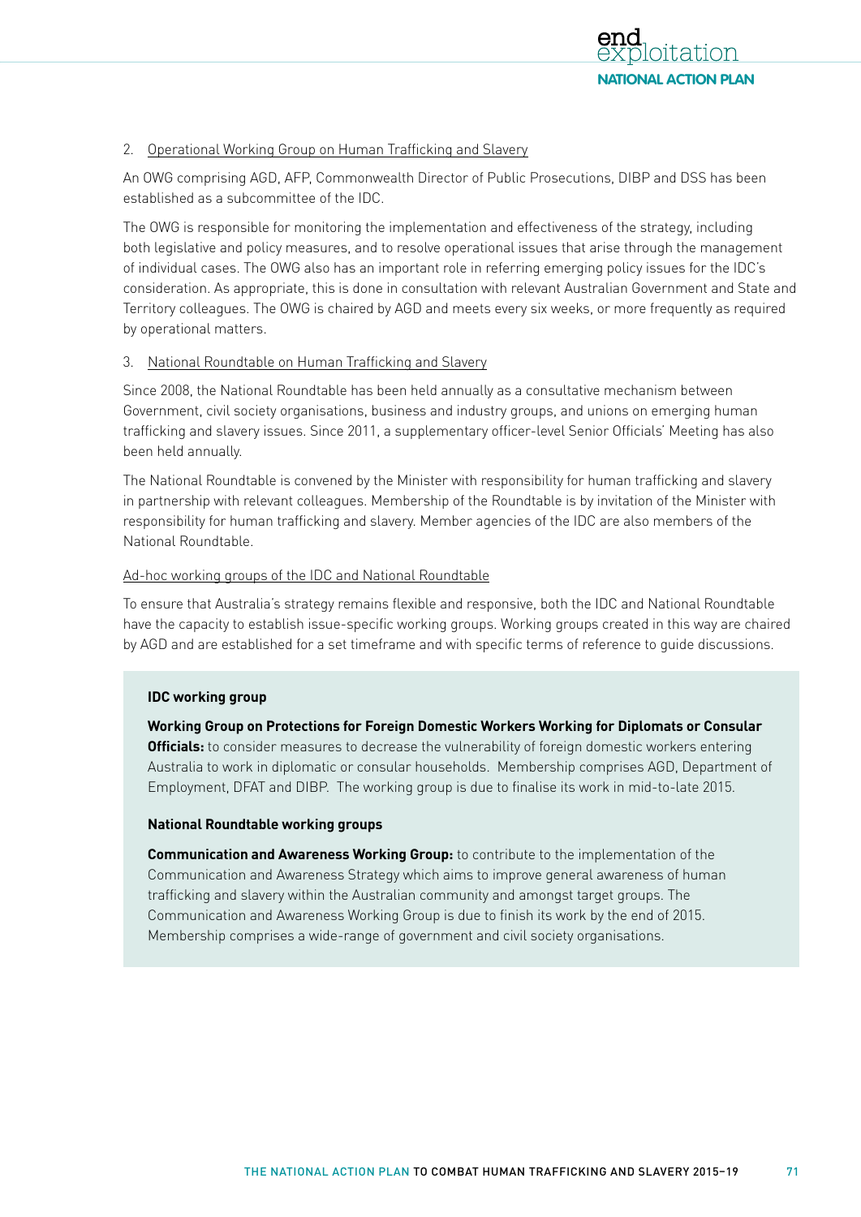2. Operational Working Group on Human Trafficking and Slavery

An OWG comprising AGD, AFP, Commonwealth Director of Public Prosecutions, DIBP and DSS has been established as a subcommittee of the IDC.

The OWG is responsible for monitoring the implementation and effectiveness of the strategy, including both legislative and policy measures, and to resolve operational issues that arise through the management of individual cases. The OWG also has an important role in referring emerging policy issues for the IDC's consideration. As appropriate, this is done in consultation with relevant Australian Government and State and Territory colleagues. The OWG is chaired by AGD and meets every six weeks, or more frequently as required by operational matters.

3. National Roundtable on Human Trafficking and Slavery

Since 2008, the National Roundtable has been held annually as a consultative mechanism between Government, civil society organisations, business and industry groups, and unions on emerging human trafficking and slavery issues. Since 2011, a supplementary officer-level Senior Officials' Meeting has also been held annually.

The National Roundtable is convened by the Minister with responsibility for human trafficking and slavery in partnership with relevant colleagues. Membership of the Roundtable is by invitation of the Minister with responsibility for human trafficking and slavery. Member agencies of the IDC are also members of the National Roundtable.

Ad-hoc working groups of the IDC and National Roundtable

To ensure that Australia's strategy remains flexible and responsive, both the IDC and National Roundtable have the capacity to establish issue-specific working groups. Working groups created in this way are chaired by AGD and are established for a set timeframe and with specific terms of reference to guide discussions.

**IDC working group**

**Working Group on Protections for Foreign Domestic Workers Working for Diplomats or Consular Officials:** to consider measures to decrease the vulnerability of foreign domestic workers entering Australia to work in diplomatic or consular households. Membership comprises AGD, Department of Employment, DFAT and DIBP. The working group is due to finalise its work in mid-to-late 2015.

**National Roundtable working groups**

**Communication and Awareness Working Group:** to contribute to the implementation of the Communication and Awareness Strategy which aims to improve general awareness of human trafficking and slavery within the Australian community and amongst target groups. The Communication and Awareness Working Group is due to finish its work by the end of 2015. Membership comprises a wide-range of government and civil society organisations.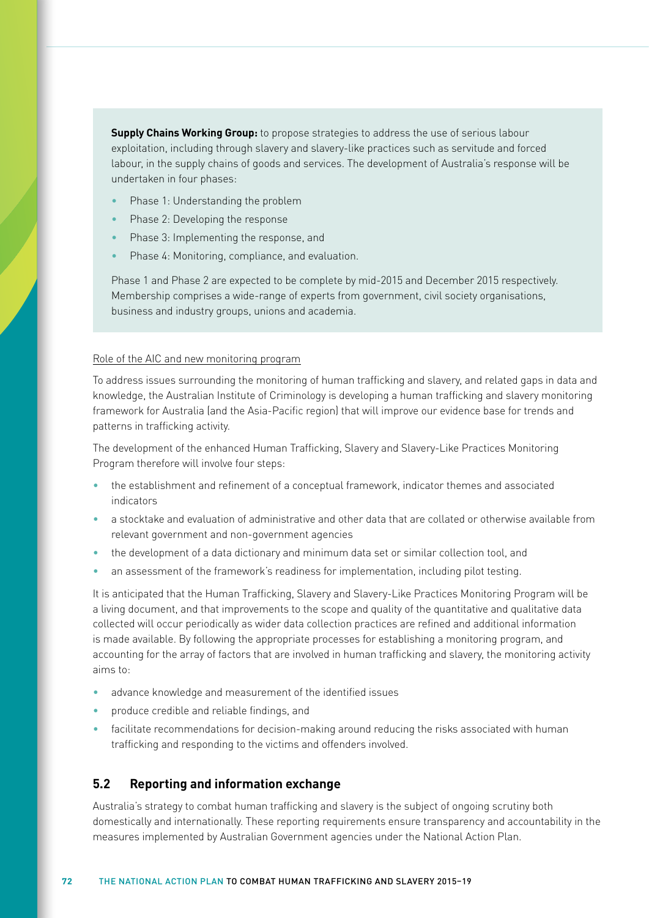**Supply Chains Working Group:** to propose strategies to address the use of serious labour exploitation, including through slavery and slavery-like practices such as servitude and forced labour, in the supply chains of goods and services. The development of Australia's response will be undertaken in four phases:

- Phase 1: Understanding the problem
- Phase 2: Developing the response
- Phase 3: Implementing the response, and
- Phase 4: Monitoring, compliance, and evaluation.

Phase 1 and Phase 2 are expected to be complete by mid-2015 and December 2015 respectively. Membership comprises a wide-range of experts from government, civil society organisations, business and industry groups, unions and academia.

Role of the AIC and new monitoring program

To address issues surrounding the monitoring of human trafficking and slavery, and related gaps in data and knowledge, the Australian Institute of Criminology is developing a human trafficking and slavery monitoring framework for Australia (and the Asia-Pacific region) that will improve our evidence base for trends and patterns in trafficking activity.

The development of the enhanced Human Trafficking, Slavery and Slavery-Like Practices Monitoring Program therefore will involve four steps:

- the establishment and refinement of a conceptual framework, indicator themes and associated indicators
- a stocktake and evaluation of administrative and other data that are collated or otherwise available from relevant government and non-government agencies
- the development of a data dictionary and minimum data set or similar collection tool, and
- an assessment of the framework's readiness for implementation, including pilot testing.

It is anticipated that the Human Trafficking, Slavery and Slavery-Like Practices Monitoring Program will be a living document, and that improvements to the scope and quality of the quantitative and qualitative data collected will occur periodically as wider data collection practices are refined and additional information is made available. By following the appropriate processes for establishing a monitoring program, and accounting for the array of factors that are involved in human trafficking and slavery, the monitoring activity aims to:

- advance knowledge and measurement of the identified issues
- produce credible and reliable findings, and
- facilitate recommendations for decision-making around reducing the risks associated with human trafficking and responding to the victims and offenders involved.

## 5.2 Reporting and information exchange

Australia's strategy to combat human trafficking and slavery is the subject of ongoing scrutiny both domestically and internationally. These reporting requirements ensure transparency and accountability in the measures implemented by Australian Government agencies under the National Action Plan.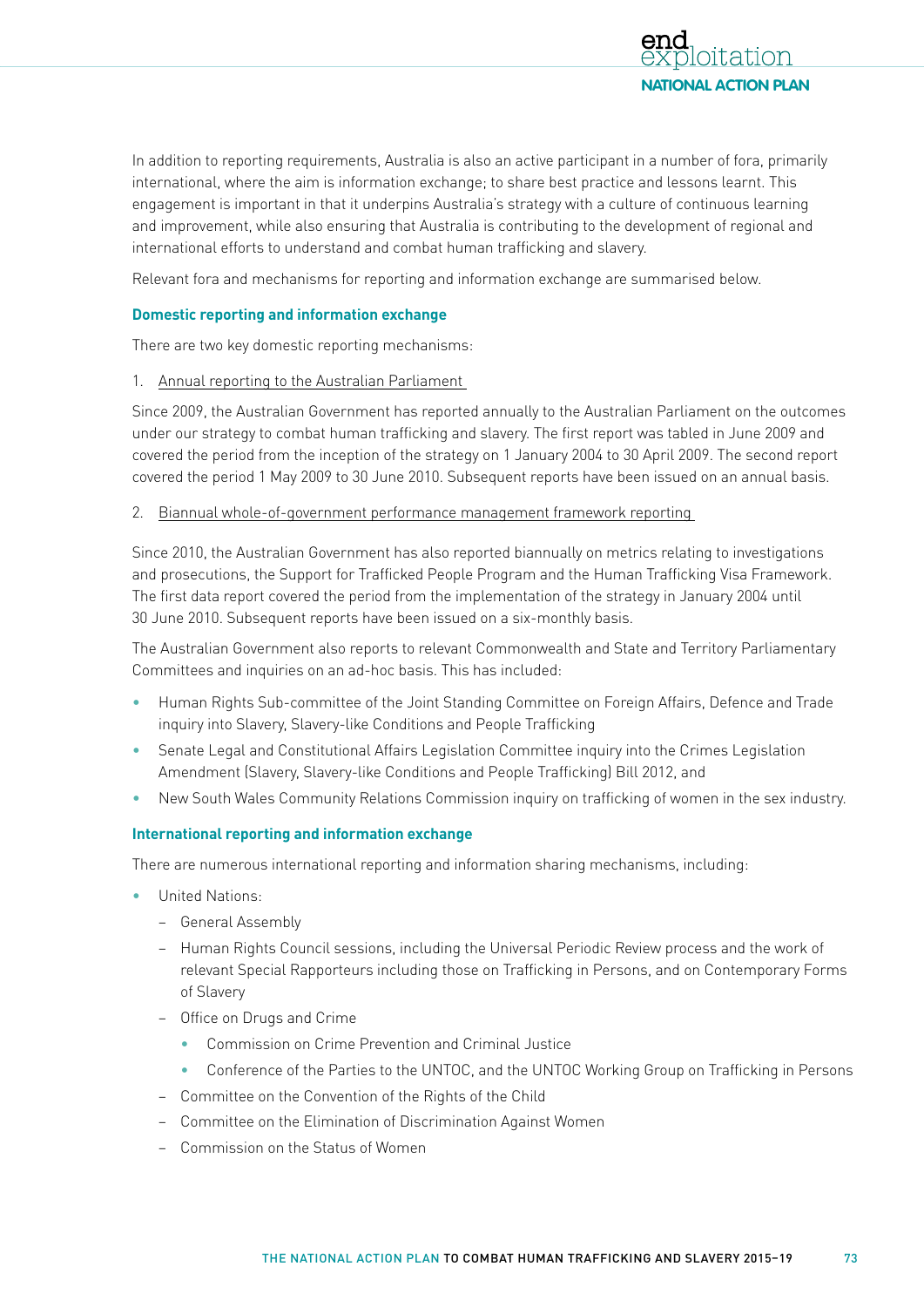In addition to reporting requirements, Australia is also an active participant in a number of fora, primarily international, where the aim is information exchange; to share best practice and lessons learnt. This engagement is important in that it underpins Australia's strategy with a culture of continuous learning and improvement, while also ensuring that Australia is contributing to the development of regional and international efforts to understand and combat human trafficking and slavery.

Relevant fora and mechanisms for reporting and information exchange are summarised below.

### Domestic reporting and information exchange

There are two key domestic reporting mechanisms:

1. Annual reporting to the Australian Parliament

Since 2009, the Australian Government has reported annually to the Australian Parliament on the outcomes under our strategy to combat human trafficking and slavery. The first report was tabled in June 2009 and covered the period from the inception of the strategy on 1 January 2004 to 30 April 2009. The second report covered the period 1 May 2009 to 30 June 2010. Subsequent reports have been issued on an annual basis.

2. Biannual whole-of-government performance management framework reporting

Since 2010, the Australian Government has also reported biannually on metrics relating to investigations and prosecutions, the Support for Trafficked People Program and the Human Trafficking Visa Framework. The first data report covered the period from the implementation of the strategy in January 2004 until 30 June 2010. Subsequent reports have been issued on a six-monthly basis.

The Australian Government also reports to relevant Commonwealth and State and Territory Parliamentary Committees and inquiries on an ad-hoc basis. This has included:

- Human Rights Sub-committee of the Joint Standing Committee on Foreign Affairs, Defence and Trade inquiry into Slavery, Slavery-like Conditions and People Trafficking
- Senate Legal and Constitutional Affairs Legislation Committee inquiry into the Crimes Legislation Amendment (Slavery, Slavery-like Conditions and People Trafficking) Bill 2012, and
- New South Wales Community Relations Commission inquiry on trafficking of women in the sex industry.

### International reporting and information exchange

There are numerous international reporting and information sharing mechanisms, including:

- United Nations:
  - General Assembly
  - Human Rights Council sessions, including the Universal Periodic Review process and the work of relevant Special Rapporteurs including those on Trafficking in Persons, and on Contemporary Forms of Slavery
  - Office on Drugs and Crime
    - Commission on Crime Prevention and Criminal Justice
    - Conference of the Parties to the UNTOC, and the UNTOC Working Group on Trafficking in Persons
  - Committee on the Convention of the Rights of the Child
  - Committee on the Elimination of Discrimination Against Women
  - Commission on the Status of Women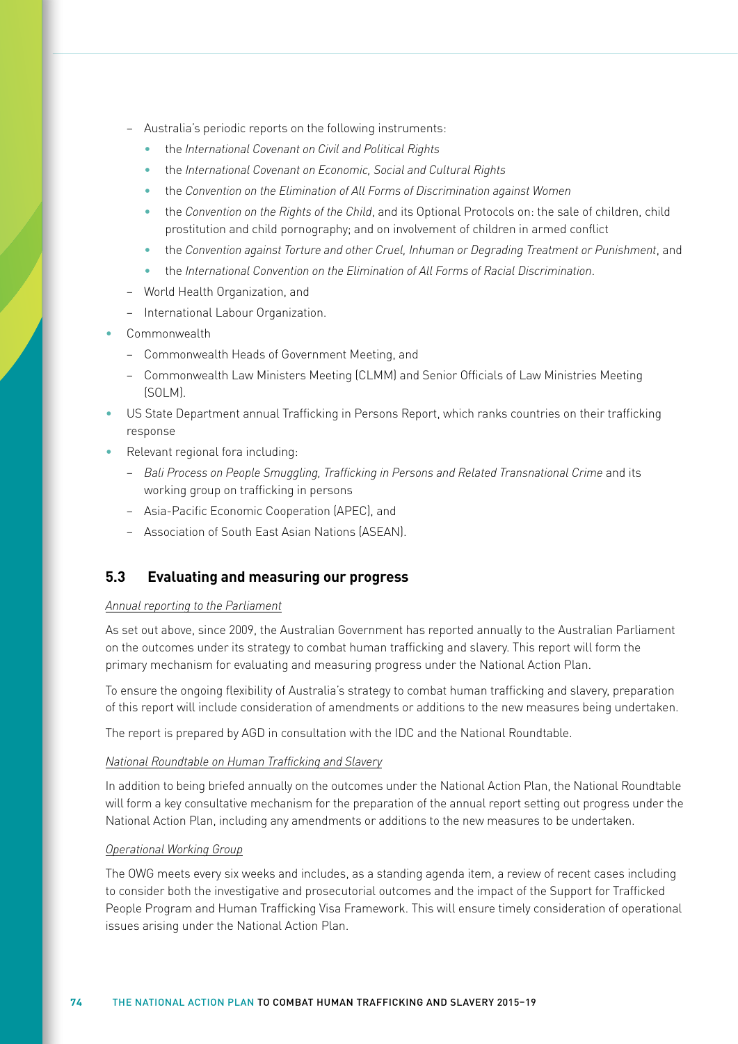- Australia's periodic reports on the following instruments:
    - the *International Covenant on Civil and Political Rights*
    - the *International Covenant on Economic, Social and Cultural Rights*
    - the *Convention on the Elimination of All Forms of Discrimination against Women*
    - the *Convention on the Rights of the Child*, and its Optional Protocols on: the sale of children, child prostitution and child pornography; and on involvement of children in armed conflict
    - the *Convention against Torture and other Cruel, Inhuman or Degrading Treatment or Punishment*, and
    - the *International Convention on the Elimination of All Forms of Racial Discrimination*.
  - World Health Organization, and
  - International Labour Organization.
- Commonwealth
  - Commonwealth Heads of Government Meeting, and
  - Commonwealth Law Ministers Meeting (CLMM) and Senior Officials of Law Ministries Meeting (SOLM).
- US State Department annual Trafficking in Persons Report, which ranks countries on their trafficking response
- Relevant regional fora including:
  - *Bali Process on People Smuggling, Trafficking in Persons and Related Transnational Crime* and its working group on trafficking in persons
  - Asia-Pacific Economic Cooperation (APEC), and
  - Association of South East Asian Nations (ASEAN).

## 5.3 Evaluating and measuring our progress

*Annual reporting to the Parliament*

As set out above, since 2009, the Australian Government has reported annually to the Australian Parliament on the outcomes under its strategy to combat human trafficking and slavery. This report will form the primary mechanism for evaluating and measuring progress under the National Action Plan.

To ensure the ongoing flexibility of Australia's strategy to combat human trafficking and slavery, preparation of this report will include consideration of amendments or additions to the new measures being undertaken.

The report is prepared by AGD in consultation with the IDC and the National Roundtable.

*National Roundtable on Human Trafficking and Slavery*

In addition to being briefed annually on the outcomes under the National Action Plan, the National Roundtable will form a key consultative mechanism for the preparation of the annual report setting out progress under the National Action Plan, including any amendments or additions to the new measures to be undertaken.

*Operational Working Group*

The OWG meets every six weeks and includes, as a standing agenda item, a review of recent cases including to consider both the investigative and prosecutorial outcomes and the impact of the Support for Trafficked People Program and Human Trafficking Visa Framework. This will ensure timely consideration of operational issues arising under the National Action Plan.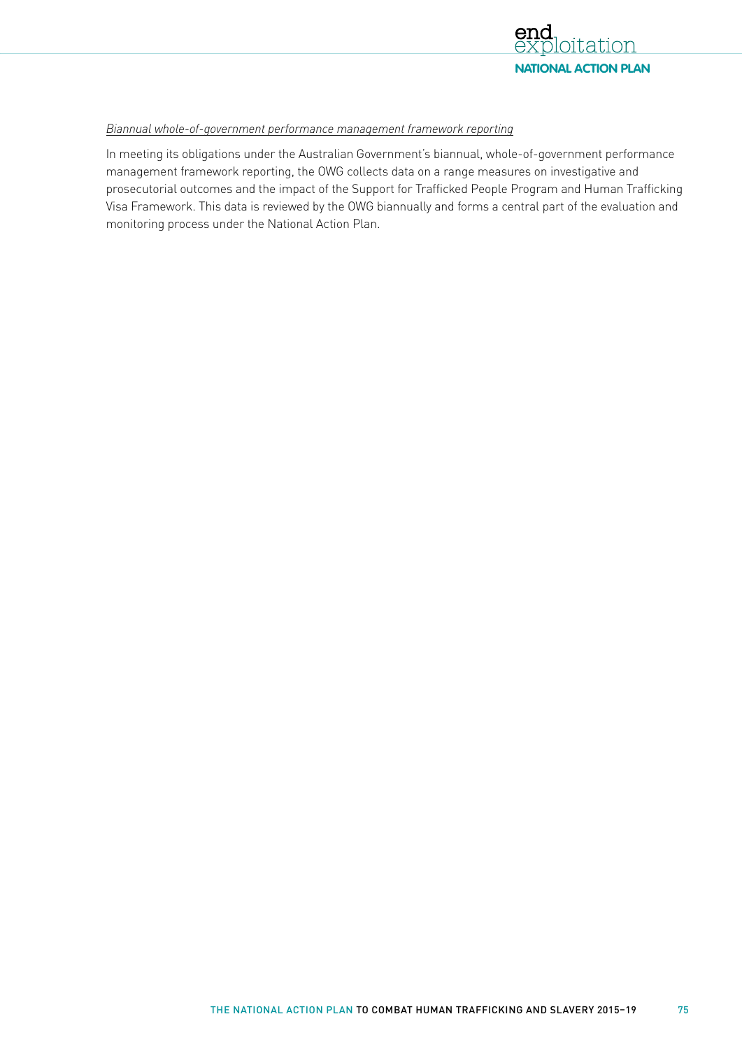*Biannual whole-of-government performance management framework reporting*

In meeting its obligations under the Australian Government's biannual, whole-of-government performance management framework reporting, the OWG collects data on a range measures on investigative and prosecutorial outcomes and the impact of the Support for Trafficked People Program and Human Trafficking Visa Framework. This data is reviewed by the OWG biannually and forms a central part of the evaluation and monitoring process under the National Action Plan.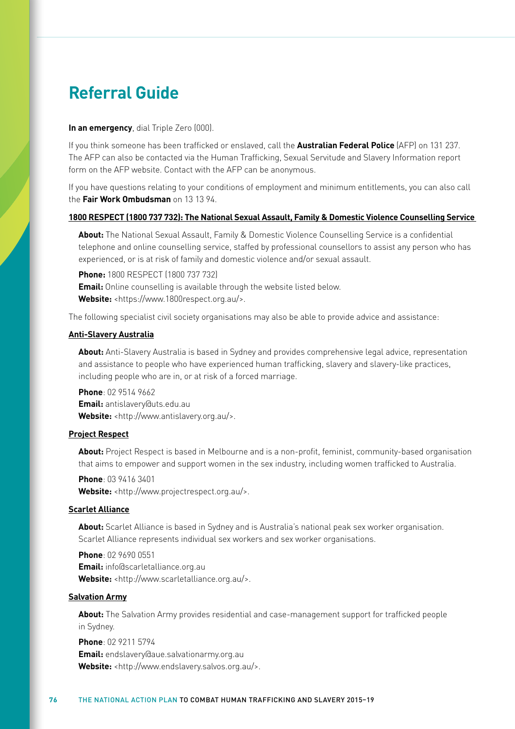# Referral Guide

**In an emergency**, dial Triple Zero (000).

If you think someone has been trafficked or enslaved, call the **Australian Federal Police** (AFP) on 131 237. The AFP can also be contacted via the Human Trafficking, Sexual Servitude and Slavery Information report form on the AFP website. Contact with the AFP can be anonymous.

If you have questions relating to your conditions of employment and minimum entitlements, you can also call the **Fair Work Ombudsman** on 13 13 94.

**1800 RESPECT (1800 737 732): The National Sexual Assault, Family & Domestic Violence Counselling Service**

**About:** The National Sexual Assault, Family & Domestic Violence Counselling Service is a confidential telephone and online counselling service, staffed by professional counsellors to assist any person who has experienced, or is at risk of family and domestic violence and/or sexual assault.

**Phone:** 1800 RESPECT (1800 737 732)
**Email:** Online counselling is available through the website listed below.
**Website:** <https://www.1800respect.org.au/>.

The following specialist civil society organisations may also be able to provide advice and assistance:

**Anti-Slavery Australia**

**About:** Anti-Slavery Australia is based in Sydney and provides comprehensive legal advice, representation and assistance to people who have experienced human trafficking, slavery and slavery-like practices, including people who are in, or at risk of a forced marriage.

**Phone**: 02 9514 9662
**Email:** antislavery@uts.edu.au
**Website:** <http://www.antislavery.org.au/>.

**Project Respect**

**About:** Project Respect is based in Melbourne and is a non-profit, feminist, community-based organisation that aims to empower and support women in the sex industry, including women trafficked to Australia.

**Phone**: 03 9416 3401
**Website:** <http://www.projectrespect.org.au/>.

**Scarlet Alliance**

**About:** Scarlet Alliance is based in Sydney and is Australia's national peak sex worker organisation. Scarlet Alliance represents individual sex workers and sex worker organisations.

**Phone**: 02 9690 0551
**Email:** info@scarletalliance.org.au
**Website:** <http://www.scarletalliance.org.au/>.

**Salvation Army**

**About:** The Salvation Army provides residential and case-management support for trafficked people in Sydney.

**Phone**: 02 9211 5794
**Email:** endslavery@aue.salvationarmy.org.au
**Website:** <http://www.endslavery.salvos.org.au/>.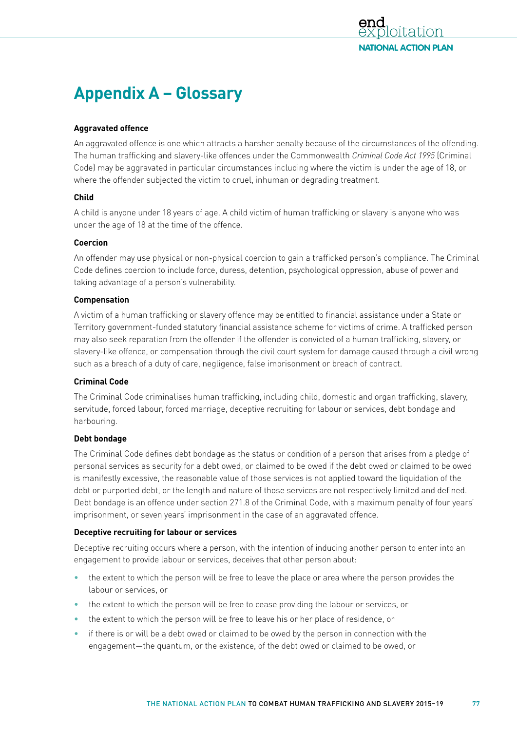# Appendix A – Glossary

**Aggravated offence**

An aggravated offence is one which attracts a harsher penalty because of the circumstances of the offending. The human trafficking and slavery-like offences under the Commonwealth *Criminal Code Act 1995* (Criminal Code) may be aggravated in particular circumstances including where the victim is under the age of 18, or where the offender subjected the victim to cruel, inhuman or degrading treatment.

**Child**

A child is anyone under 18 years of age. A child victim of human trafficking or slavery is anyone who was under the age of 18 at the time of the offence.

**Coercion**

An offender may use physical or non-physical coercion to gain a trafficked person's compliance. The Criminal Code defines coercion to include force, duress, detention, psychological oppression, abuse of power and taking advantage of a person's vulnerability.

**Compensation**

A victim of a human trafficking or slavery offence may be entitled to financial assistance under a State or Territory government-funded statutory financial assistance scheme for victims of crime. A trafficked person may also seek reparation from the offender if the offender is convicted of a human trafficking, slavery, or slavery-like offence, or compensation through the civil court system for damage caused through a civil wrong such as a breach of a duty of care, negligence, false imprisonment or breach of contract.

**Criminal Code**

The Criminal Code criminalises human trafficking, including child, domestic and organ trafficking, slavery, servitude, forced labour, forced marriage, deceptive recruiting for labour or services, debt bondage and harbouring.

**Debt bondage**

The Criminal Code defines debt bondage as the status or condition of a person that arises from a pledge of personal services as security for a debt owed, or claimed to be owed if the debt owed or claimed to be owed is manifestly excessive, the reasonable value of those services is not applied toward the liquidation of the debt or purported debt, or the length and nature of those services are not respectively limited and defined. Debt bondage is an offence under section 271.8 of the Criminal Code, with a maximum penalty of four years' imprisonment, or seven years' imprisonment in the case of an aggravated offence.

**Deceptive recruiting for labour or services**

Deceptive recruiting occurs where a person, with the intention of inducing another person to enter into an engagement to provide labour or services, deceives that other person about:

- the extent to which the person will be free to leave the place or area where the person provides the labour or services, or
- the extent to which the person will be free to cease providing the labour or services, or
- the extent to which the person will be free to leave his or her place of residence, or
- if there is or will be a debt owed or claimed to be owed by the person in connection with the engagement—the quantum, or the existence, of the debt owed or claimed to be owed, or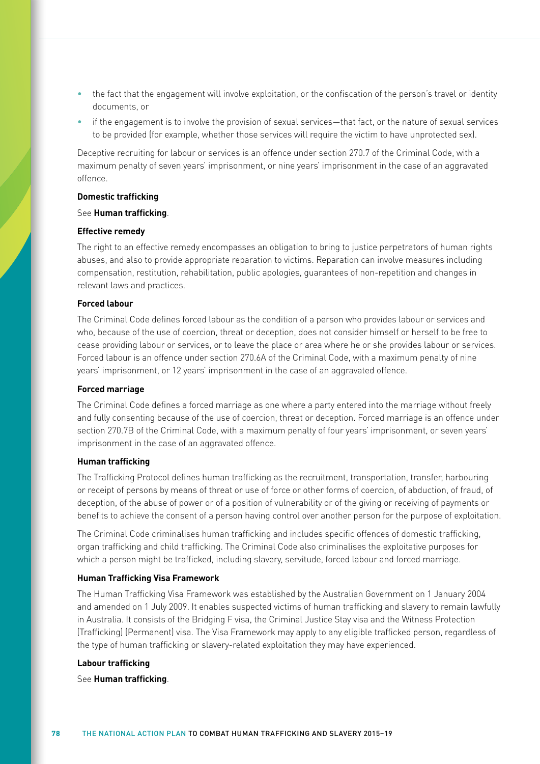- the fact that the engagement will involve exploitation, or the confiscation of the person's travel or identity documents, or
- if the engagement is to involve the provision of sexual services—that fact, or the nature of sexual services to be provided (for example, whether those services will require the victim to have unprotected sex).

Deceptive recruiting for labour or services is an offence under section 270.7 of the Criminal Code, with a maximum penalty of seven years' imprisonment, or nine years' imprisonment in the case of an aggravated offence.

**Domestic trafficking**

See **Human trafficking**.

**Effective remedy**

The right to an effective remedy encompasses an obligation to bring to justice perpetrators of human rights abuses, and also to provide appropriate reparation to victims. Reparation can involve measures including compensation, restitution, rehabilitation, public apologies, guarantees of non-repetition and changes in relevant laws and practices.

**Forced labour**

The Criminal Code defines forced labour as the condition of a person who provides labour or services and who, because of the use of coercion, threat or deception, does not consider himself or herself to be free to cease providing labour or services, or to leave the place or area where he or she provides labour or services. Forced labour is an offence under section 270.6A of the Criminal Code, with a maximum penalty of nine years' imprisonment, or 12 years' imprisonment in the case of an aggravated offence.

**Forced marriage**

The Criminal Code defines a forced marriage as one where a party entered into the marriage without freely and fully consenting because of the use of coercion, threat or deception. Forced marriage is an offence under section 270.7B of the Criminal Code, with a maximum penalty of four years' imprisonment, or seven years' imprisonment in the case of an aggravated offence.

**Human trafficking**

The Trafficking Protocol defines human trafficking as the recruitment, transportation, transfer, harbouring or receipt of persons by means of threat or use of force or other forms of coercion, of abduction, of fraud, of deception, of the abuse of power or of a position of vulnerability or of the giving or receiving of payments or benefits to achieve the consent of a person having control over another person for the purpose of exploitation.

The Criminal Code criminalises human trafficking and includes specific offences of domestic trafficking, organ trafficking and child trafficking. The Criminal Code also criminalises the exploitative purposes for which a person might be trafficked, including slavery, servitude, forced labour and forced marriage.

**Human Trafficking Visa Framework**

The Human Trafficking Visa Framework was established by the Australian Government on 1 January 2004 and amended on 1 July 2009. It enables suspected victims of human trafficking and slavery to remain lawfully in Australia. It consists of the Bridging F visa, the Criminal Justice Stay visa and the Witness Protection (Trafficking) (Permanent) visa. The Visa Framework may apply to any eligible trafficked person, regardless of the type of human trafficking or slavery-related exploitation they may have experienced.

**Labour trafficking**

See **Human trafficking**.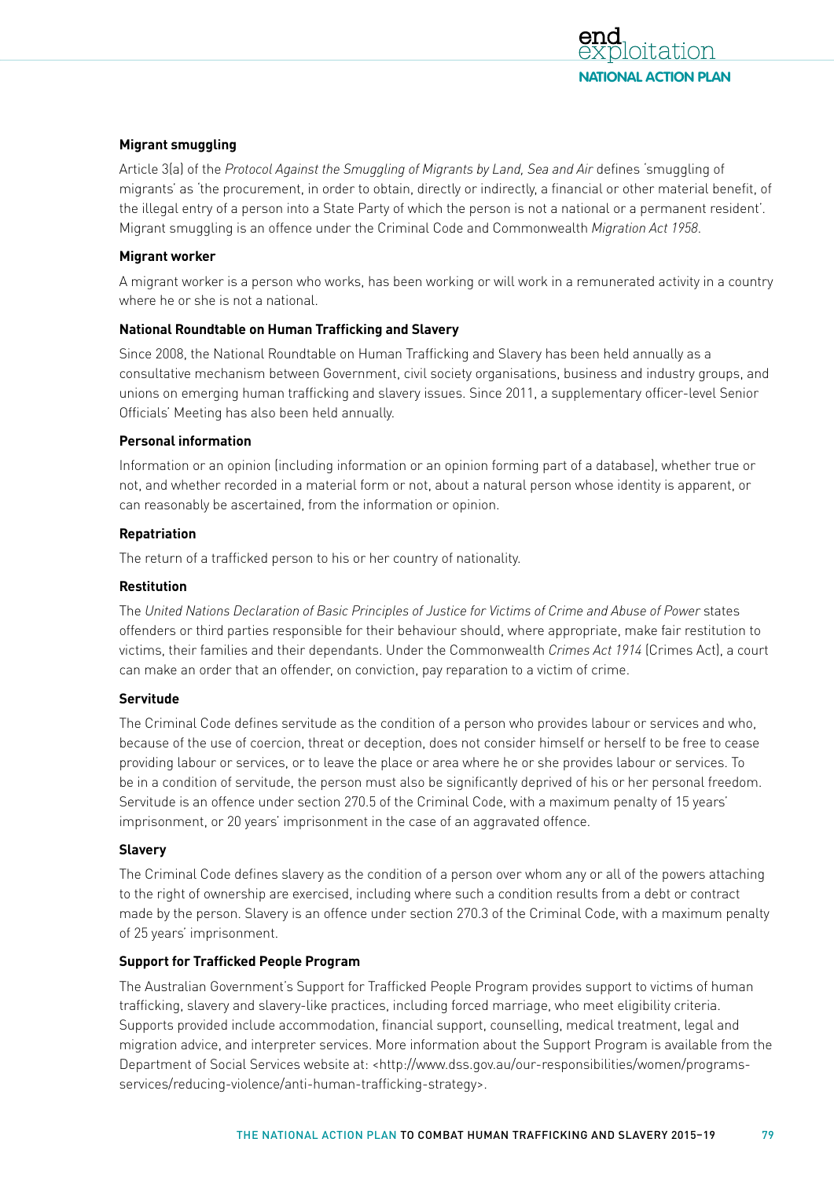**Migrant smuggling**

Article 3(a) of the *Protocol Against the Smuggling of Migrants by Land, Sea and Air* defines 'smuggling of migrants' as 'the procurement, in order to obtain, directly or indirectly, a financial or other material benefit, of the illegal entry of a person into a State Party of which the person is not a national or a permanent resident'. Migrant smuggling is an offence under the Criminal Code and Commonwealth *Migration Act 1958*.

**Migrant worker**

A migrant worker is a person who works, has been working or will work in a remunerated activity in a country where he or she is not a national.

**National Roundtable on Human Trafficking and Slavery**

Since 2008, the National Roundtable on Human Trafficking and Slavery has been held annually as a consultative mechanism between Government, civil society organisations, business and industry groups, and unions on emerging human trafficking and slavery issues. Since 2011, a supplementary officer-level Senior Officials' Meeting has also been held annually.

**Personal information**

Information or an opinion (including information or an opinion forming part of a database), whether true or not, and whether recorded in a material form or not, about a natural person whose identity is apparent, or can reasonably be ascertained, from the information or opinion.

**Repatriation**

The return of a trafficked person to his or her country of nationality.

**Restitution**

The *United Nations Declaration of Basic Principles of Justice for Victims of Crime and Abuse of Power* states offenders or third parties responsible for their behaviour should, where appropriate, make fair restitution to victims, their families and their dependants. Under the Commonwealth *Crimes Act 1914* (Crimes Act), a court can make an order that an offender, on conviction, pay reparation to a victim of crime.

**Servitude**

The Criminal Code defines servitude as the condition of a person who provides labour or services and who, because of the use of coercion, threat or deception, does not consider himself or herself to be free to cease providing labour or services, or to leave the place or area where he or she provides labour or services. To be in a condition of servitude, the person must also be significantly deprived of his or her personal freedom. Servitude is an offence under section 270.5 of the Criminal Code, with a maximum penalty of 15 years' imprisonment, or 20 years' imprisonment in the case of an aggravated offence.

**Slavery**

The Criminal Code defines slavery as the condition of a person over whom any or all of the powers attaching to the right of ownership are exercised, including where such a condition results from a debt or contract made by the person. Slavery is an offence under section 270.3 of the Criminal Code, with a maximum penalty of 25 years' imprisonment.

**Support for Trafficked People Program**

The Australian Government's Support for Trafficked People Program provides support to victims of human trafficking, slavery and slavery-like practices, including forced marriage, who meet eligibility criteria. Supports provided include accommodation, financial support, counselling, medical treatment, legal and migration advice, and interpreter services. More information about the Support Program is available from the Department of Social Services website at: <http://www.dss.gov.au/our-responsibilities/women/programs-services/reducing-violence/anti-human-trafficking-strategy>.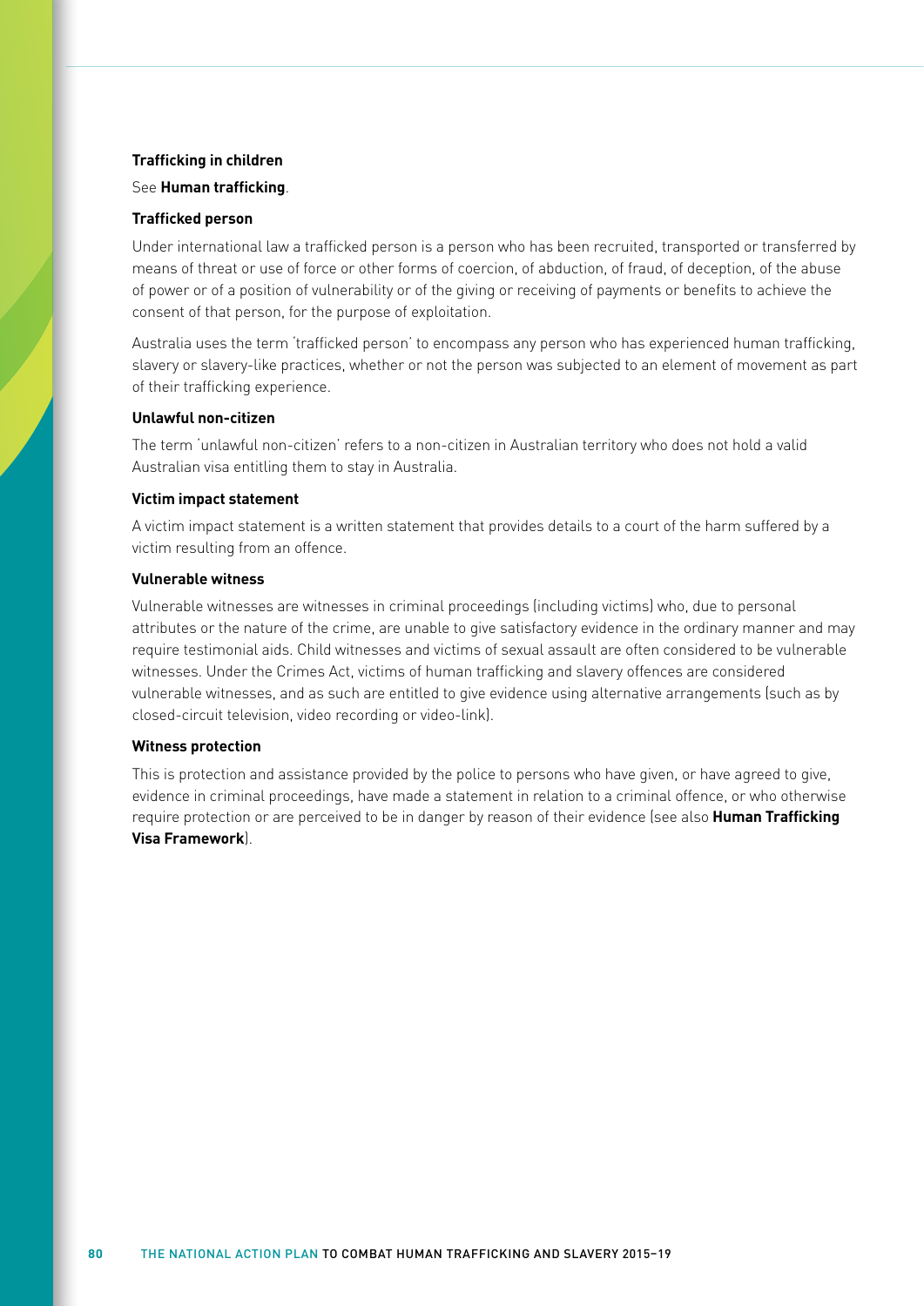**Trafficking in children**

See **Human trafficking**.

**Trafficked person**

Under international law a trafficked person is a person who has been recruited, transported or transferred by means of threat or use of force or other forms of coercion, of abduction, of fraud, of deception, of the abuse of power or of a position of vulnerability or of the giving or receiving of payments or benefits to achieve the consent of that person, for the purpose of exploitation.

Australia uses the term 'trafficked person' to encompass any person who has experienced human trafficking, slavery or slavery-like practices, whether or not the person was subjected to an element of movement as part of their trafficking experience.

**Unlawful non-citizen**

The term 'unlawful non-citizen' refers to a non-citizen in Australian territory who does not hold a valid Australian visa entitling them to stay in Australia.

**Victim impact statement**

A victim impact statement is a written statement that provides details to a court of the harm suffered by a victim resulting from an offence.

**Vulnerable witness**

Vulnerable witnesses are witnesses in criminal proceedings (including victims) who, due to personal attributes or the nature of the crime, are unable to give satisfactory evidence in the ordinary manner and may require testimonial aids. Child witnesses and victims of sexual assault are often considered to be vulnerable witnesses. Under the Crimes Act, victims of human trafficking and slavery offences are considered vulnerable witnesses, and as such are entitled to give evidence using alternative arrangements (such as by closed-circuit television, video recording or video-link).

**Witness protection**

This is protection and assistance provided by the police to persons who have given, or have agreed to give, evidence in criminal proceedings, have made a statement in relation to a criminal offence, or who otherwise require protection or are perceived to be in danger by reason of their evidence (see also **Human Trafficking Visa Framework**).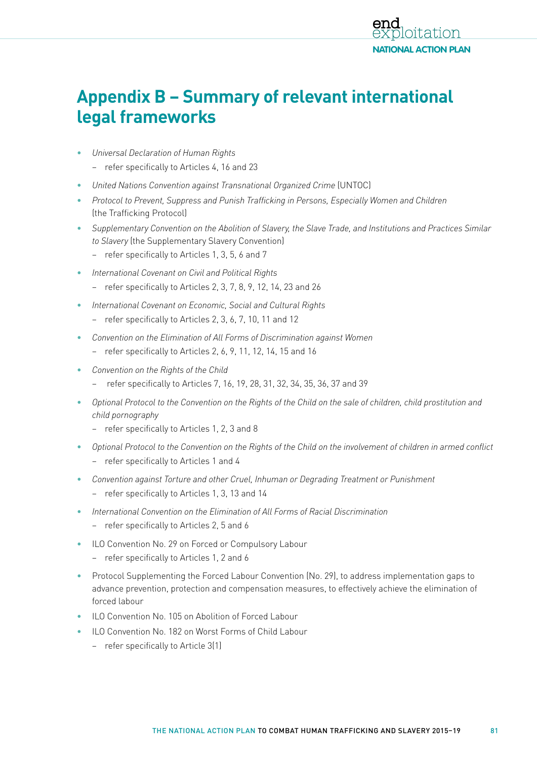# Appendix B – Summary of relevant international legal frameworks

- *Universal Declaration of Human Rights*
  - refer specifically to Articles 4, 16 and 23
- *United Nations Convention against Transnational Organized Crime* (UNTOC)
- *Protocol to Prevent, Suppress and Punish Trafficking in Persons, Especially Women and Children* (the Trafficking Protocol)
- *Supplementary Convention on the Abolition of Slavery, the Slave Trade, and Institutions and Practices Similar to Slavery* (the Supplementary Slavery Convention)
  - refer specifically to Articles 1, 3, 5, 6 and 7
- *International Covenant on Civil and Political Rights*
  - refer specifically to Articles 2, 3, 7, 8, 9, 12, 14, 23 and 26
- *International Covenant on Economic, Social and Cultural Rights*
  - refer specifically to Articles 2, 3, 6, 7, 10, 11 and 12
- *Convention on the Elimination of All Forms of Discrimination against Women*
  - refer specifically to Articles 2, 6, 9, 11, 12, 14, 15 and 16
- *Convention on the Rights of the Child*
  - refer specifically to Articles 7, 16, 19, 28, 31, 32, 34, 35, 36, 37 and 39
- *Optional Protocol to the Convention on the Rights of the Child on the sale of children, child prostitution and child pornography*
  - refer specifically to Articles 1, 2, 3 and 8
- *Optional Protocol to the Convention on the Rights of the Child on the involvement of children in armed conflict*
  - refer specifically to Articles 1 and 4
- *Convention against Torture and other Cruel, Inhuman or Degrading Treatment or Punishment*
  - refer specifically to Articles 1, 3, 13 and 14
- *International Convention on the Elimination of All Forms of Racial Discrimination*
  - refer specifically to Articles 2, 5 and 6
- ILO Convention No. 29 on Forced or Compulsory Labour
  - refer specifically to Articles 1, 2 and 6
- Protocol Supplementing the Forced Labour Convention (No. 29), to address implementation gaps to advance prevention, protection and compensation measures, to effectively achieve the elimination of forced labour
- ILO Convention No. 105 on Abolition of Forced Labour
- ILO Convention No. 182 on Worst Forms of Child Labour
  - refer specifically to Article 3(1)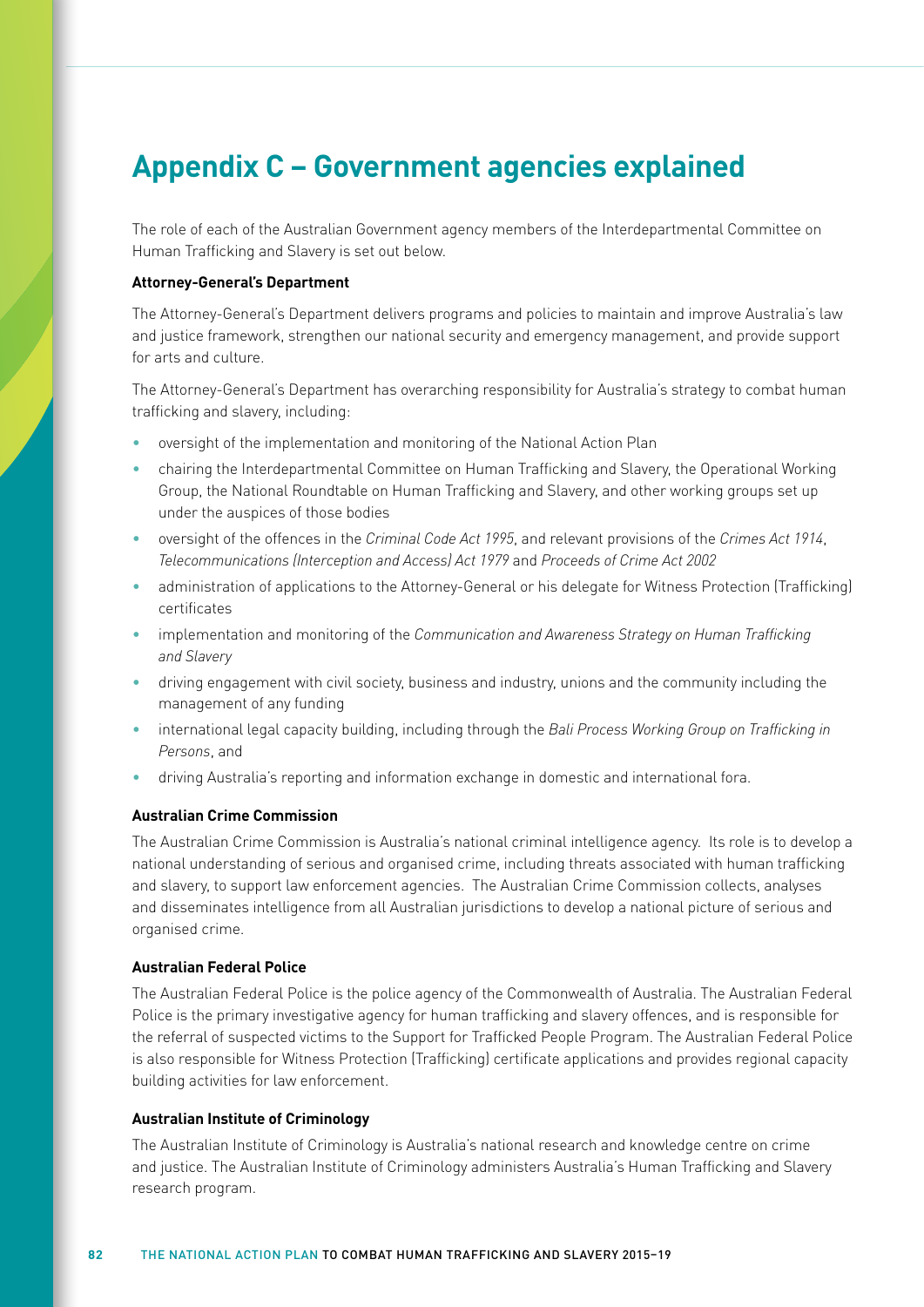# Appendix C – Government agencies explained

The role of each of the Australian Government agency members of the Interdepartmental Committee on Human Trafficking and Slavery is set out below.

**Attorney-General's Department**

The Attorney-General's Department delivers programs and policies to maintain and improve Australia's law and justice framework, strengthen our national security and emergency management, and provide support for arts and culture.

The Attorney-General's Department has overarching responsibility for Australia's strategy to combat human trafficking and slavery, including:

- oversight of the implementation and monitoring of the National Action Plan
- chairing the Interdepartmental Committee on Human Trafficking and Slavery, the Operational Working Group, the National Roundtable on Human Trafficking and Slavery, and other working groups set up under the auspices of those bodies
- oversight of the offences in the *Criminal Code Act 1995*, and relevant provisions of the *Crimes Act 1914*, *Telecommunications (Interception and Access) Act 1979* and *Proceeds of Crime Act 2002*
- administration of applications to the Attorney-General or his delegate for Witness Protection (Trafficking) certificates
- implementation and monitoring of the *Communication and Awareness Strategy on Human Trafficking and Slavery*
- driving engagement with civil society, business and industry, unions and the community including the management of any funding
- international legal capacity building, including through the *Bali Process Working Group on Trafficking in Persons*, and
- driving Australia's reporting and information exchange in domestic and international fora.

**Australian Crime Commission**

The Australian Crime Commission is Australia's national criminal intelligence agency. Its role is to develop a national understanding of serious and organised crime, including threats associated with human trafficking and slavery, to support law enforcement agencies. The Australian Crime Commission collects, analyses and disseminates intelligence from all Australian jurisdictions to develop a national picture of serious and organised crime.

**Australian Federal Police**

The Australian Federal Police is the police agency of the Commonwealth of Australia. The Australian Federal Police is the primary investigative agency for human trafficking and slavery offences, and is responsible for the referral of suspected victims to the Support for Trafficked People Program. The Australian Federal Police is also responsible for Witness Protection (Trafficking) certificate applications and provides regional capacity building activities for law enforcement.

**Australian Institute of Criminology**

The Australian Institute of Criminology is Australia's national research and knowledge centre on crime and justice. The Australian Institute of Criminology administers Australia's Human Trafficking and Slavery research program.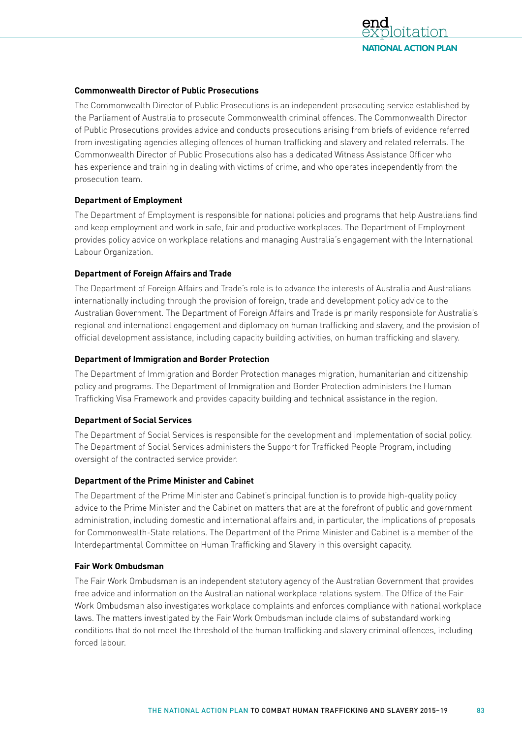**Commonwealth Director of Public Prosecutions**

The Commonwealth Director of Public Prosecutions is an independent prosecuting service established by the Parliament of Australia to prosecute Commonwealth criminal offences. The Commonwealth Director of Public Prosecutions provides advice and conducts prosecutions arising from briefs of evidence referred from investigating agencies alleging offences of human trafficking and slavery and related referrals. The Commonwealth Director of Public Prosecutions also has a dedicated Witness Assistance Officer who has experience and training in dealing with victims of crime, and who operates independently from the prosecution team.

**Department of Employment**

The Department of Employment is responsible for national policies and programs that help Australians find and keep employment and work in safe, fair and productive workplaces. The Department of Employment provides policy advice on workplace relations and managing Australia's engagement with the International Labour Organization.

**Department of Foreign Affairs and Trade**

The Department of Foreign Affairs and Trade's role is to advance the interests of Australia and Australians internationally including through the provision of foreign, trade and development policy advice to the Australian Government. The Department of Foreign Affairs and Trade is primarily responsible for Australia's regional and international engagement and diplomacy on human trafficking and slavery, and the provision of official development assistance, including capacity building activities, on human trafficking and slavery.

**Department of Immigration and Border Protection**

The Department of Immigration and Border Protection manages migration, humanitarian and citizenship policy and programs. The Department of Immigration and Border Protection administers the Human Trafficking Visa Framework and provides capacity building and technical assistance in the region.

**Department of Social Services**

The Department of Social Services is responsible for the development and implementation of social policy. The Department of Social Services administers the Support for Trafficked People Program, including oversight of the contracted service provider.

**Department of the Prime Minister and Cabinet**

The Department of the Prime Minister and Cabinet's principal function is to provide high-quality policy advice to the Prime Minister and the Cabinet on matters that are at the forefront of public and government administration, including domestic and international affairs and, in particular, the implications of proposals for Commonwealth-State relations. The Department of the Prime Minister and Cabinet is a member of the Interdepartmental Committee on Human Trafficking and Slavery in this oversight capacity.

**Fair Work Ombudsman**

The Fair Work Ombudsman is an independent statutory agency of the Australian Government that provides free advice and information on the Australian national workplace relations system. The Office of the Fair Work Ombudsman also investigates workplace complaints and enforces compliance with national workplace laws. The matters investigated by the Fair Work Ombudsman include claims of substandard working conditions that do not meet the threshold of the human trafficking and slavery criminal offences, including forced labour.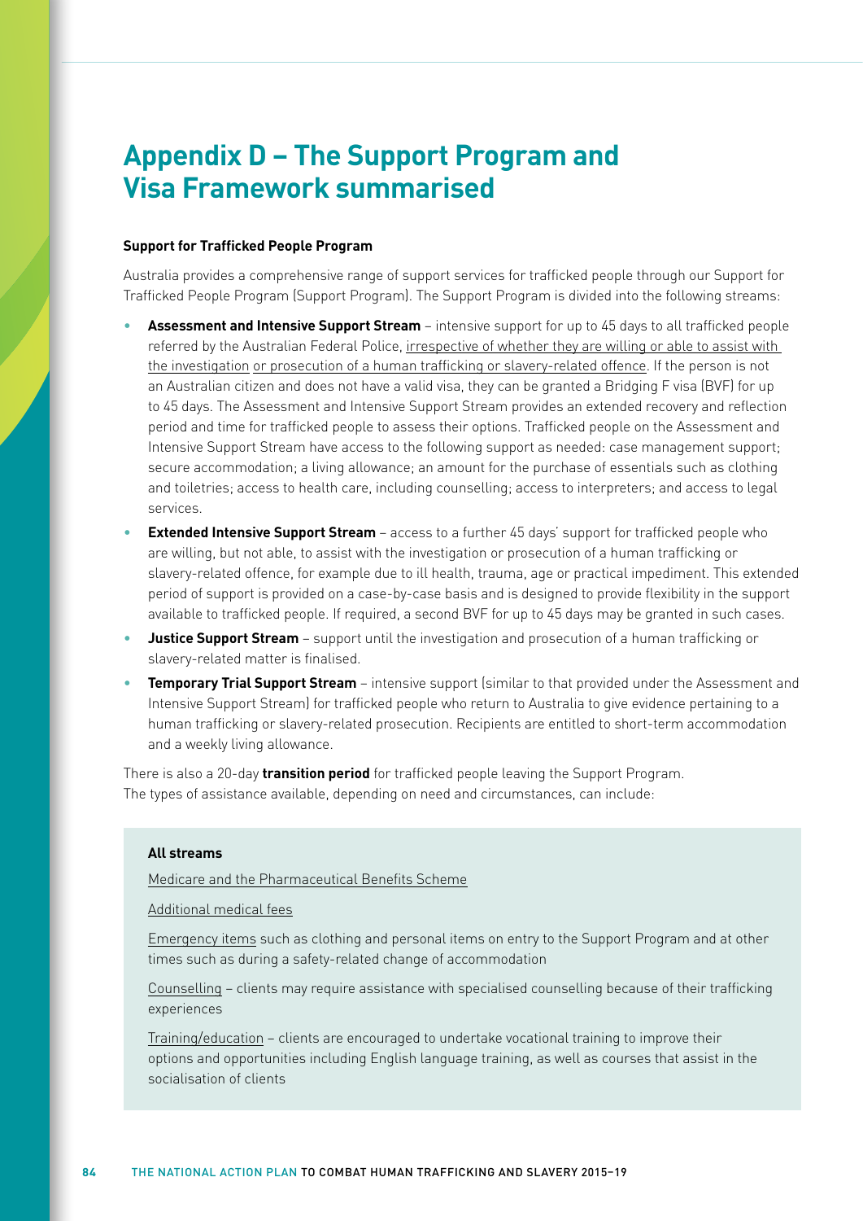# Appendix D – The Support Program and Visa Framework summarised

**Support for Trafficked People Program**

Australia provides a comprehensive range of support services for trafficked people through our Support for Trafficked People Program (Support Program). The Support Program is divided into the following streams:

- **Assessment and Intensive Support Stream** – intensive support for up to 45 days to all trafficked people referred by the Australian Federal Police, irrespective of whether they are willing or able to assist with the investigation or prosecution of a human trafficking or slavery-related offence. If the person is not an Australian citizen and does not have a valid visa, they can be granted a Bridging F visa (BVF) for up to 45 days. The Assessment and Intensive Support Stream provides an extended recovery and reflection period and time for trafficked people to assess their options. Trafficked people on the Assessment and Intensive Support Stream have access to the following support as needed: case management support; secure accommodation; a living allowance; an amount for the purchase of essentials such as clothing and toiletries; access to health care, including counselling; access to interpreters; and access to legal services.
- **Extended Intensive Support Stream** – access to a further 45 days' support for trafficked people who are willing, but not able, to assist with the investigation or prosecution of a human trafficking or slavery-related offence, for example due to ill health, trauma, age or practical impediment. This extended period of support is provided on a case-by-case basis and is designed to provide flexibility in the support available to trafficked people. If required, a second BVF for up to 45 days may be granted in such cases.
- **Justice Support Stream** – support until the investigation and prosecution of a human trafficking or slavery-related matter is finalised.
- **Temporary Trial Support Stream** – intensive support (similar to that provided under the Assessment and Intensive Support Stream) for trafficked people who return to Australia to give evidence pertaining to a human trafficking or slavery-related prosecution. Recipients are entitled to short-term accommodation and a weekly living allowance.

There is also a 20-day **transition period** for trafficked people leaving the Support Program. The types of assistance available, depending on need and circumstances, can include:

**All streams**

Medicare and the Pharmaceutical Benefits Scheme

Additional medical fees

Emergency items such as clothing and personal items on entry to the Support Program and at other times such as during a safety-related change of accommodation

Counselling – clients may require assistance with specialised counselling because of their trafficking experiences

Training/education – clients are encouraged to undertake vocational training to improve their options and opportunities including English language training, as well as courses that assist in the socialisation of clients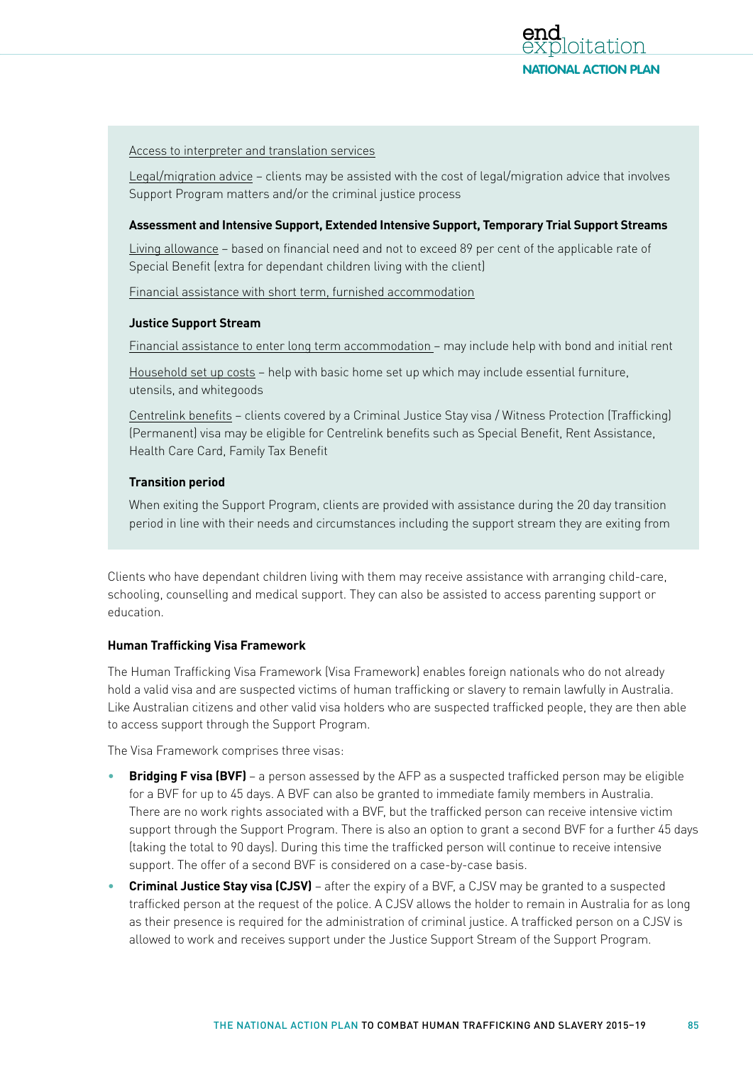Access to interpreter and translation services

Legal/migration advice – clients may be assisted with the cost of legal/migration advice that involves Support Program matters and/or the criminal justice process

**Assessment and Intensive Support, Extended Intensive Support, Temporary Trial Support Streams**

Living allowance – based on financial need and not to exceed 89 per cent of the applicable rate of Special Benefit (extra for dependant children living with the client)

Financial assistance with short term, furnished accommodation

**Justice Support Stream**

Financial assistance to enter long term accommodation – may include help with bond and initial rent

Household set up costs – help with basic home set up which may include essential furniture, utensils, and whitegoods

Centrelink benefits – clients covered by a Criminal Justice Stay visa / Witness Protection (Trafficking) (Permanent) visa may be eligible for Centrelink benefits such as Special Benefit, Rent Assistance, Health Care Card, Family Tax Benefit

**Transition period**

When exiting the Support Program, clients are provided with assistance during the 20 day transition period in line with their needs and circumstances including the support stream they are exiting from

Clients who have dependant children living with them may receive assistance with arranging child-care, schooling, counselling and medical support. They can also be assisted to access parenting support or education.

#### Human Trafficking Visa Framework

The Human Trafficking Visa Framework (Visa Framework) enables foreign nationals who do not already hold a valid visa and are suspected victims of human trafficking or slavery to remain lawfully in Australia. Like Australian citizens and other valid visa holders who are suspected trafficked people, they are then able to access support through the Support Program.

The Visa Framework comprises three visas:

- **Bridging F visa (BVF)** – a person assessed by the AFP as a suspected trafficked person may be eligible for a BVF for up to 45 days. A BVF can also be granted to immediate family members in Australia. There are no work rights associated with a BVF, but the trafficked person can receive intensive victim support through the Support Program. There is also an option to grant a second BVF for a further 45 days (taking the total to 90 days). During this time the trafficked person will continue to receive intensive support. The offer of a second BVF is considered on a case-by-case basis.
- **Criminal Justice Stay visa (CJSV)** – after the expiry of a BVF, a CJSV may be granted to a suspected trafficked person at the request of the police. A CJSV allows the holder to remain in Australia for as long as their presence is required for the administration of criminal justice. A trafficked person on a CJSV is allowed to work and receives support under the Justice Support Stream of the Support Program.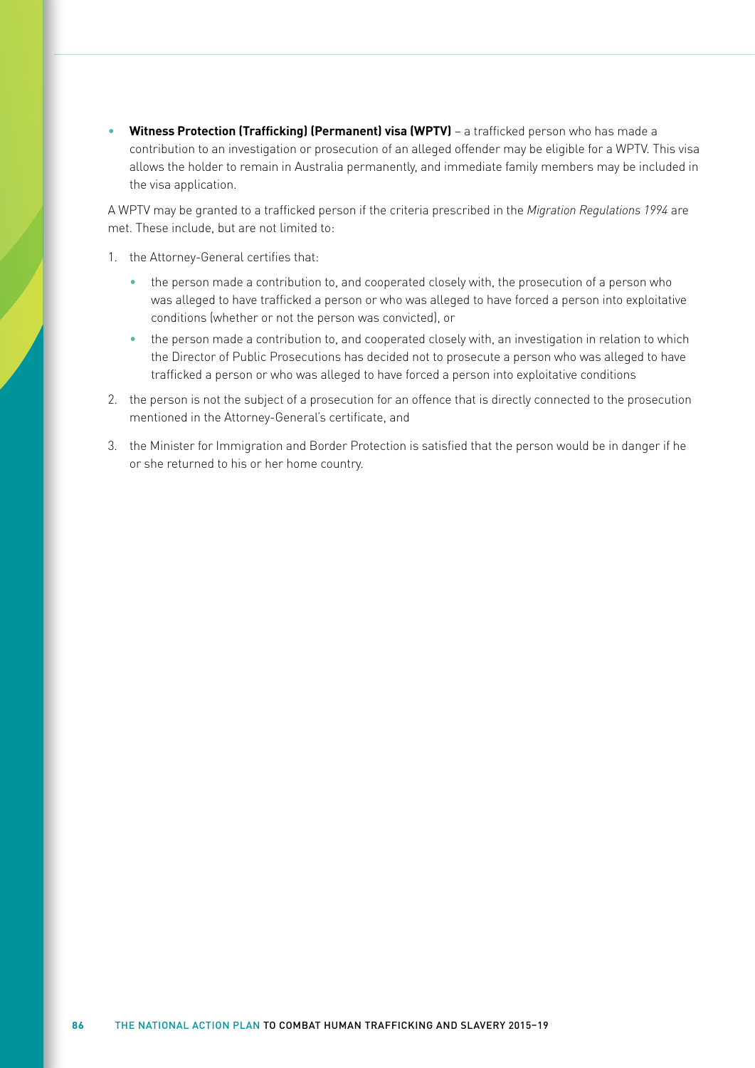- **Witness Protection (Trafficking) (Permanent) visa (WPTV)** – a trafficked person who has made a contribution to an investigation or prosecution of an alleged offender may be eligible for a WPTV. This visa allows the holder to remain in Australia permanently, and immediate family members may be included in the visa application.

A WPTV may be granted to a trafficked person if the criteria prescribed in the *Migration Regulations 1994* are met. These include, but are not limited to:

1. the Attorney-General certifies that:
   - the person made a contribution to, and cooperated closely with, the prosecution of a person who was alleged to have trafficked a person or who was alleged to have forced a person into exploitative conditions (whether or not the person was convicted), or
   - the person made a contribution to, and cooperated closely with, an investigation in relation to which the Director of Public Prosecutions has decided not to prosecute a person who was alleged to have trafficked a person or who was alleged to have forced a person into exploitative conditions
2. the person is not the subject of a prosecution for an offence that is directly connected to the prosecution mentioned in the Attorney-General's certificate, and
3. the Minister for Immigration and Border Protection is satisfied that the person would be in danger if he or she returned to his or her home country.